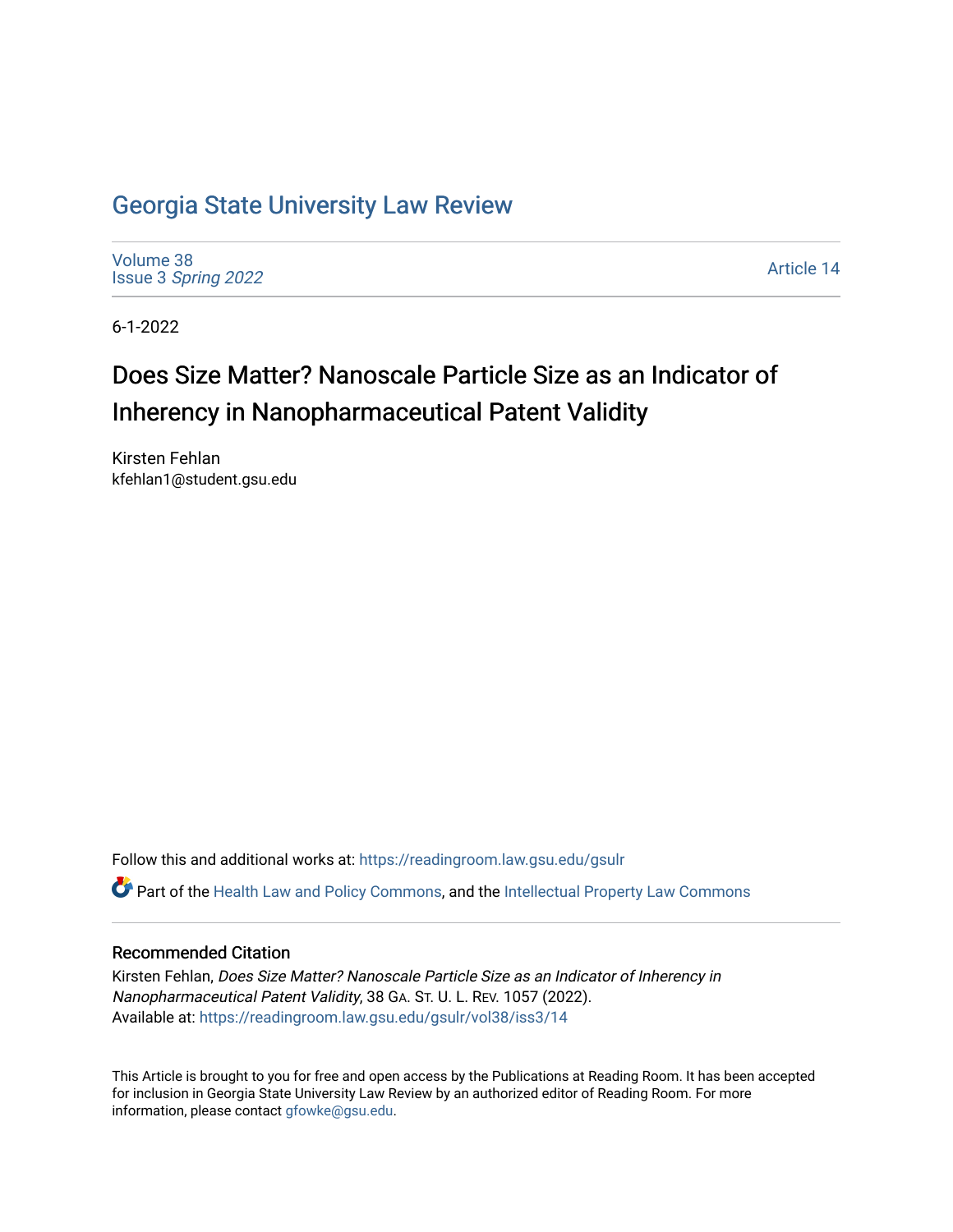# Georgia State University Law Review

Volume 38
Issue 3 *Spring 2022*

Article 14

6-1-2022

## Does Size Matter? Nanoscale Particle Size as an Indicator of Inherency in Nanopharmaceutical Patent Validity

Kirsten Fehlan
kfehlan1@student.gsu.edu

Follow this and additional works at: https://readingroom.law.gsu.edu/gsulr

Part of the Health Law and Policy Commons, and the Intellectual Property Law Commons

### Recommended Citation

Kirsten Fehlan, *Does Size Matter? Nanoscale Particle Size as an Indicator of Inherency in Nanopharmaceutical Patent Validity*, 38 GA. ST. U. L. REV. 1057 (2022).
Available at: https://readingroom.law.gsu.edu/gsulr/vol38/iss3/14

This Article is brought to you for free and open access by the Publications at Reading Room. It has been accepted for inclusion in Georgia State University Law Review by an authorized editor of Reading Room. For more information, please contact gfowke@gsu.edu.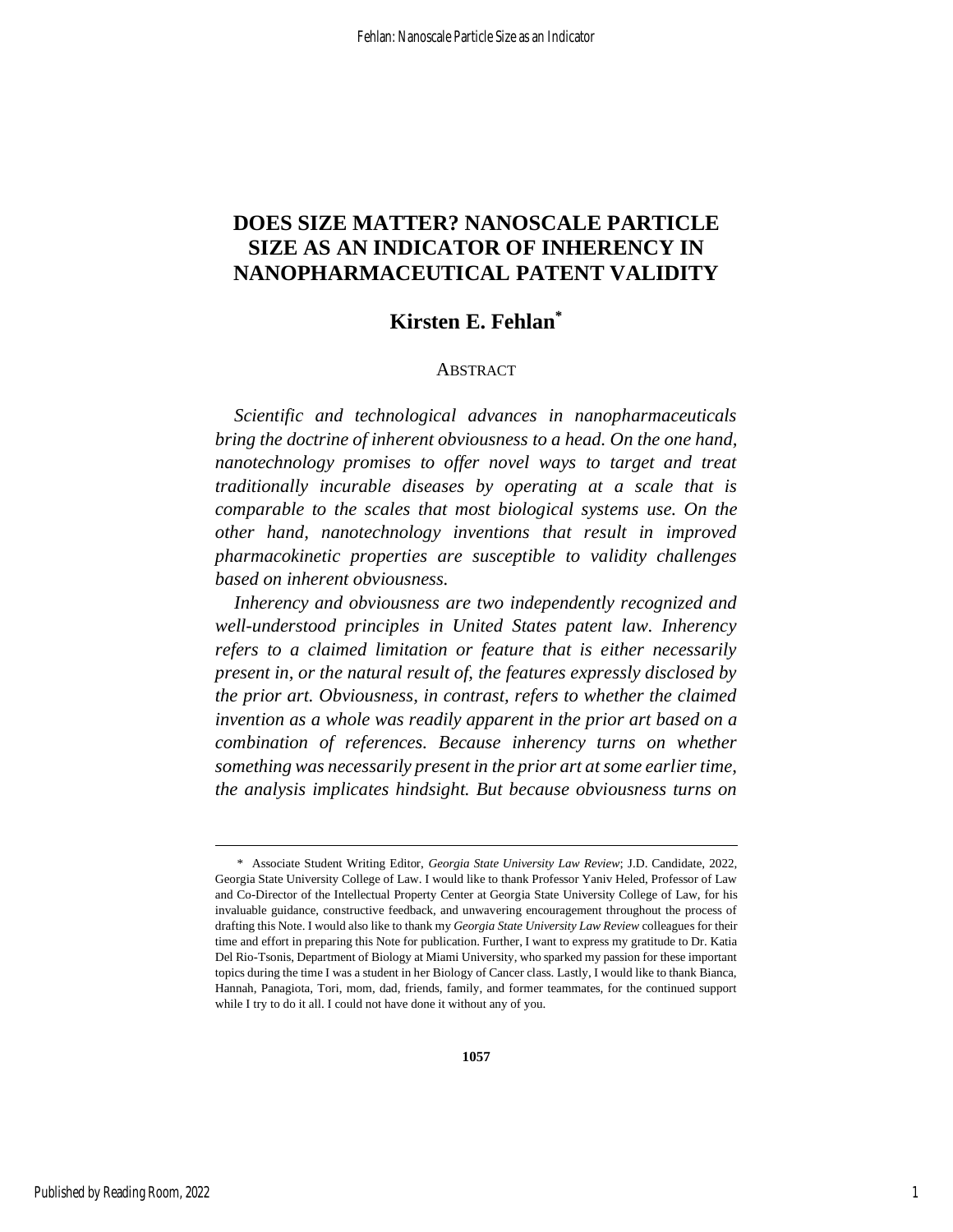# DOES SIZE MATTER? NANOSCALE PARTICLE SIZE AS AN INDICATOR OF INHERENCY IN NANOPHARMACEUTICAL PATENT VALIDITY

## Kirsten E. Fehlan[*]

ABSTRACT

*Scientific and technological advances in nanopharmaceuticals bring the doctrine of inherent obviousness to a head. On the one hand, nanotechnology promises to offer novel ways to target and treat traditionally incurable diseases by operating at a scale that is comparable to the scales that most biological systems use. On the other hand, nanotechnology inventions that result in improved pharmacokinetic properties are susceptible to validity challenges based on inherent obviousness.*

*Inherency and obviousness are two independently recognized and well-understood principles in United States patent law. Inherency refers to a claimed limitation or feature that is either necessarily present in, or the natural result of, the features expressly disclosed by the prior art. Obviousness, in contrast, refers to whether the claimed invention as a whole was readily apparent in the prior art based on a combination of references. Because inherency turns on whether something was necessarily present in the prior art at some earlier time, the analysis implicates hindsight. But because obviousness turns on*

---

\* Associate Student Writing Editor, *Georgia State University Law Review*; J.D. Candidate, 2022, Georgia State University College of Law. I would like to thank Professor Yaniv Heled, Professor of Law and Co-Director of the Intellectual Property Center at Georgia State University College of Law, for his invaluable guidance, constructive feedback, and unwavering encouragement throughout the process of drafting this Note. I would also like to thank my *Georgia State University Law Review* colleagues for their time and effort in preparing this Note for publication. Further, I want to express my gratitude to Dr. Katia Del Rio-Tsonis, Department of Biology at Miami University, who sparked my passion for these important topics during the time I was a student in her Biology of Cancer class. Lastly, I would like to thank Bianca, Hannah, Panagiota, Tori, mom, dad, friends, family, and former teammates, for the continued support while I try to do it all. I could not have done it without any of you.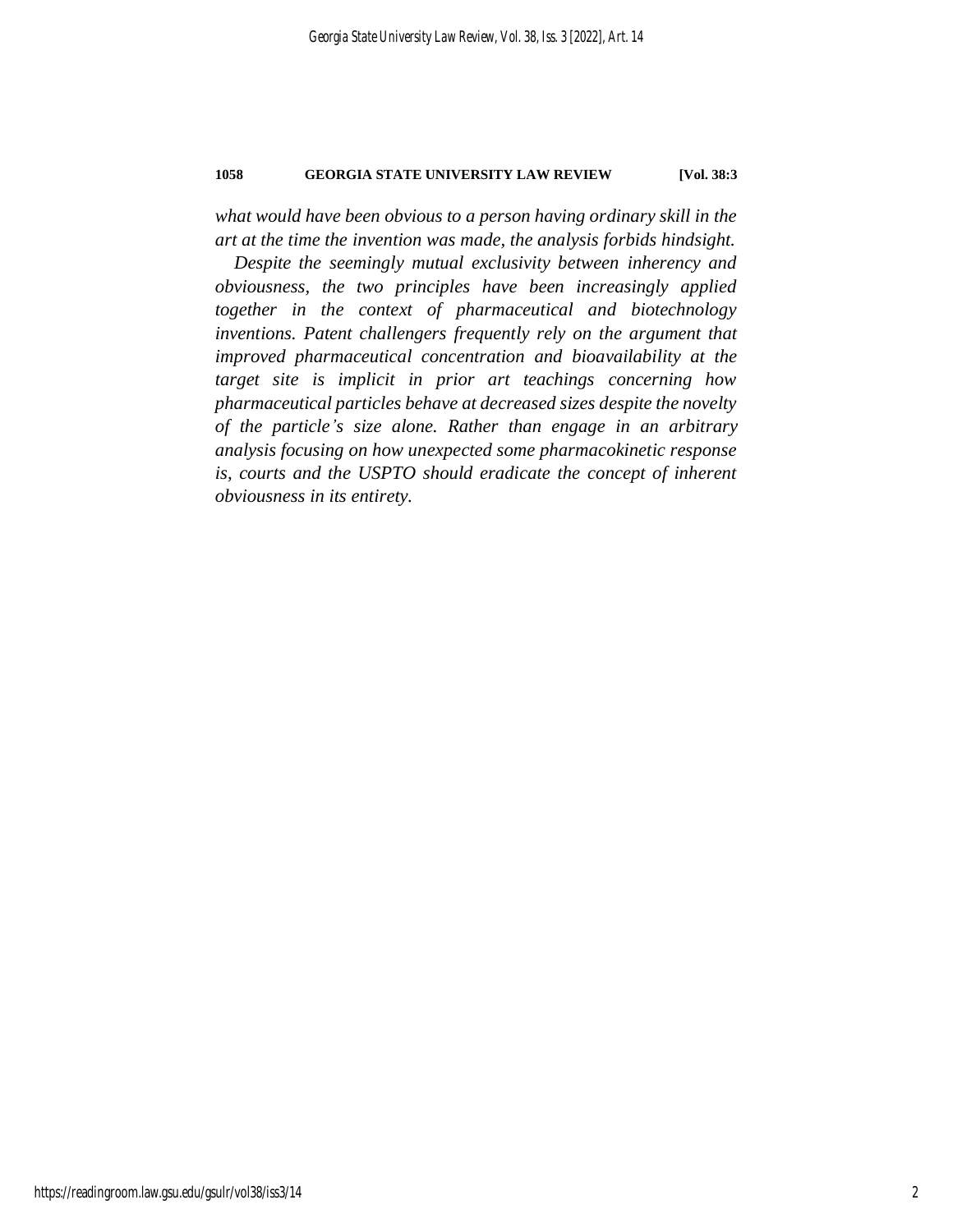*what would have been obvious to a person having ordinary skill in the art at the time the invention was made, the analysis forbids hindsight.*

*Despite the seemingly mutual exclusivity between inherency and obviousness, the two principles have been increasingly applied together in the context of pharmaceutical and biotechnology inventions. Patent challengers frequently rely on the argument that improved pharmaceutical concentration and bioavailability at the target site is implicit in prior art teachings concerning how pharmaceutical particles behave at decreased sizes despite the novelty of the particle's size alone. Rather than engage in an arbitrary analysis focusing on how unexpected some pharmacokinetic response is, courts and the USPTO should eradicate the concept of inherent obviousness in its entirety.*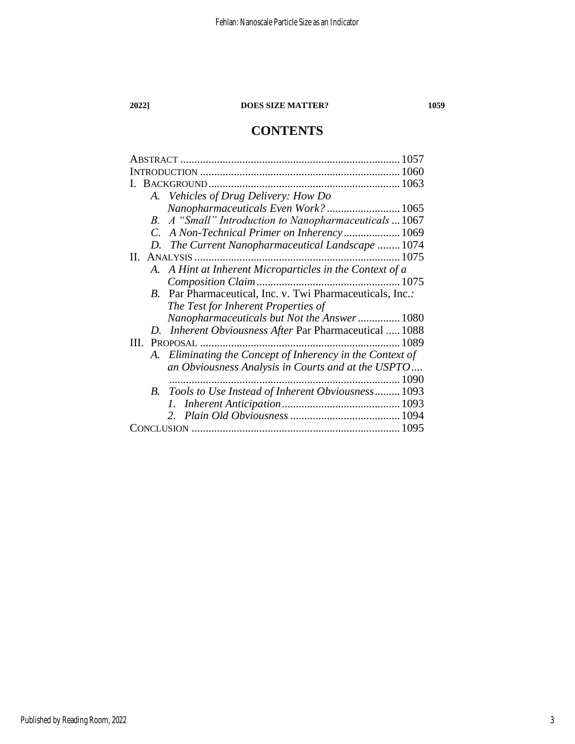# CONTENTS

- ABSTRACT .......... 1057
- INTRODUCTION .......... 1060
- I. BACKGROUND .......... 1063
  - *A. Vehicles of Drug Delivery: How Do Nanopharmaceuticals Even Work?* .......... 1065
  - *B. A "Small" Introduction to Nanopharmaceuticals* .......... 1067
  - *C. A Non-Technical Primer on Inherency* .......... 1069
  - *D. The Current Nanopharmaceutical Landscape* .......... 1074
- II. ANALYSIS .......... 1075
  - *A. A Hint at Inherent Microparticles in the Context of a Composition Claim* .......... 1075
  - *B.* Par Pharmaceutical, Inc. v. Twi Pharmaceuticals, Inc.*: The Test for Inherent Properties of Nanopharmaceuticals but Not the Answer* .......... 1080
  - *D. Inherent Obviousness After* Par Pharmaceutical .......... 1088
- III. PROPOSAL .......... 1089
  - *A. Eliminating the Concept of Inherency in the Context of an Obviousness Analysis in Courts and at the USPTO* .......... 1090
  - *B. Tools to Use Instead of Inherent Obviousness* .......... 1093
    - *1. Inherent Anticipation* .......... 1093
    - *2. Plain Old Obviousness* .......... 1094
- CONCLUSION .......... 1095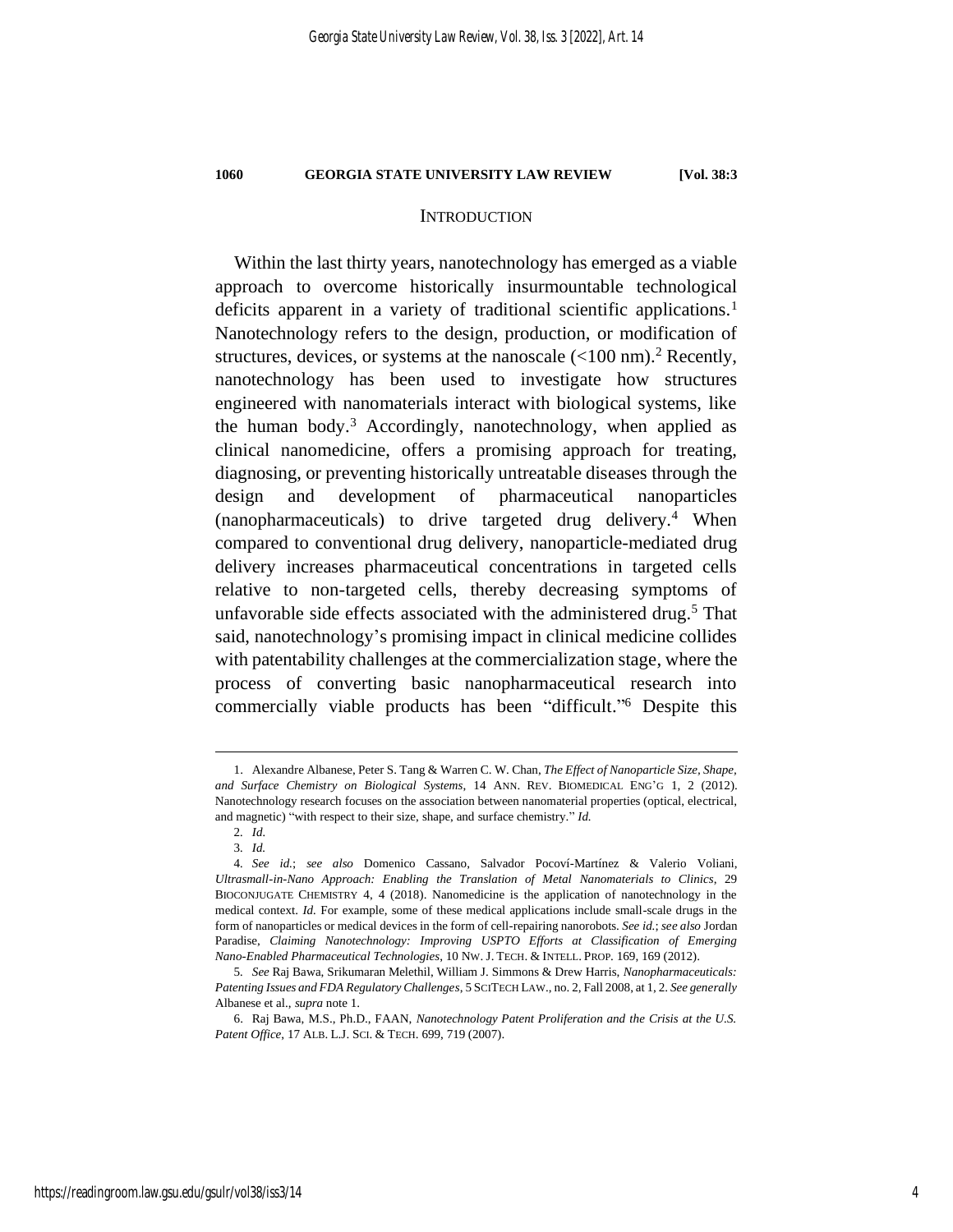## INTRODUCTION

Within the last thirty years, nanotechnology has emerged as a viable approach to overcome historically insurmountable technological deficits apparent in a variety of traditional scientific applications.[1] Nanotechnology refers to the design, production, or modification of structures, devices, or systems at the nanoscale (<100 nm).[2] Recently, nanotechnology has been used to investigate how structures engineered with nanomaterials interact with biological systems, like the human body.[3] Accordingly, nanotechnology, when applied as clinical nanomedicine, offers a promising approach for treating, diagnosing, or preventing historically untreatable diseases through the design and development of pharmaceutical nanoparticles (nanopharmaceuticals) to drive targeted drug delivery.[4] When compared to conventional drug delivery, nanoparticle-mediated drug delivery increases pharmaceutical concentrations in targeted cells relative to non-targeted cells, thereby decreasing symptoms of unfavorable side effects associated with the administered drug.[5] That said, nanotechnology's promising impact in clinical medicine collides with patentability challenges at the commercialization stage, where the process of converting basic nanopharmaceutical research into commercially viable products has been "difficult."[6] Despite this

---

1. Alexandre Albanese, Peter S. Tang & Warren C. W. Chan, *The Effect of Nanoparticle Size, Shape, and Surface Chemistry on Biological Systems*, 14 ANN. REV. BIOMEDICAL ENG'G 1, 2 (2012). Nanotechnology research focuses on the association between nanomaterial properties (optical, electrical, and magnetic) "with respect to their size, shape, and surface chemistry." *Id.*

2. *Id.*

3. *Id.*

4. *See id.*; *see also* Domenico Cassano, Salvador Pocoví-Martínez & Valerio Voliani, *Ultrasmall-in-Nano Approach: Enabling the Translation of Metal Nanomaterials to Clinics*, 29 BIOCONJUGATE CHEMISTRY 4, 4 (2018). Nanomedicine is the application of nanotechnology in the medical context. *Id.* For example, some of these medical applications include small-scale drugs in the form of nanoparticles or medical devices in the form of cell-repairing nanorobots. *See id.*; *see also* Jordan Paradise, *Claiming Nanotechnology: Improving USPTO Efforts at Classification of Emerging Nano-Enabled Pharmaceutical Technologies*, 10 NW. J. TECH. & INTELL. PROP. 169, 169 (2012).

5. *See* Raj Bawa, Srikumaran Melethil, William J. Simmons & Drew Harris, *Nanopharmaceuticals: Patenting Issues and FDA Regulatory Challenges*, 5 SCITECH LAW., no. 2, Fall 2008, at 1, 2. *See generally* Albanese et al., *supra* note 1.

6. Raj Bawa, M.S., Ph.D., FAAN, *Nanotechnology Patent Proliferation and the Crisis at the U.S. Patent Office*, 17 ALB. L.J. SCI. & TECH. 699, 719 (2007).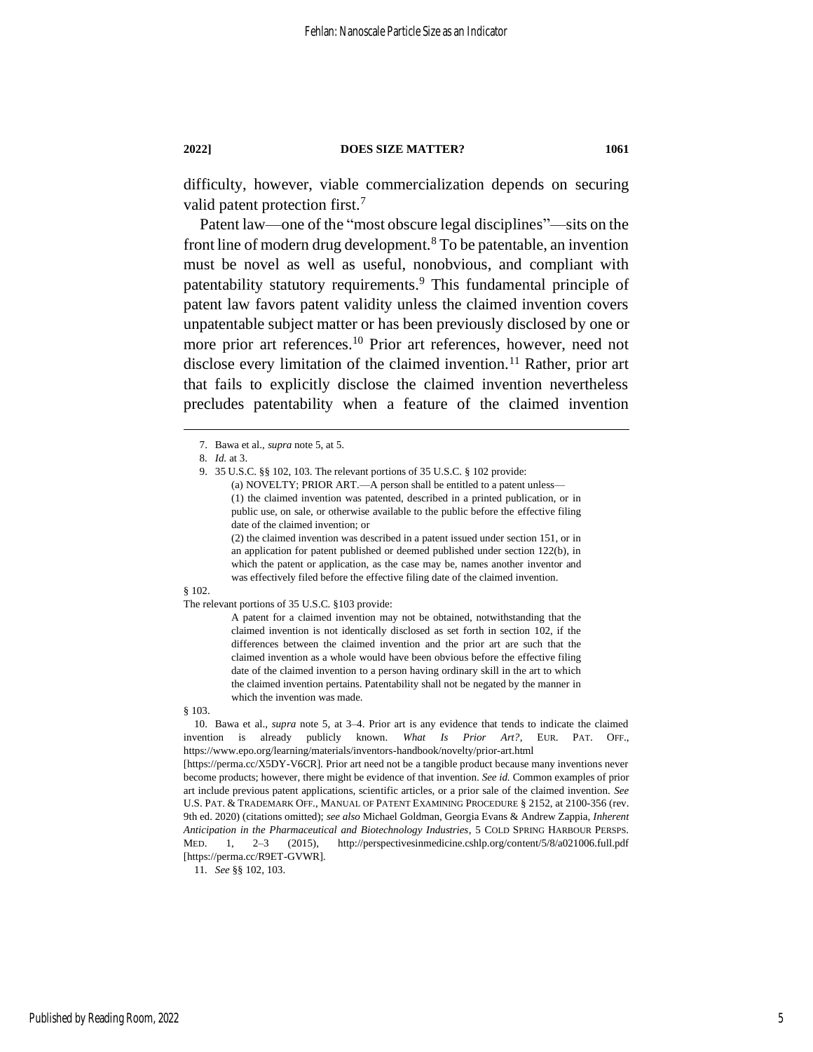difficulty, however, viable commercialization depends on securing valid patent protection first.[7]

Patent law—one of the "most obscure legal disciplines"—sits on the front line of modern drug development.[8] To be patentable, an invention must be novel as well as useful, nonobvious, and compliant with patentability statutory requirements.[9] This fundamental principle of patent law favors patent validity unless the claimed invention covers unpatentable subject matter or has been previously disclosed by one or more prior art references.[10] Prior art references, however, need not disclose every limitation of the claimed invention.[11] Rather, prior art that fails to explicitly disclose the claimed invention nevertheless precludes patentability when a feature of the claimed invention

---

7. Bawa et al., *supra* note 5, at 5.

8. *Id.* at 3.

9. 35 U.S.C. §§ 102, 103. The relevant portions of 35 U.S.C. § 102 provide:

> (a) NOVELTY; PRIOR ART.—A person shall be entitled to a patent unless—
>
> (1) the claimed invention was patented, described in a printed publication, or in public use, on sale, or otherwise available to the public before the effective filing date of the claimed invention; or
>
> (2) the claimed invention was described in a patent issued under section 151, or in an application for patent published or deemed published under section 122(b), in which the patent or application, as the case may be, names another inventor and was effectively filed before the effective filing date of the claimed invention.

§ 102.

The relevant portions of 35 U.S.C. §103 provide:

> A patent for a claimed invention may not be obtained, notwithstanding that the claimed invention is not identically disclosed as set forth in section 102, if the differences between the claimed invention and the prior art are such that the claimed invention as a whole would have been obvious before the effective filing date of the claimed invention to a person having ordinary skill in the art to which the claimed invention pertains. Patentability shall not be negated by the manner in which the invention was made.

§ 103.

10. Bawa et al., *supra* note 5, at 3–4. Prior art is any evidence that tends to indicate the claimed invention is already publicly known. *What Is Prior Art?*, EUR. PAT. OFF., https://www.epo.org/learning/materials/inventors-handbook/novelty/prior-art.html [https://perma.cc/X5DY-V6CR]. Prior art need not be a tangible product because many inventions never become products; however, there might be evidence of that invention. *See id.* Common examples of prior art include previous patent applications, scientific articles, or a prior sale of the claimed invention. *See* U.S. PAT. & TRADEMARK OFF., MANUAL OF PATENT EXAMINING PROCEDURE § 2152, at 2100-356 (rev. 9th ed. 2020) (citations omitted); *see also* Michael Goldman, Georgia Evans & Andrew Zappia, *Inherent Anticipation in the Pharmaceutical and Biotechnology Industries*, 5 COLD SPRING HARBOUR PERSPS. MED. 1, 2–3 (2015), http://perspectivesinmedicine.cshlp.org/content/5/8/a021006.full.pdf [https://perma.cc/R9ET-GVWR].

11. *See* §§ 102, 103.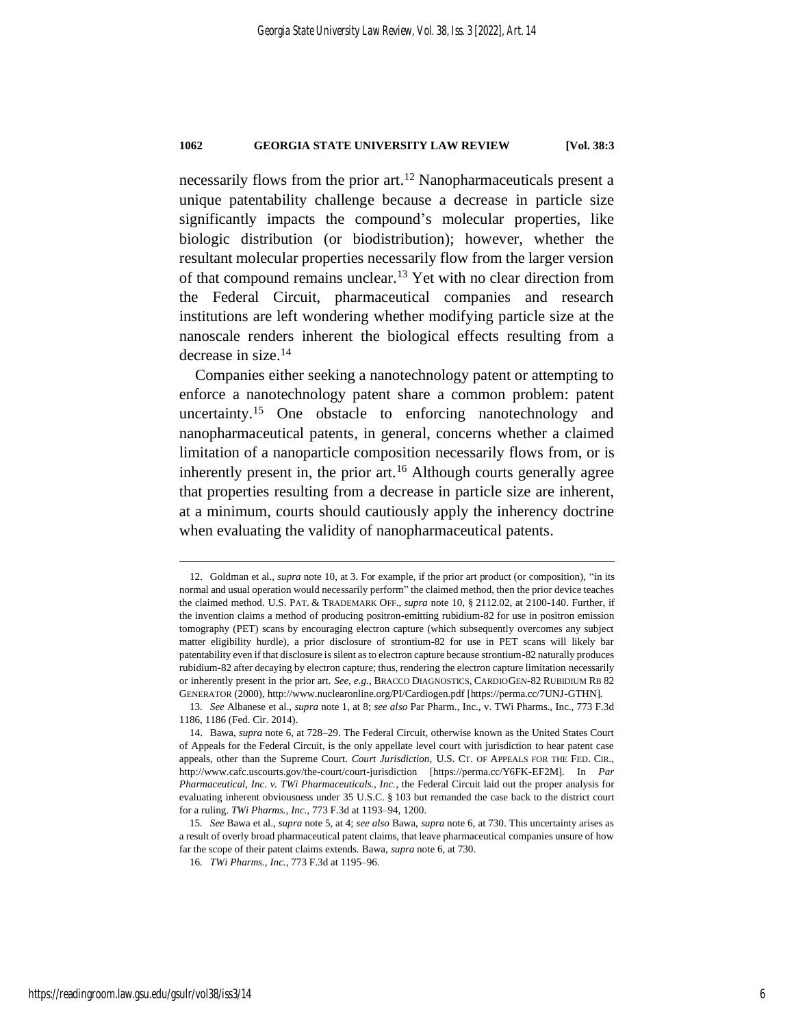necessarily flows from the prior art.[12] Nanopharmaceuticals present a unique patentability challenge because a decrease in particle size significantly impacts the compound's molecular properties, like biologic distribution (or biodistribution); however, whether the resultant molecular properties necessarily flow from the larger version of that compound remains unclear.[13] Yet with no clear direction from the Federal Circuit, pharmaceutical companies and research institutions are left wondering whether modifying particle size at the nanoscale renders inherent the biological effects resulting from a decrease in size.[14]

Companies either seeking a nanotechnology patent or attempting to enforce a nanotechnology patent share a common problem: patent uncertainty.[15] One obstacle to enforcing nanotechnology and nanopharmaceutical patents, in general, concerns whether a claimed limitation of a nanoparticle composition necessarily flows from, or is inherently present in, the prior art.[16] Although courts generally agree that properties resulting from a decrease in particle size are inherent, at a minimum, courts should cautiously apply the inherency doctrine when evaluating the validity of nanopharmaceutical patents.

---

12. Goldman et al., *supra* note 10, at 3. For example, if the prior art product (or composition), "in its normal and usual operation would necessarily perform" the claimed method, then the prior device teaches the claimed method. U.S. PAT. & TRADEMARK OFF., *supra* note 10, § 2112.02, at 2100-140. Further, if the invention claims a method of producing positron-emitting rubidium-82 for use in positron emission tomography (PET) scans by encouraging electron capture (which subsequently overcomes any subject matter eligibility hurdle), a prior disclosure of strontium-82 for use in PET scans will likely bar patentability even if that disclosure is silent as to electron capture because strontium-82 naturally produces rubidium-82 after decaying by electron capture; thus, rendering the electron capture limitation necessarily or inherently present in the prior art. *See, e.g.*, BRACCO DIAGNOSTICS, CARDIOGEN-82 RUBIDIUM RB 82 GENERATOR (2000), http://www.nuclearonline.org/PI/Cardiogen.pdf [https://perma.cc/7UNJ-GTHN].

13. *See* Albanese et al., *supra* note 1, at 8; *see also* Par Pharm., Inc., v. TWi Pharms., Inc., 773 F.3d 1186, 1186 (Fed. Cir. 2014).

14. Bawa, *supra* note 6, at 728–29. The Federal Circuit, otherwise known as the United States Court of Appeals for the Federal Circuit, is the only appellate level court with jurisdiction to hear patent case appeals, other than the Supreme Court. *Court Jurisdiction*, U.S. CT. OF APPEALS FOR THE FED. CIR., http://www.cafc.uscourts.gov/the-court/court-jurisdiction [https://perma.cc/Y6FK-EF2M]. In *Par Pharmaceutical, Inc. v. TWi Pharmaceuticals., Inc.*, the Federal Circuit laid out the proper analysis for evaluating inherent obviousness under 35 U.S.C. § 103 but remanded the case back to the district court for a ruling. *TWi Pharms., Inc.*, 773 F.3d at 1193–94, 1200.

15. *See* Bawa et al., *supra* note 5, at 4; *see also* Bawa, *supra* note 6, at 730. This uncertainty arises as a result of overly broad pharmaceutical patent claims, that leave pharmaceutical companies unsure of how far the scope of their patent claims extends. Bawa, *supra* note 6, at 730.

16. *TWi Pharms., Inc.*, 773 F.3d at 1195–96.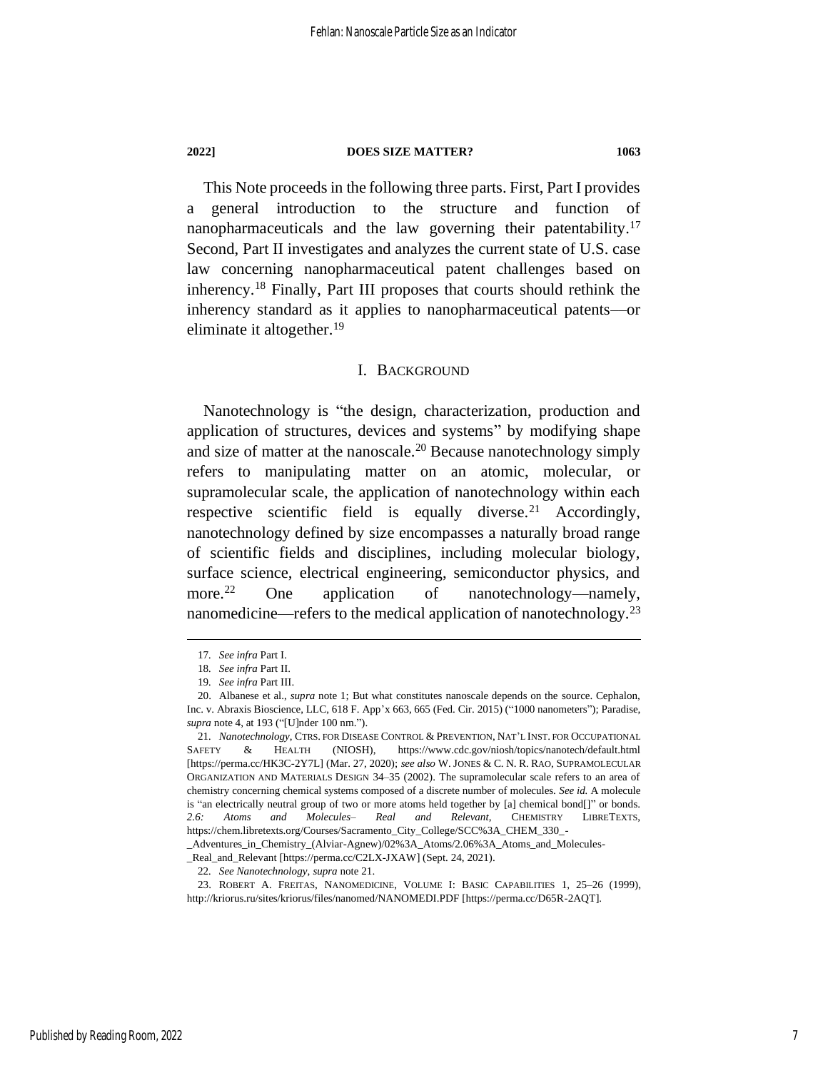This Note proceeds in the following three parts. First, Part I provides a general introduction to the structure and function of nanopharmaceuticals and the law governing their patentability.[17] Second, Part II investigates and analyzes the current state of U.S. case law concerning nanopharmaceutical patent challenges based on inherency.[18] Finally, Part III proposes that courts should rethink the inherency standard as it applies to nanopharmaceutical patents—or eliminate it altogether.[19]

## I. BACKGROUND

Nanotechnology is "the design, characterization, production and application of structures, devices and systems" by modifying shape and size of matter at the nanoscale.[20] Because nanotechnology simply refers to manipulating matter on an atomic, molecular, or supramolecular scale, the application of nanotechnology within each respective scientific field is equally diverse.[21] Accordingly, nanotechnology defined by size encompasses a naturally broad range of scientific fields and disciplines, including molecular biology, surface science, electrical engineering, semiconductor physics, and more.[22] One application of nanotechnology—namely, nanomedicine—refers to the medical application of nanotechnology.[23]

---

17. *See infra* Part I.

18. *See infra* Part II.

19. *See infra* Part III.

20. Albanese et al., *supra* note 1; But what constitutes nanoscale depends on the source. Cephalon, Inc. v. Abraxis Bioscience, LLC, 618 F. App'x 663, 665 (Fed. Cir. 2015) ("1000 nanometers"); Paradise, *supra* note 4, at 193 ("[U]nder 100 nm.").

21. *Nanotechnology*, CTRS. FOR DISEASE CONTROL & PREVENTION, NAT'L INST. FOR OCCUPATIONAL SAFETY & HEALTH (NIOSH), https://www.cdc.gov/niosh/topics/nanotech/default.html [https://perma.cc/HK3C-2Y7L] (Mar. 27, 2020); *see also* W. JONES & C. N. R. RAO, SUPRAMOLECULAR ORGANIZATION AND MATERIALS DESIGN 34–35 (2002). The supramolecular scale refers to an area of chemistry concerning chemical systems composed of a discrete number of molecules. *See id.* A molecule is "an electrically neutral group of two or more atoms held together by [a] chemical bond[]" or bonds. *2.6: Atoms and Molecules– Real and Relevant*, CHEMISTRY LIBRETEXTS, https://chem.libretexts.org/Courses/Sacramento_City_College/SCC%3A_CHEM_330_-_Adventures_in_Chemistry_(Alviar-Agnew)/02%3A_Atoms/2.06%3A_Atoms_and_Molecules-_Real_and_Relevant [https://perma.cc/C2LX-JXAW] (Sept. 24, 2021).

22. *See Nanotechnology*, *supra* note 21.

23. ROBERT A. FREITAS, NANOMEDICINE, VOLUME I: BASIC CAPABILITIES 1, 25–26 (1999), http://kriorus.ru/sites/kriorus/files/nanomed/NANOMEDI.PDF [https://perma.cc/D65R-2AQT].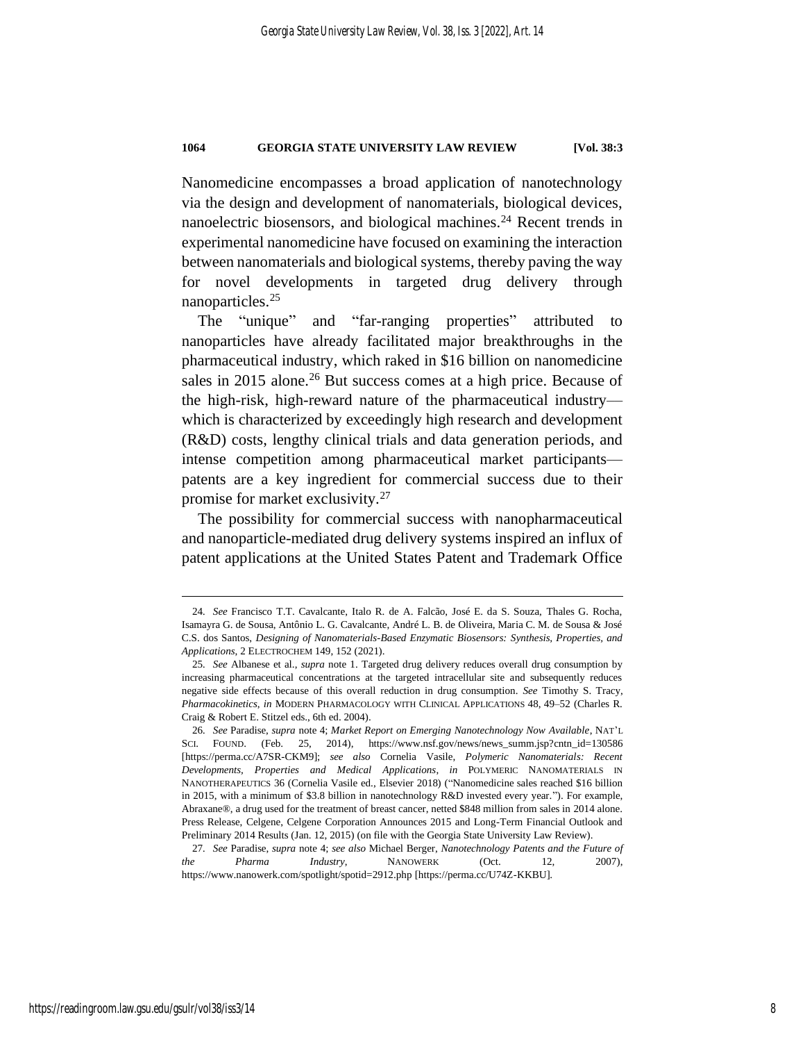Nanomedicine encompasses a broad application of nanotechnology via the design and development of nanomaterials, biological devices, nanoelectric biosensors, and biological machines.[24] Recent trends in experimental nanomedicine have focused on examining the interaction between nanomaterials and biological systems, thereby paving the way for novel developments in targeted drug delivery through nanoparticles.[25]

The "unique" and "far-ranging properties" attributed to nanoparticles have already facilitated major breakthroughs in the pharmaceutical industry, which raked in $16 billion on nanomedicine sales in 2015 alone.[26] But success comes at a high price. Because of the high-risk, high-reward nature of the pharmaceutical industry—which is characterized by exceedingly high research and development (R&D) costs, lengthy clinical trials and data generation periods, and intense competition among pharmaceutical market participants—patents are a key ingredient for commercial success due to their promise for market exclusivity.[27]

The possibility for commercial success with nanopharmaceutical and nanoparticle-mediated drug delivery systems inspired an influx of patent applications at the United States Patent and Trademark Office

---

24. *See* Francisco T.T. Cavalcante, Italo R. de A. Falcão, José E. da S. Souza, Thales G. Rocha, Isamayra G. de Sousa, Antônio L. G. Cavalcante, André L. B. de Oliveira, Maria C. M. de Sousa & José C.S. dos Santos, *Designing of Nanomaterials-Based Enzymatic Biosensors: Synthesis, Properties, and Applications*, 2 ELECTROCHEM 149, 152 (2021).

25. *See* Albanese et al., *supra* note 1. Targeted drug delivery reduces overall drug consumption by increasing pharmaceutical concentrations at the targeted intracellular site and subsequently reduces negative side effects because of this overall reduction in drug consumption. *See* Timothy S. Tracy, *Pharmacokinetics*, *in* MODERN PHARMACOLOGY WITH CLINICAL APPLICATIONS 48, 49–52 (Charles R. Craig & Robert E. Stitzel eds., 6th ed. 2004).

26. *See* Paradise, *supra* note 4; *Market Report on Emerging Nanotechnology Now Available*, NAT'L SCI. FOUND. (Feb. 25, 2014), https://www.nsf.gov/news/news_summ.jsp?cntn_id=130586 [https://perma.cc/A7SR-CKM9]; *see also* Cornelia Vasile, *Polymeric Nanomaterials: Recent Developments, Properties and Medical Applications*, *in* POLYMERIC NANOMATERIALS IN NANOTHERAPEUTICS 36 (Cornelia Vasile ed., Elsevier 2018) ("Nanomedicine sales reached $16 billion in 2015, with a minimum of $3.8 billion in nanotechnology R&D invested every year."). For example, Abraxane®, a drug used for the treatment of breast cancer, netted $848 million from sales in 2014 alone. Press Release, Celgene, Celgene Corporation Announces 2015 and Long-Term Financial Outlook and Preliminary 2014 Results (Jan. 12, 2015) (on file with the Georgia State University Law Review).

27. *See* Paradise, *supra* note 4; *see also* Michael Berger, *Nanotechnology Patents and the Future of the Pharma Industry*, NANOWERK (Oct. 12, 2007), https://www.nanowerk.com/spotlight/spotid=2912.php [https://perma.cc/U74Z-KKBU].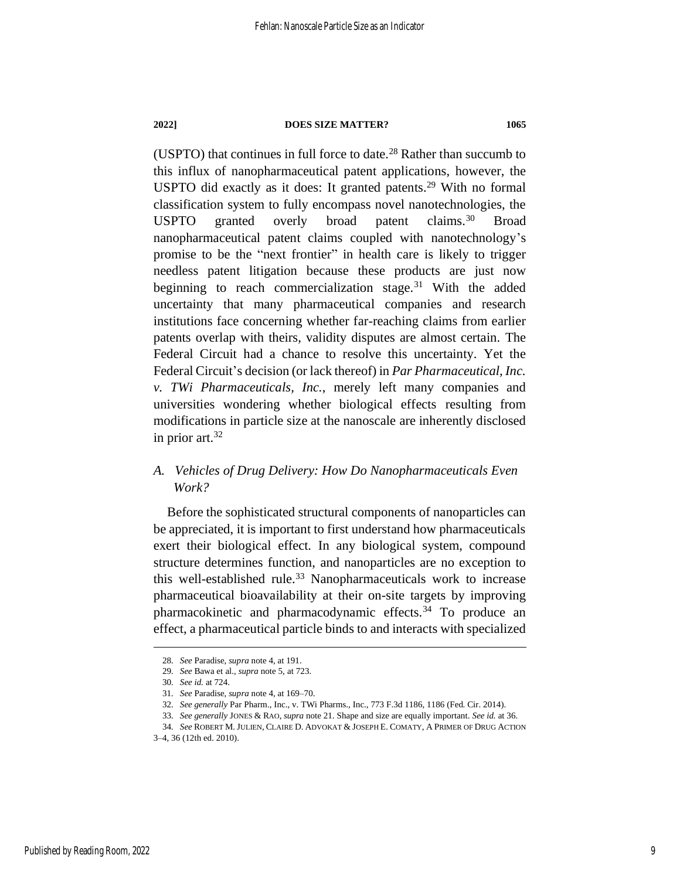(USPTO) that continues in full force to date.[28] Rather than succumb to this influx of nanopharmaceutical patent applications, however, the USPTO did exactly as it does: It granted patents.[29] With no formal classification system to fully encompass novel nanotechnologies, the USPTO granted overly broad patent claims.[30] Broad nanopharmaceutical patent claims coupled with nanotechnology's promise to be the "next frontier" in health care is likely to trigger needless patent litigation because these products are just now beginning to reach commercialization stage.[31] With the added uncertainty that many pharmaceutical companies and research institutions face concerning whether far-reaching claims from earlier patents overlap with theirs, validity disputes are almost certain. The Federal Circuit had a chance to resolve this uncertainty. Yet the Federal Circuit's decision (or lack thereof) in *Par Pharmaceutical, Inc. v. TWi Pharmaceuticals, Inc.*, merely left many companies and universities wondering whether biological effects resulting from modifications in particle size at the nanoscale are inherently disclosed in prior art.[32]

### *A. Vehicles of Drug Delivery: How Do Nanopharmaceuticals Even Work?*

Before the sophisticated structural components of nanoparticles can be appreciated, it is important to first understand how pharmaceuticals exert their biological effect. In any biological system, compound structure determines function, and nanoparticles are no exception to this well-established rule.[33] Nanopharmaceuticals work to increase pharmaceutical bioavailability at their on-site targets by improving pharmacokinetic and pharmacodynamic effects.[34] To produce an effect, a pharmaceutical particle binds to and interacts with specialized

---

28. *See* Paradise, *supra* note 4, at 191.

29. *See* Bawa et al., *supra* note 5, at 723.

30. *See id.* at 724.

31. *See* Paradise, *supra* note 4, at 169–70.

32. *See generally* Par Pharm., Inc., v. TWi Pharms., Inc., 773 F.3d 1186, 1186 (Fed. Cir. 2014).

33. *See generally* JONES & RAO, *supra* note 21. Shape and size are equally important. *See id.* at 36.

34. *See* ROBERT M. JULIEN, CLAIRE D. ADVOKAT & JOSEPH E. COMATY, A PRIMER OF DRUG ACTION 3–4, 36 (12th ed. 2010).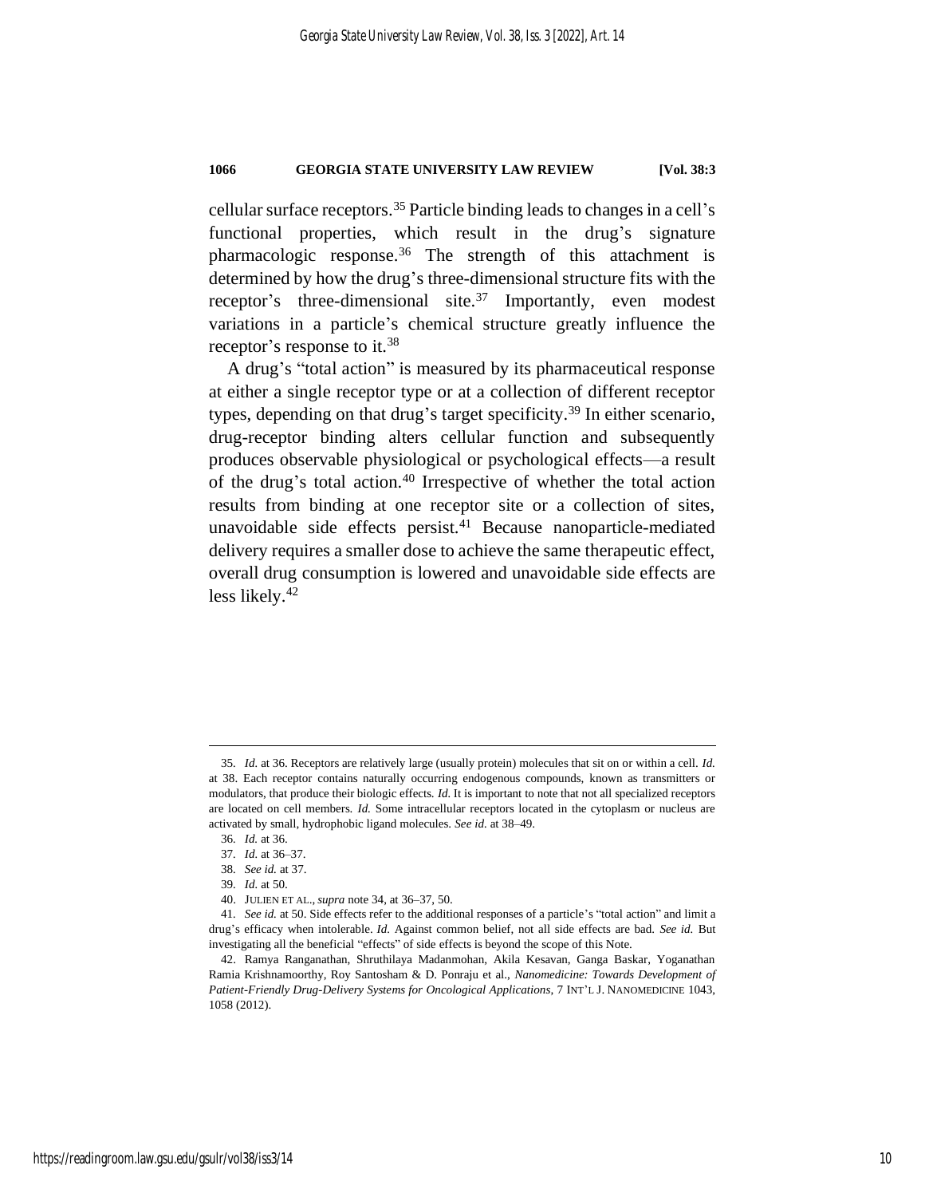cellular surface receptors.[35] Particle binding leads to changes in a cell's functional properties, which result in the drug's signature pharmacologic response.[36] The strength of this attachment is determined by how the drug's three-dimensional structure fits with the receptor's three-dimensional site.[37] Importantly, even modest variations in a particle's chemical structure greatly influence the receptor's response to it.[38]

A drug's "total action" is measured by its pharmaceutical response at either a single receptor type or at a collection of different receptor types, depending on that drug's target specificity.[39] In either scenario, drug-receptor binding alters cellular function and subsequently produces observable physiological or psychological effects—a result of the drug's total action.[40] Irrespective of whether the total action results from binding at one receptor site or a collection of sites, unavoidable side effects persist.[41] Because nanoparticle-mediated delivery requires a smaller dose to achieve the same therapeutic effect, overall drug consumption is lowered and unavoidable side effects are less likely.[42]

---

35. *Id.* at 36. Receptors are relatively large (usually protein) molecules that sit on or within a cell. *Id.* at 38. Each receptor contains naturally occurring endogenous compounds, known as transmitters or modulators, that produce their biologic effects. *Id.* It is important to note that not all specialized receptors are located on cell members. *Id.* Some intracellular receptors located in the cytoplasm or nucleus are activated by small, hydrophobic ligand molecules. *See id.* at 38–49.

36. *Id.* at 36.

37. *Id.* at 36–37.

38. *See id.* at 37.

39. *Id.* at 50.

40. JULIEN ET AL., *supra* note 34, at 36–37, 50.

41. *See id.* at 50. Side effects refer to the additional responses of a particle's "total action" and limit a drug's efficacy when intolerable. *Id.* Against common belief, not all side effects are bad. *See id.* But investigating all the beneficial "effects" of side effects is beyond the scope of this Note.

42. Ramya Ranganathan, Shruthilaya Madanmohan, Akila Kesavan, Ganga Baskar, Yoganathan Ramia Krishnamoorthy, Roy Santosham & D. Ponraju et al., *Nanomedicine: Towards Development of Patient-Friendly Drug-Delivery Systems for Oncological Applications*, 7 INT'L J. NANOMEDICINE 1043, 1058 (2012).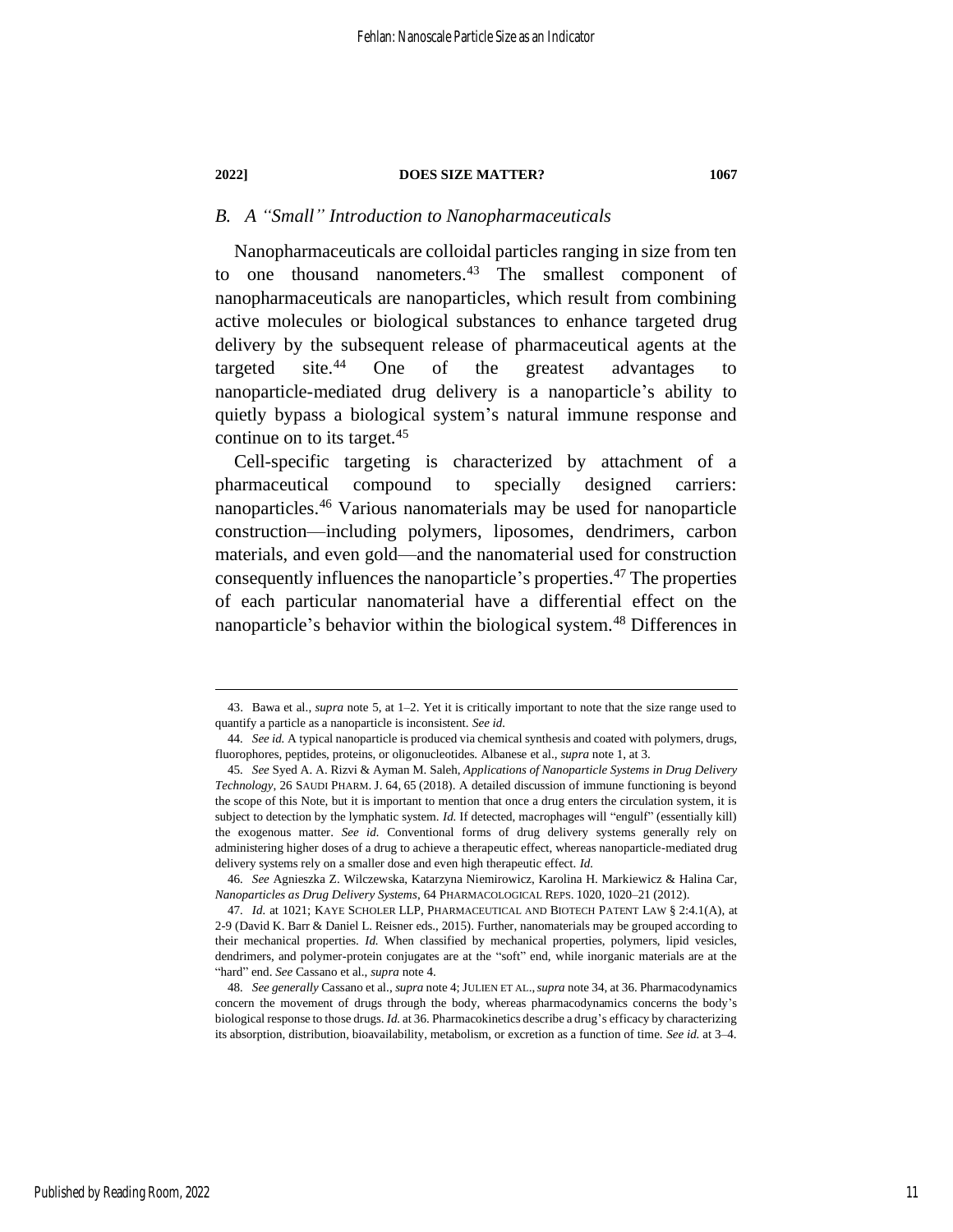### B. A "Small" Introduction to Nanopharmaceuticals

Nanopharmaceuticals are colloidal particles ranging in size from ten to one thousand nanometers.[43] The smallest component of nanopharmaceuticals are nanoparticles, which result from combining active molecules or biological substances to enhance targeted drug delivery by the subsequent release of pharmaceutical agents at the targeted site.[44] One of the greatest advantages to nanoparticle-mediated drug delivery is a nanoparticle's ability to quietly bypass a biological system's natural immune response and continue on to its target.[45]

Cell-specific targeting is characterized by attachment of a pharmaceutical compound to specially designed carriers: nanoparticles.[46] Various nanomaterials may be used for nanoparticle construction—including polymers, liposomes, dendrimers, carbon materials, and even gold—and the nanomaterial used for construction consequently influences the nanoparticle's properties.[47] The properties of each particular nanomaterial have a differential effect on the nanoparticle's behavior within the biological system.[48] Differences in

---

43. Bawa et al., *supra* note 5, at 1–2. Yet it is critically important to note that the size range used to quantify a particle as a nanoparticle is inconsistent. *See id.*

44. *See id.* A typical nanoparticle is produced via chemical synthesis and coated with polymers, drugs, fluorophores, peptides, proteins, or oligonucleotides. Albanese et al., *supra* note 1, at 3.

45. *See* Syed A. A. Rizvi & Ayman M. Saleh, *Applications of Nanoparticle Systems in Drug Delivery Technology*, 26 SAUDI PHARM. J. 64, 65 (2018). A detailed discussion of immune functioning is beyond the scope of this Note, but it is important to mention that once a drug enters the circulation system, it is subject to detection by the lymphatic system. *Id.* If detected, macrophages will "engulf" (essentially kill) the exogenous matter. *See id.* Conventional forms of drug delivery systems generally rely on administering higher doses of a drug to achieve a therapeutic effect, whereas nanoparticle-mediated drug delivery systems rely on a smaller dose and even high therapeutic effect. *Id.*

46. *See* Agnieszka Z. Wilczewska, Katarzyna Niemirowicz, Karolina H. Markiewicz & Halina Car, *Nanoparticles as Drug Delivery Systems*, 64 PHARMACOLOGICAL REPS. 1020, 1020–21 (2012).

47. *Id.* at 1021; KAYE SCHOLER LLP, PHARMACEUTICAL AND BIOTECH PATENT LAW § 2:4.1(A), at 2-9 (David K. Barr & Daniel L. Reisner eds., 2015). Further, nanomaterials may be grouped according to their mechanical properties. *Id.* When classified by mechanical properties, polymers, lipid vesicles, dendrimers, and polymer-protein conjugates are at the "soft" end, while inorganic materials are at the "hard" end. *See* Cassano et al., *supra* note 4.

48. *See generally* Cassano et al., *supra* note 4; JULIEN ET AL., *supra* note 34, at 36. Pharmacodynamics concern the movement of drugs through the body, whereas pharmacodynamics concerns the body's biological response to those drugs. *Id.* at 36. Pharmacokinetics describe a drug's efficacy by characterizing its absorption, distribution, bioavailability, metabolism, or excretion as a function of time. *See id.* at 3–4.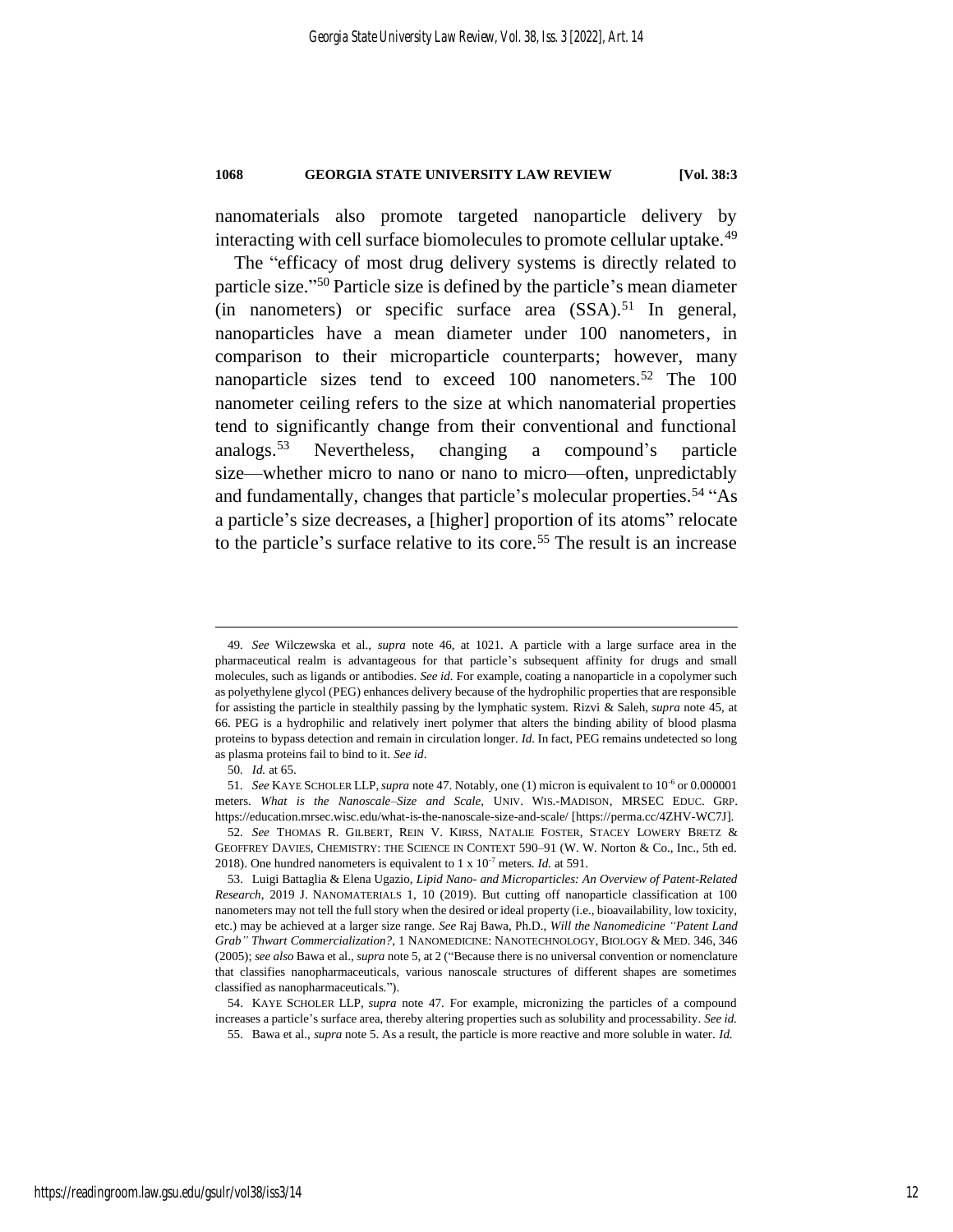nanomaterials also promote targeted nanoparticle delivery by interacting with cell surface biomolecules to promote cellular uptake.[49]

The "efficacy of most drug delivery systems is directly related to particle size."[50] Particle size is defined by the particle's mean diameter (in nanometers) or specific surface area (SSA).[51] In general, nanoparticles have a mean diameter under 100 nanometers, in comparison to their microparticle counterparts; however, many nanoparticle sizes tend to exceed 100 nanometers.[52] The 100 nanometer ceiling refers to the size at which nanomaterial properties tend to significantly change from their conventional and functional analogs.[53] Nevertheless, changing a compound's particle size—whether micro to nano or nano to micro—often, unpredictably and fundamentally, changes that particle's molecular properties.[54] "As a particle's size decreases, a [higher] proportion of its atoms" relocate to the particle's surface relative to its core.[55] The result is an increase

---

49. *See* Wilczewska et al., *supra* note 46, at 1021. A particle with a large surface area in the pharmaceutical realm is advantageous for that particle's subsequent affinity for drugs and small molecules, such as ligands or antibodies. *See id.* For example, coating a nanoparticle in a copolymer such as polyethylene glycol (PEG) enhances delivery because of the hydrophilic properties that are responsible for assisting the particle in stealthily passing by the lymphatic system. Rizvi & Saleh, *supra* note 45, at 66. PEG is a hydrophilic and relatively inert polymer that alters the binding ability of blood plasma proteins to bypass detection and remain in circulation longer. *Id.* In fact, PEG remains undetected so long as plasma proteins fail to bind to it. *See id*.

50. *Id.* at 65.

51. *See* KAYE SCHOLER LLP, *supra* note 47. Notably, one (1) micron is equivalent to $10^{-6}$ or 0.000001 meters. *What is the Nanoscale–Size and Scale*, UNIV. WIS.-MADISON, MRSEC EDUC. GRP. https://education.mrsec.wisc.edu/what-is-the-nanoscale-size-and-scale/ [https://perma.cc/4ZHV-WC7J].

52. *See* THOMAS R. GILBERT, REIN V. KIRSS, NATALIE FOSTER, STACEY LOWERY BRETZ & GEOFFREY DAVIES, CHEMISTRY: THE SCIENCE IN CONTEXT 590–91 (W. W. Norton & Co., Inc., 5th ed. 2018). One hundred nanometers is equivalent to $1 \times 10^{-7}$ meters. *Id.* at 591.

53. Luigi Battaglia & Elena Ugazio, *Lipid Nano- and Microparticles: An Overview of Patent-Related Research*, 2019 J. NANOMATERIALS 1, 10 (2019). But cutting off nanoparticle classification at 100 nanometers may not tell the full story when the desired or ideal property (i.e., bioavailability, low toxicity, etc.) may be achieved at a larger size range. *See* Raj Bawa, Ph.D., *Will the Nanomedicine "Patent Land Grab" Thwart Commercialization?*, 1 NANOMEDICINE: NANOTECHNOLOGY, BIOLOGY & MED. 346, 346 (2005); *see also* Bawa et al., *supra* note 5, at 2 ("Because there is no universal convention or nomenclature that classifies nanopharmaceuticals, various nanoscale structures of different shapes are sometimes classified as nanopharmaceuticals.").

54. KAYE SCHOLER LLP, *supra* note 47. For example, micronizing the particles of a compound increases a particle's surface area, thereby altering properties such as solubility and processability. *See id.*

55. Bawa et al., *supra* note 5. As a result, the particle is more reactive and more soluble in water. *Id.*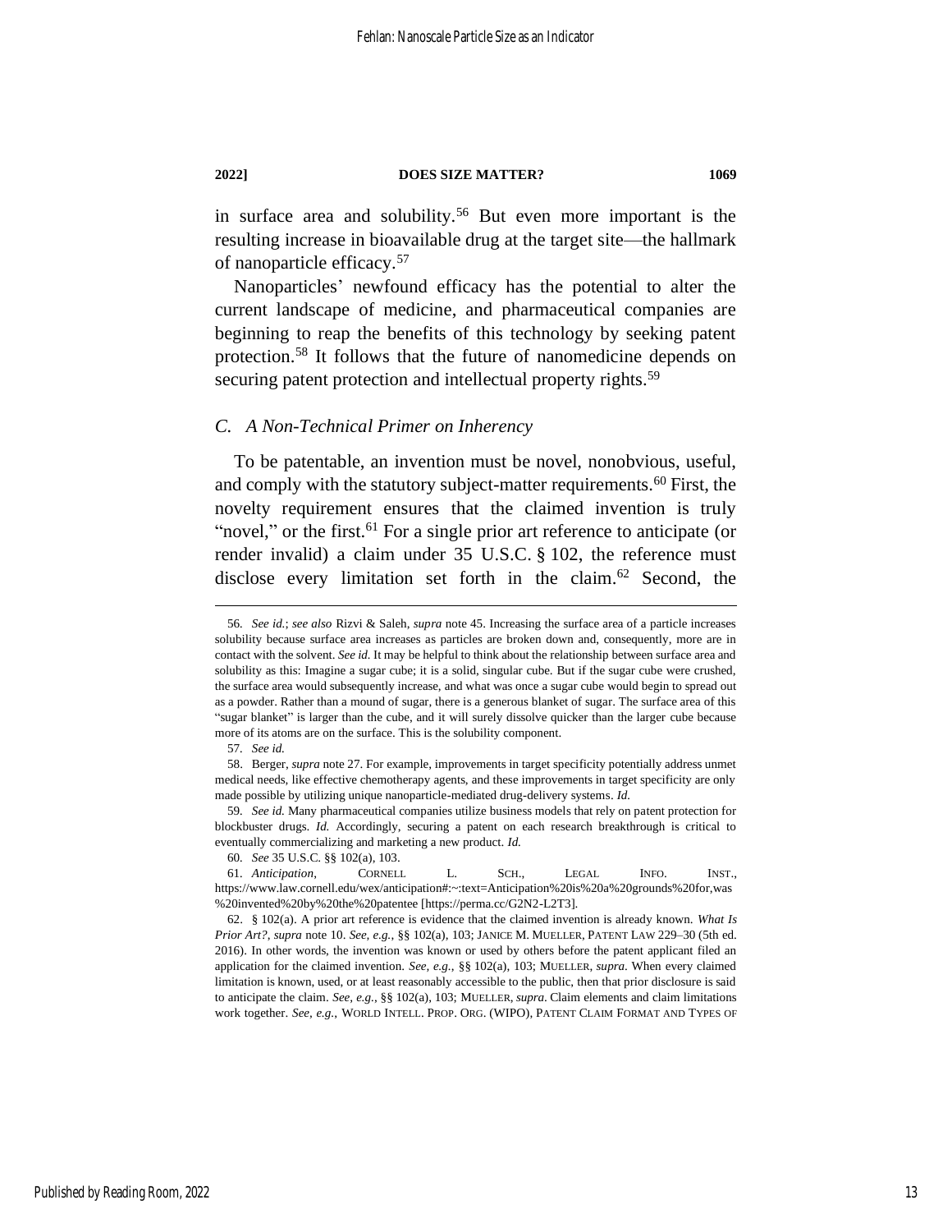in surface area and solubility.[56] But even more important is the resulting increase in bioavailable drug at the target site—the hallmark of nanoparticle efficacy.[57]

Nanoparticles' newfound efficacy has the potential to alter the current landscape of medicine, and pharmaceutical companies are beginning to reap the benefits of this technology by seeking patent protection.[58] It follows that the future of nanomedicine depends on securing patent protection and intellectual property rights.[59]

### *C. A Non-Technical Primer on Inherency*

To be patentable, an invention must be novel, nonobvious, useful, and comply with the statutory subject-matter requirements.[60] First, the novelty requirement ensures that the claimed invention is truly "novel," or the first.[61] For a single prior art reference to anticipate (or render invalid) a claim under 35 U.S.C. § 102, the reference must disclose every limitation set forth in the claim.[62] Second, the

---

56. *See id.*; *see also* Rizvi & Saleh, *supra* note 45. Increasing the surface area of a particle increases solubility because surface area increases as particles are broken down and, consequently, more are in contact with the solvent. *See id.* It may be helpful to think about the relationship between surface area and solubility as this: Imagine a sugar cube; it is a solid, singular cube. But if the sugar cube were crushed, the surface area would subsequently increase, and what was once a sugar cube would begin to spread out as a powder. Rather than a mound of sugar, there is a generous blanket of sugar. The surface area of this "sugar blanket" is larger than the cube, and it will surely dissolve quicker than the larger cube because more of its atoms are on the surface. This is the solubility component.

57. *See id.*

58. Berger, *supra* note 27. For example, improvements in target specificity potentially address unmet medical needs, like effective chemotherapy agents, and these improvements in target specificity are only made possible by utilizing unique nanoparticle-mediated drug-delivery systems. *Id.*

59. *See id.* Many pharmaceutical companies utilize business models that rely on patent protection for blockbuster drugs. *Id.* Accordingly, securing a patent on each research breakthrough is critical to eventually commercializing and marketing a new product. *Id.*

60. *See* 35 U.S.C. §§ 102(a), 103.

61. *Anticipation*, CORNELL L. SCH., LEGAL INFO. INST., https://www.law.cornell.edu/wex/anticipation#:~:text=Anticipation%20is%20a%20grounds%20for,was%20invented%20by%20the%20patentee [https://perma.cc/G2N2-L2T3].

62. § 102(a). A prior art reference is evidence that the claimed invention is already known. *What Is Prior Art?*, *supra* note 10. *See, e.g.*, §§ 102(a), 103; JANICE M. MUELLER, PATENT LAW 229–30 (5th ed. 2016). In other words, the invention was known or used by others before the patent applicant filed an application for the claimed invention. *See, e.g.*, §§ 102(a), 103; MUELLER, *supra*. When every claimed limitation is known, used, or at least reasonably accessible to the public, then that prior disclosure is said to anticipate the claim. *See, e.g.*, §§ 102(a), 103; MUELLER, *supra*. Claim elements and claim limitations work together. *See, e.g.*, WORLD INTELL. PROP. ORG. (WIPO), PATENT CLAIM FORMAT AND TYPES OF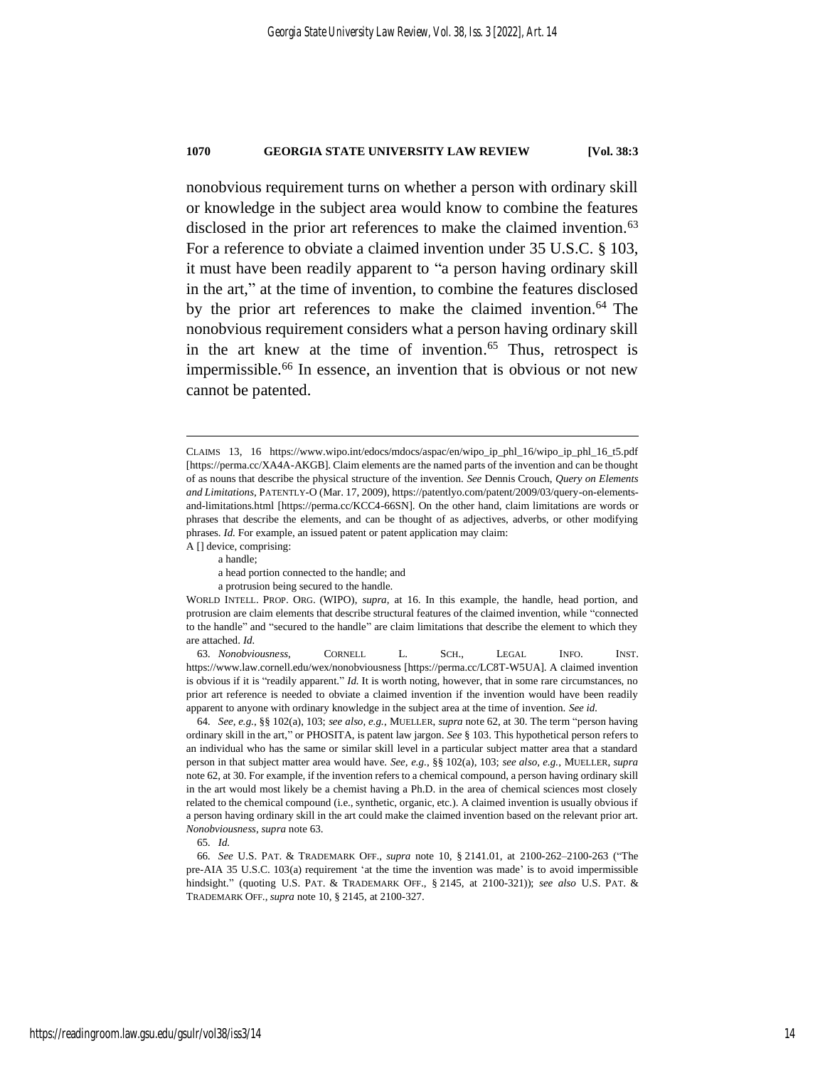nonobvious requirement turns on whether a person with ordinary skill or knowledge in the subject area would know to combine the features disclosed in the prior art references to make the claimed invention.[63] For a reference to obviate a claimed invention under 35 U.S.C. § 103, it must have been readily apparent to "a person having ordinary skill in the art," at the time of invention, to combine the features disclosed by the prior art references to make the claimed invention.[64] The nonobvious requirement considers what a person having ordinary skill in the art knew at the time of invention.[65] Thus, retrospect is impermissible.[66] In essence, an invention that is obvious or not new cannot be patented.

---

CLAIMS 13, 16 https://www.wipo.int/edocs/mdocs/aspac/en/wipo_ip_phl_16/wipo_ip_phl_16_t5.pdf [https://perma.cc/XA4A-AKGB]. Claim elements are the named parts of the invention and can be thought of as nouns that describe the physical structure of the invention. *See* Dennis Crouch, *Query on Elements and Limitations*, PATENTLY-O (Mar. 17, 2009), https://patentlyo.com/patent/2009/03/query-on-elements-and-limitations.html [https://perma.cc/KCC4-66SN]. On the other hand, claim limitations are words or phrases that describe the elements, and can be thought of as adjectives, adverbs, or other modifying phrases. *Id.* For example, an issued patent or patent application may claim:

A [] device, comprising:

a handle;

a head portion connected to the handle; and

a protrusion being secured to the handle.

WORLD INTELL. PROP. ORG. (WIPO), *supra*, at 16. In this example, the handle, head portion, and protrusion are claim elements that describe structural features of the claimed invention, while "connected to the handle" and "secured to the handle" are claim limitations that describe the element to which they are attached. *Id.*

63. *Nonobviousness*, CORNELL L. SCH., LEGAL INFO. INST. https://www.law.cornell.edu/wex/nonobviousness [https://perma.cc/LC8T-W5UA]. A claimed invention is obvious if it is "readily apparent." *Id.* It is worth noting, however, that in some rare circumstances, no prior art reference is needed to obviate a claimed invention if the invention would have been readily apparent to anyone with ordinary knowledge in the subject area at the time of invention. *See id.*

64. *See, e.g.*, §§ 102(a), 103; *see also, e.g.*, MUELLER, *supra* note 62, at 30. The term "person having ordinary skill in the art," or PHOSITA, is patent law jargon. *See* § 103. This hypothetical person refers to an individual who has the same or similar skill level in a particular subject matter area that a standard person in that subject matter area would have. *See, e.g.*, §§ 102(a), 103; *see also, e.g.*, MUELLER, *supra* note 62, at 30. For example, if the invention refers to a chemical compound, a person having ordinary skill in the art would most likely be a chemist having a Ph.D. in the area of chemical sciences most closely related to the chemical compound (i.e., synthetic, organic, etc.). A claimed invention is usually obvious if a person having ordinary skill in the art could make the claimed invention based on the relevant prior art. *Nonobviousness*, *supra* note 63.

65. *Id.*

66. *See* U.S. PAT. & TRADEMARK OFF., *supra* note 10, § 2141.01, at 2100-262–2100-263 ("The pre-AIA 35 U.S.C. 103(a) requirement 'at the time the invention was made' is to avoid impermissible hindsight." (quoting U.S. PAT. & TRADEMARK OFF., § 2145, at 2100-321)); *see also* U.S. PAT. & TRADEMARK OFF., *supra* note 10, § 2145, at 2100-327.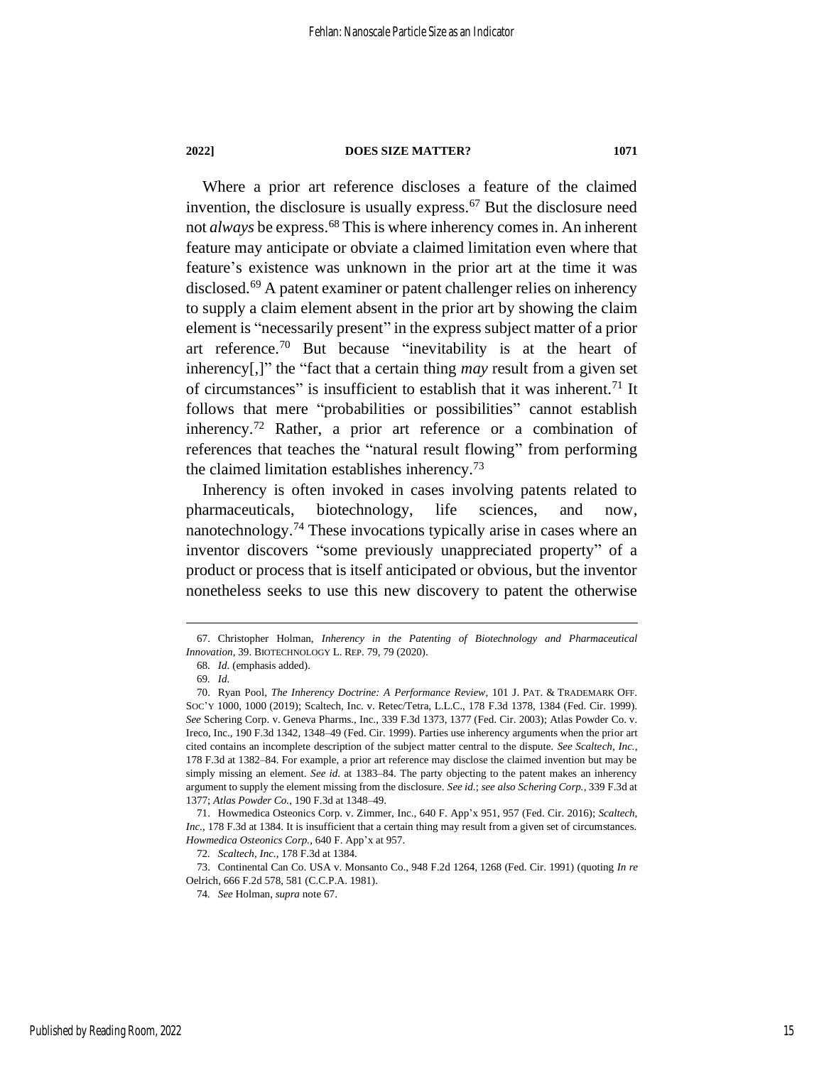Where a prior art reference discloses a feature of the claimed invention, the disclosure is usually express.[67] But the disclosure need not *always* be express.[68] This is where inherency comes in. An inherent feature may anticipate or obviate a claimed limitation even where that feature's existence was unknown in the prior art at the time it was disclosed.[69] A patent examiner or patent challenger relies on inherency to supply a claim element absent in the prior art by showing the claim element is "necessarily present" in the express subject matter of a prior art reference.[70] But because "inevitability is at the heart of inherency[,]" the "fact that a certain thing *may* result from a given set of circumstances" is insufficient to establish that it was inherent.[71] It follows that mere "probabilities or possibilities" cannot establish inherency.[72] Rather, a prior art reference or a combination of references that teaches the "natural result flowing" from performing the claimed limitation establishes inherency.[73]

Inherency is often invoked in cases involving patents related to pharmaceuticals, biotechnology, life sciences, and now, nanotechnology.[74] These invocations typically arise in cases where an inventor discovers "some previously unappreciated property" of a product or process that is itself anticipated or obvious, but the inventor nonetheless seeks to use this new discovery to patent the otherwise

---

67. Christopher Holman, *Inherency in the Patenting of Biotechnology and Pharmaceutical Innovation*, 39. BIOTECHNOLOGY L. REP. 79, 79 (2020).

68. *Id.* (emphasis added).

69. *Id.*

70. Ryan Pool, *The Inherency Doctrine: A Performance Review*, 101 J. PAT. & TRADEMARK OFF. SOC'Y 1000, 1000 (2019); Scaltech, Inc. v. Retec/Tetra, L.L.C., 178 F.3d 1378, 1384 (Fed. Cir. 1999). *See* Schering Corp. v. Geneva Pharms., Inc., 339 F.3d 1373, 1377 (Fed. Cir. 2003); Atlas Powder Co. v. Ireco, Inc., 190 F.3d 1342, 1348–49 (Fed. Cir. 1999). Parties use inherency arguments when the prior art cited contains an incomplete description of the subject matter central to the dispute. *See Scaltech, Inc.*, 178 F.3d at 1382–84. For example, a prior art reference may disclose the claimed invention but may be simply missing an element. *See id.* at 1383–84. The party objecting to the patent makes an inherency argument to supply the element missing from the disclosure. *See id.*; *see also Schering Corp.*, 339 F.3d at 1377; *Atlas Powder Co.*, 190 F.3d at 1348–49.

71. Howmedica Osteonics Corp. v. Zimmer, Inc., 640 F. App'x 951, 957 (Fed. Cir. 2016); *Scaltech, Inc.*, 178 F.3d at 1384. It is insufficient that a certain thing may result from a given set of circumstances. *Howmedica Osteonics Corp.*, 640 F. App'x at 957.

72. *Scaltech, Inc.*, 178 F.3d at 1384.

73. Continental Can Co. USA v. Monsanto Co., 948 F.2d 1264, 1268 (Fed. Cir. 1991) (quoting *In re* Oelrich, 666 F.2d 578, 581 (C.C.P.A. 1981).

74. *See* Holman, *supra* note 67.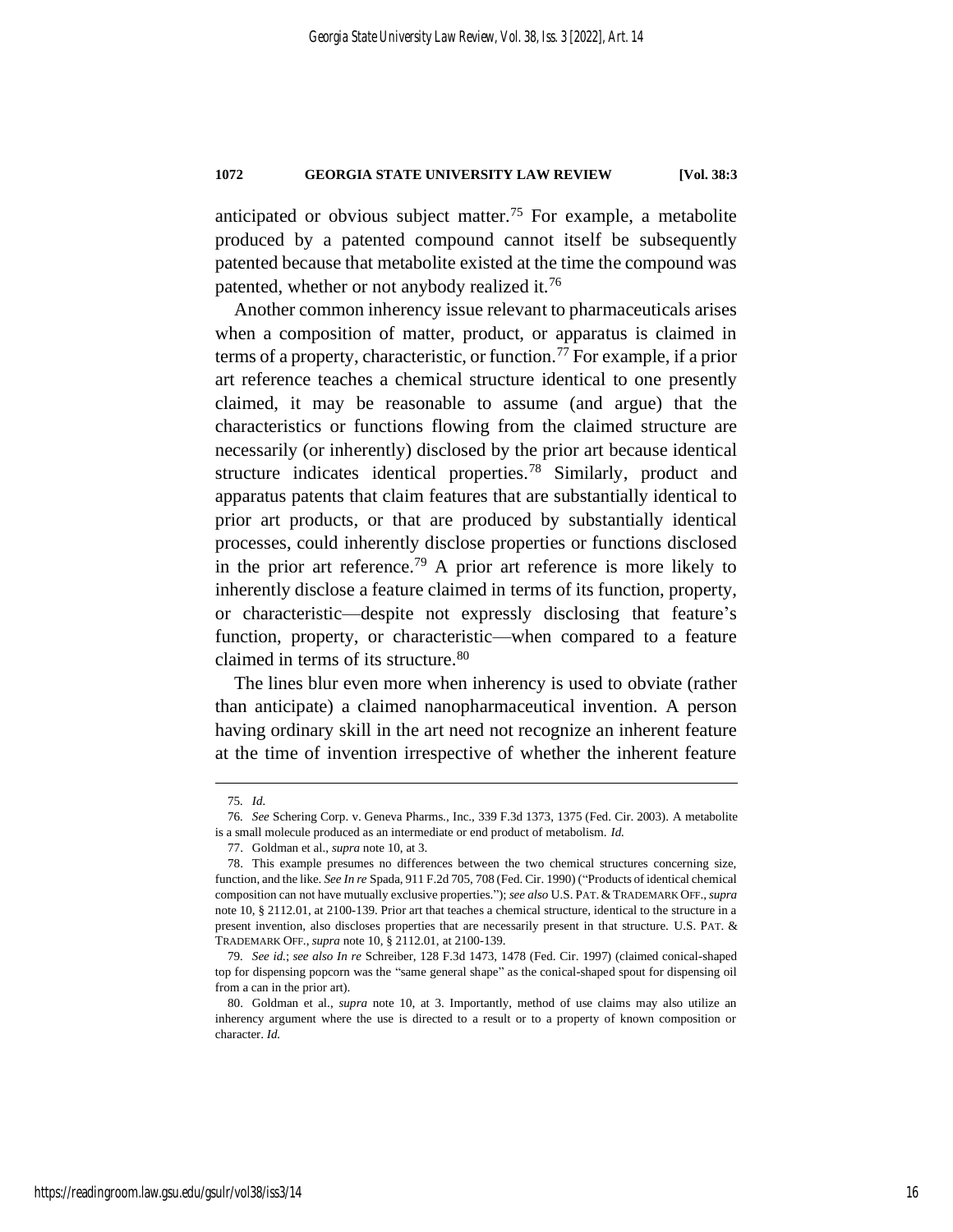anticipated or obvious subject matter.[75] For example, a metabolite produced by a patented compound cannot itself be subsequently patented because that metabolite existed at the time the compound was patented, whether or not anybody realized it.[76]

Another common inherency issue relevant to pharmaceuticals arises when a composition of matter, product, or apparatus is claimed in terms of a property, characteristic, or function.[77] For example, if a prior art reference teaches a chemical structure identical to one presently claimed, it may be reasonable to assume (and argue) that the characteristics or functions flowing from the claimed structure are necessarily (or inherently) disclosed by the prior art because identical structure indicates identical properties.[78] Similarly, product and apparatus patents that claim features that are substantially identical to prior art products, or that are produced by substantially identical processes, could inherently disclose properties or functions disclosed in the prior art reference.[79] A prior art reference is more likely to inherently disclose a feature claimed in terms of its function, property, or characteristic—despite not expressly disclosing that feature's function, property, or characteristic—when compared to a feature claimed in terms of its structure.[80]

The lines blur even more when inherency is used to obviate (rather than anticipate) a claimed nanopharmaceutical invention. A person having ordinary skill in the art need not recognize an inherent feature at the time of invention irrespective of whether the inherent feature

---

75. *Id.*

76. *See* Schering Corp. v. Geneva Pharms., Inc., 339 F.3d 1373, 1375 (Fed. Cir. 2003). A metabolite is a small molecule produced as an intermediate or end product of metabolism. *Id.*

77. Goldman et al., *supra* note 10, at 3.

78. This example presumes no differences between the two chemical structures concerning size, function, and the like. *See In re* Spada, 911 F.2d 705, 708 (Fed. Cir. 1990) ("Products of identical chemical composition can not have mutually exclusive properties."); *see also* U.S. PAT. & TRADEMARK OFF., *supra* note 10, § 2112.01, at 2100-139. Prior art that teaches a chemical structure, identical to the structure in a present invention, also discloses properties that are necessarily present in that structure. U.S. PAT. & TRADEMARK OFF., *supra* note 10, § 2112.01, at 2100-139.

79. *See id.*; *see also In re* Schreiber, 128 F.3d 1473, 1478 (Fed. Cir. 1997) (claimed conical-shaped top for dispensing popcorn was the "same general shape" as the conical-shaped spout for dispensing oil from a can in the prior art).

80. Goldman et al., *supra* note 10, at 3. Importantly, method of use claims may also utilize an inherency argument where the use is directed to a result or to a property of known composition or character. *Id.*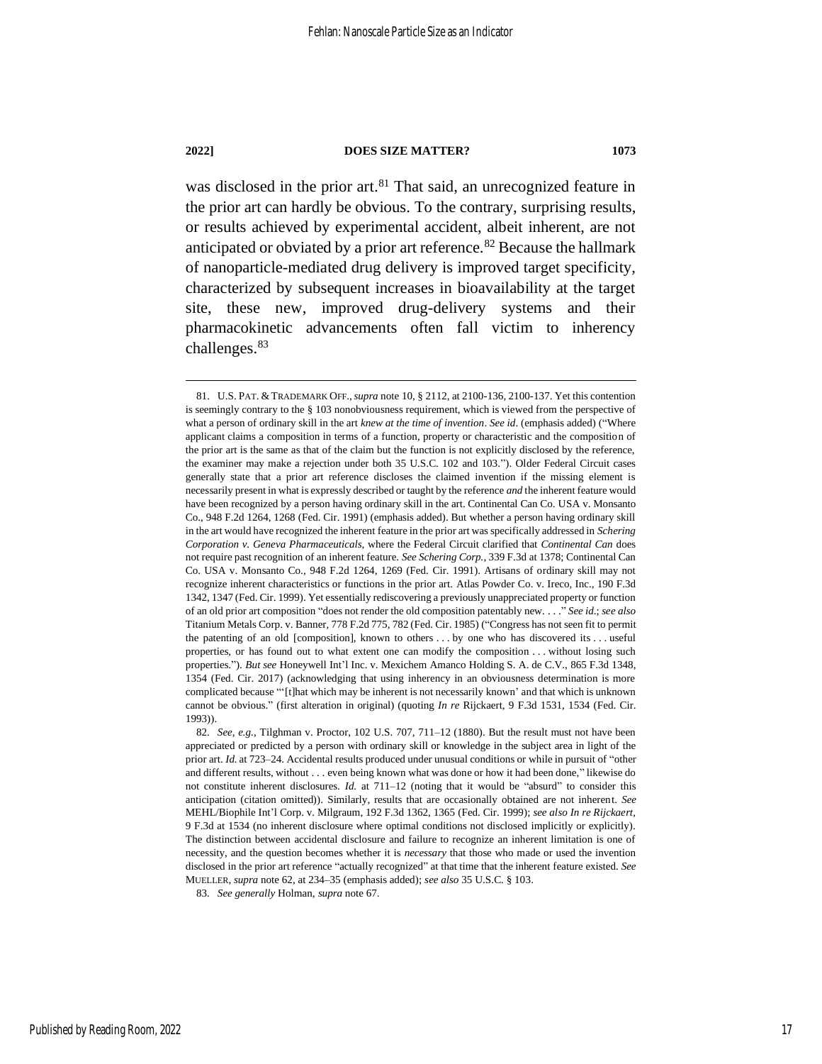was disclosed in the prior art.[81] That said, an unrecognized feature in the prior art can hardly be obvious. To the contrary, surprising results, or results achieved by experimental accident, albeit inherent, are not anticipated or obviated by a prior art reference.[82] Because the hallmark of nanoparticle-mediated drug delivery is improved target specificity, characterized by subsequent increases in bioavailability at the target site, these new, improved drug-delivery systems and their pharmacokinetic advancements often fall victim to inherency challenges.[83]

---

81. U.S. PAT. & TRADEMARK OFF., *supra* note 10, § 2112, at 2100-136, 2100-137. Yet this contention is seemingly contrary to the § 103 nonobviousness requirement, which is viewed from the perspective of what a person of ordinary skill in the art *knew at the time of invention*. *See id.* (emphasis added) ("Where applicant claims a composition in terms of a function, property or characteristic and the composition of the prior art is the same as that of the claim but the function is not explicitly disclosed by the reference, the examiner may make a rejection under both 35 U.S.C. 102 and 103."). Older Federal Circuit cases generally state that a prior art reference discloses the claimed invention if the missing element is necessarily present in what is expressly described or taught by the reference *and* the inherent feature would have been recognized by a person having ordinary skill in the art. Continental Can Co. USA v. Monsanto Co., 948 F.2d 1264, 1268 (Fed. Cir. 1991) (emphasis added). But whether a person having ordinary skill in the art would have recognized the inherent feature in the prior art was specifically addressed in *Schering Corporation v. Geneva Pharmaceuticals*, where the Federal Circuit clarified that *Continental Can* does not require past recognition of an inherent feature. *See Schering Corp.*, 339 F.3d at 1378; Continental Can Co. USA v. Monsanto Co., 948 F.2d 1264, 1269 (Fed. Cir. 1991). Artisans of ordinary skill may not recognize inherent characteristics or functions in the prior art. Atlas Powder Co. v. Ireco, Inc., 190 F.3d 1342, 1347 (Fed. Cir. 1999). Yet essentially rediscovering a previously unappreciated property or function of an old prior art composition "does not render the old composition patentably new. . . ." *See id.*; *see also* Titanium Metals Corp. v. Banner, 778 F.2d 775, 782 (Fed. Cir. 1985) ("Congress has not seen fit to permit the patenting of an old [composition], known to others . . . by one who has discovered its . . . useful properties, or has found out to what extent one can modify the composition . . . without losing such properties."). *But see* Honeywell Int'l Inc. v. Mexichem Amanco Holding S. A. de C.V., 865 F.3d 1348, 1354 (Fed. Cir. 2017) (acknowledging that using inherency in an obviousness determination is more complicated because "'[t]hat which may be inherent is not necessarily known' and that which is unknown cannot be obvious." (first alteration in original) (quoting *In re* Rijckaert, 9 F.3d 1531, 1534 (Fed. Cir. 1993)).

82. *See, e.g.*, Tilghman v. Proctor, 102 U.S. 707, 711–12 (1880). But the result must not have been appreciated or predicted by a person with ordinary skill or knowledge in the subject area in light of the prior art. *Id.* at 723–24. Accidental results produced under unusual conditions or while in pursuit of "other and different results, without . . . even being known what was done or how it had been done," likewise do not constitute inherent disclosures. *Id.* at 711–12 (noting that it would be "absurd" to consider this anticipation (citation omitted)). Similarly, results that are occasionally obtained are not inherent. *See* MEHL/Biophile Int'l Corp. v. Milgraum, 192 F.3d 1362, 1365 (Fed. Cir. 1999); *see also In re Rijckaert*, 9 F.3d at 1534 (no inherent disclosure where optimal conditions not disclosed implicitly or explicitly). The distinction between accidental disclosure and failure to recognize an inherent limitation is one of necessity, and the question becomes whether it is *necessary* that those who made or used the invention disclosed in the prior art reference "actually recognized" at that time that the inherent feature existed. *See* MUELLER, *supra* note 62, at 234–35 (emphasis added); *see also* 35 U.S.C. § 103.

83. *See generally* Holman, *supra* note 67.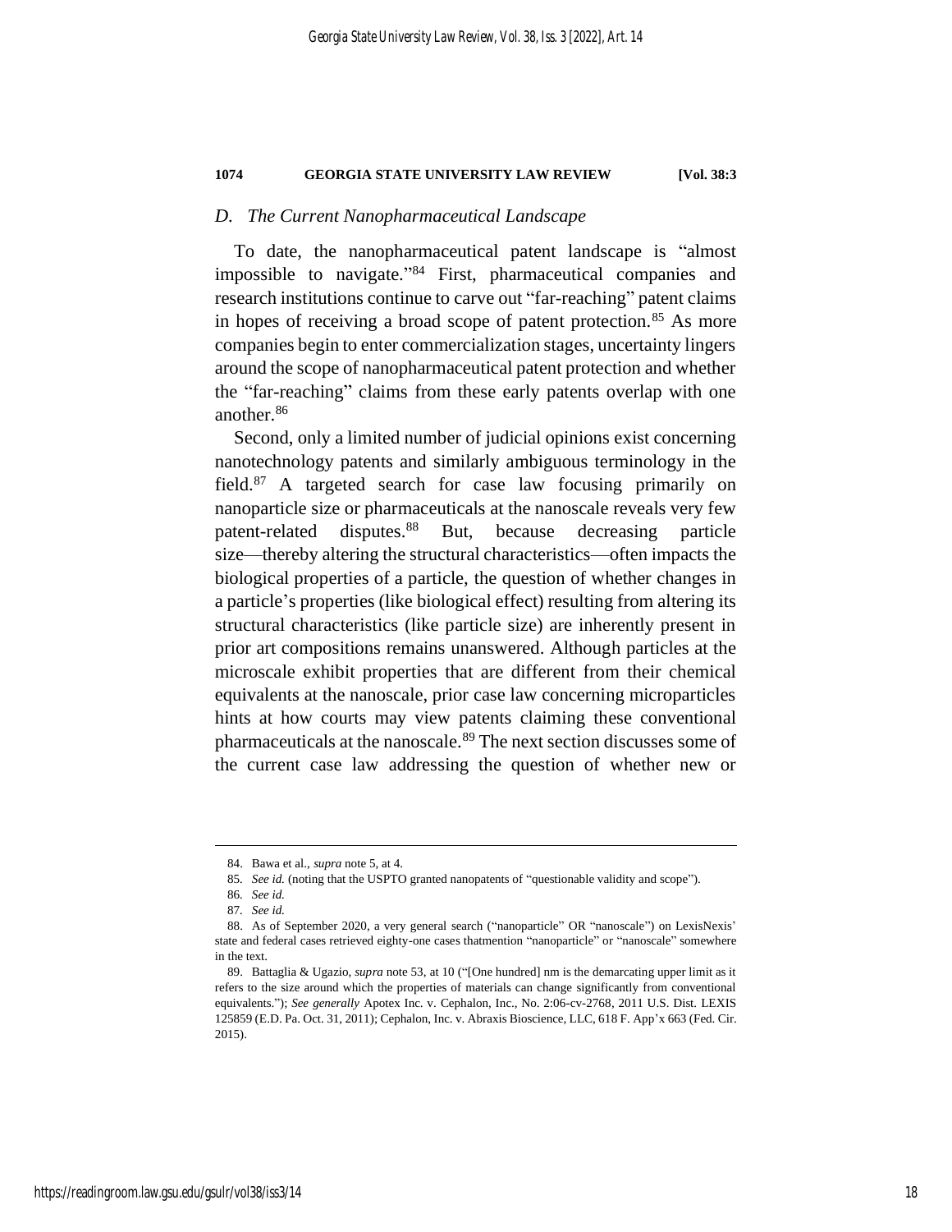### *D. The Current Nanopharmaceutical Landscape*

To date, the nanopharmaceutical patent landscape is "almost impossible to navigate."[84] First, pharmaceutical companies and research institutions continue to carve out "far-reaching" patent claims in hopes of receiving a broad scope of patent protection.[85] As more companies begin to enter commercialization stages, uncertainty lingers around the scope of nanopharmaceutical patent protection and whether the "far-reaching" claims from these early patents overlap with one another.[86]

Second, only a limited number of judicial opinions exist concerning nanotechnology patents and similarly ambiguous terminology in the field.[87] A targeted search for case law focusing primarily on nanoparticle size or pharmaceuticals at the nanoscale reveals very few patent-related disputes.[88] But, because decreasing particle size—thereby altering the structural characteristics—often impacts the biological properties of a particle, the question of whether changes in a particle's properties (like biological effect) resulting from altering its structural characteristics (like particle size) are inherently present in prior art compositions remains unanswered. Although particles at the microscale exhibit properties that are different from their chemical equivalents at the nanoscale, prior case law concerning microparticles hints at how courts may view patents claiming these conventional pharmaceuticals at the nanoscale.[89] The next section discusses some of the current case law addressing the question of whether new or

---

84. Bawa et al., *supra* note 5, at 4.

85. *See id.* (noting that the USPTO granted nanopatents of "questionable validity and scope").

86. *See id.*

87. *See id.*

88. As of September 2020, a very general search ("nanoparticle" OR "nanoscale") on LexisNexis' state and federal cases retrieved eighty-one cases thatmention "nanoparticle" or "nanoscale" somewhere in the text.

89. Battaglia & Ugazio, *supra* note 53, at 10 ("[One hundred] nm is the demarcating upper limit as it refers to the size around which the properties of materials can change significantly from conventional equivalents."); *See generally* Apotex Inc. v. Cephalon, Inc., No. 2:06-cv-2768, 2011 U.S. Dist. LEXIS 125859 (E.D. Pa. Oct. 31, 2011); Cephalon, Inc. v. Abraxis Bioscience, LLC, 618 F. App'x 663 (Fed. Cir. 2015).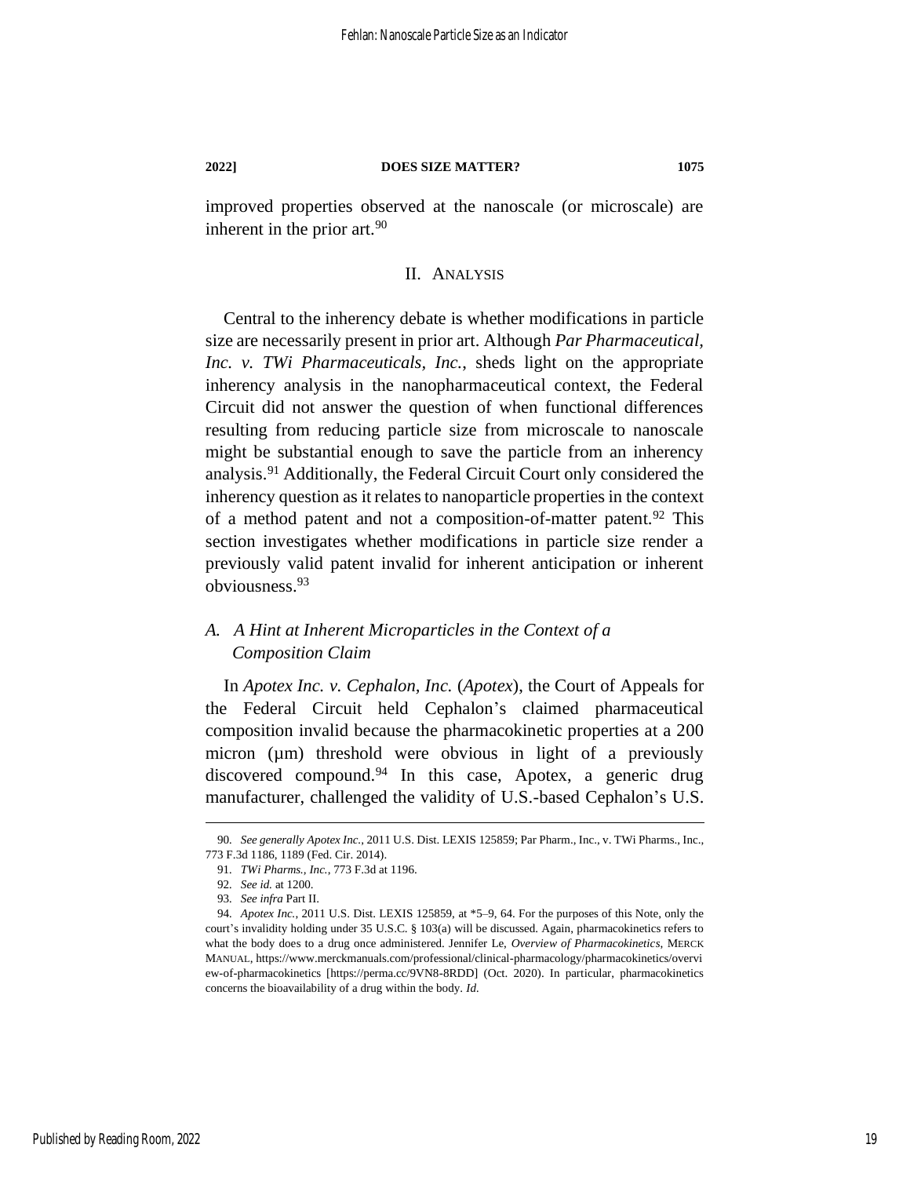improved properties observed at the nanoscale (or microscale) are inherent in the prior art.[90]

## II. Analysis

Central to the inherency debate is whether modifications in particle size are necessarily present in prior art. Although *Par Pharmaceutical, Inc. v. TWi Pharmaceuticals, Inc.*, sheds light on the appropriate inherency analysis in the nanopharmaceutical context, the Federal Circuit did not answer the question of when functional differences resulting from reducing particle size from microscale to nanoscale might be substantial enough to save the particle from an inherency analysis.[91] Additionally, the Federal Circuit Court only considered the inherency question as it relates to nanoparticle properties in the context of a method patent and not a composition-of-matter patent.[92] This section investigates whether modifications in particle size render a previously valid patent invalid for inherent anticipation or inherent obviousness.[93]

### *A. A Hint at Inherent Microparticles in the Context of a Composition Claim*

In *Apotex Inc. v. Cephalon, Inc.* (*Apotex*), the Court of Appeals for the Federal Circuit held Cephalon's claimed pharmaceutical composition invalid because the pharmacokinetic properties at a 200 micron (µm) threshold were obvious in light of a previously discovered compound.[94] In this case, Apotex, a generic drug manufacturer, challenged the validity of U.S.-based Cephalon's U.S.

---

90. *See generally Apotex Inc.*, 2011 U.S. Dist. LEXIS 125859; Par Pharm., Inc., v. TWi Pharms., Inc., 773 F.3d 1186, 1189 (Fed. Cir. 2014).

91. *TWi Pharms., Inc.*, 773 F.3d at 1196.

92. *See id.* at 1200.

93. *See infra* Part II.

94. *Apotex Inc.*, 2011 U.S. Dist. LEXIS 125859, at *5–9, 64. For the purposes of this Note, only the court's invalidity holding under 35 U.S.C. § 103(a) will be discussed. Again, pharmacokinetics refers to what the body does to a drug once administered. Jennifer Le, *Overview of Pharmacokinetics*, MERCK MANUAL, https://www.merckmanuals.com/professional/clinical-pharmacology/pharmacokinetics/overview-of-pharmacokinetics [https://perma.cc/9VN8-8RDD] (Oct. 2020). In particular, pharmacokinetics concerns the bioavailability of a drug within the body. *Id.*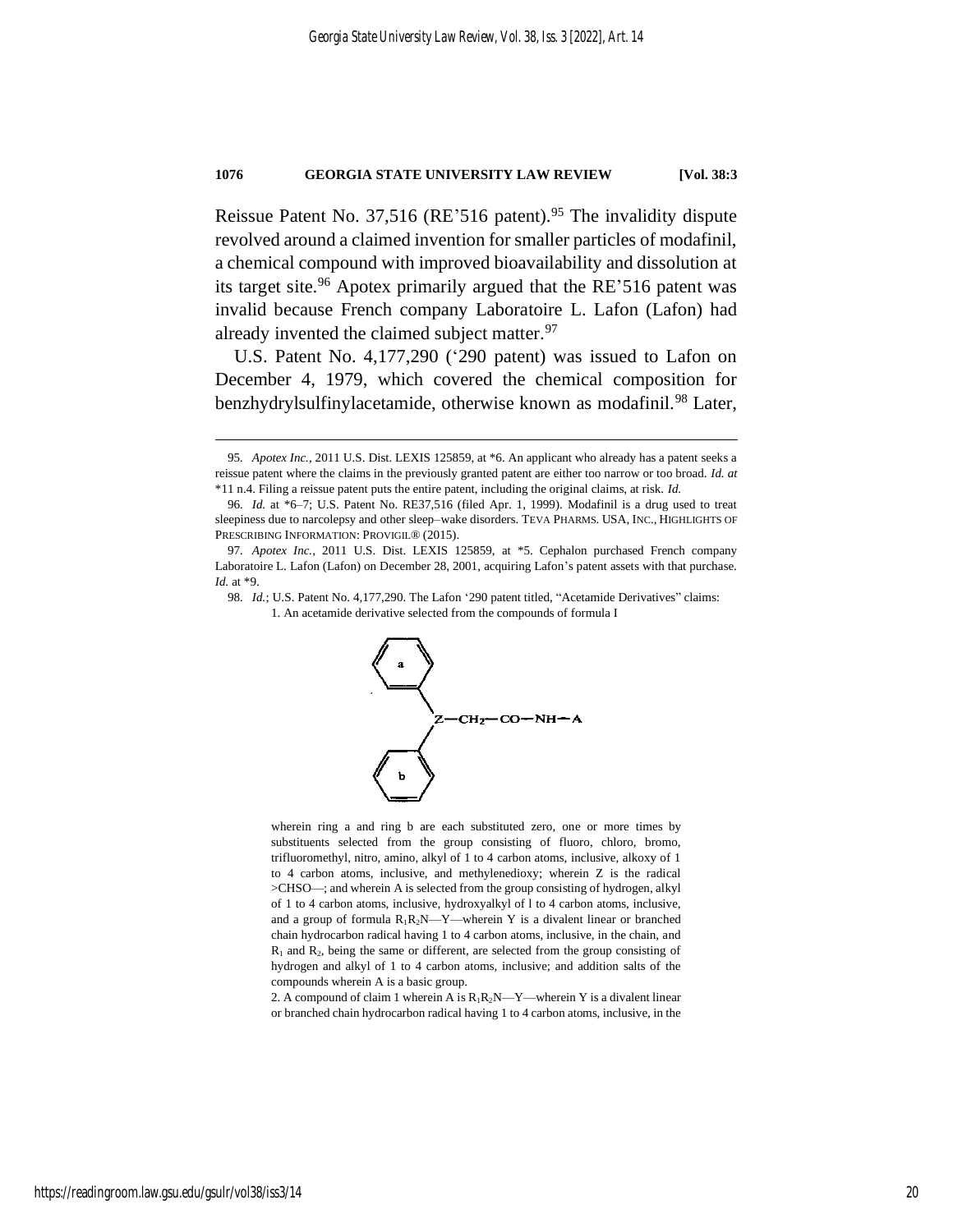Reissue Patent No. 37,516 (RE'516 patent).[95] The invalidity dispute revolved around a claimed invention for smaller particles of modafinil, a chemical compound with improved bioavailability and dissolution at its target site.[96] Apotex primarily argued that the RE'516 patent was invalid because French company Laboratoire L. Lafon (Lafon) had already invented the claimed subject matter.[97]

U.S. Patent No. 4,177,290 ('290 patent) was issued to Lafon on December 4, 1979, which covered the chemical composition for benzhydrylsulfinylacetamide, otherwise known as modafinil.[98] Later,

---

95. *Apotex Inc.*, 2011 U.S. Dist. LEXIS 125859, at \*6. An applicant who already has a patent seeks a reissue patent where the claims in the previously granted patent are either too narrow or too broad. *Id. at* \*11 n.4. Filing a reissue patent puts the entire patent, including the original claims, at risk. *Id.*

96. *Id.* at \*6–7; U.S. Patent No. RE37,516 (filed Apr. 1, 1999). Modafinil is a drug used to treat sleepiness due to narcolepsy and other sleep–wake disorders. TEVA PHARMS. USA, INC., HIGHLIGHTS OF PRESCRIBING INFORMATION: PROVIGIL® (2015).

97. *Apotex Inc.*, 2011 U.S. Dist. LEXIS 125859, at \*5. Cephalon purchased French company Laboratoire L. Lafon (Lafon) on December 28, 2001, acquiring Lafon's patent assets with that purchase. *Id.* at \*9.

98. *Id.*; U.S. Patent No. 4,177,290. The Lafon '290 patent titled, "Acetamide Derivatives" claims:

> 1. An acetamide derivative selected from the compounds of formula I
>
> $$Z—CH_2—CO—NH—A$$
>
> wherein ring a and ring b are each substituted zero, one or more times by substituents selected from the group consisting of fluoro, chloro, bromo, trifluoromethyl, nitro, amino, alkyl of 1 to 4 carbon atoms, inclusive, alkoxy of 1 to 4 carbon atoms, inclusive, and methylenedioxy; wherein Z is the radical >CHSO—; and wherein A is selected from the group consisting of hydrogen, alkyl of 1 to 4 carbon atoms, inclusive, hydroxyalkyl of l to 4 carbon atoms, inclusive, and a group of formula $R_1R_2N$—Y—wherein Y is a divalent linear or branched chain hydrocarbon radical having 1 to 4 carbon atoms, inclusive, in the chain, and $R_1$ and $R_2$, being the same or different, are selected from the group consisting of hydrogen and alkyl of 1 to 4 carbon atoms, inclusive; and addition salts of the compounds wherein A is a basic group.
>
> 2. A compound of claim 1 wherein A is $R_1R_2N$—Y—wherein Y is a divalent linear or branched chain hydrocarbon radical having 1 to 4 carbon atoms, inclusive, in the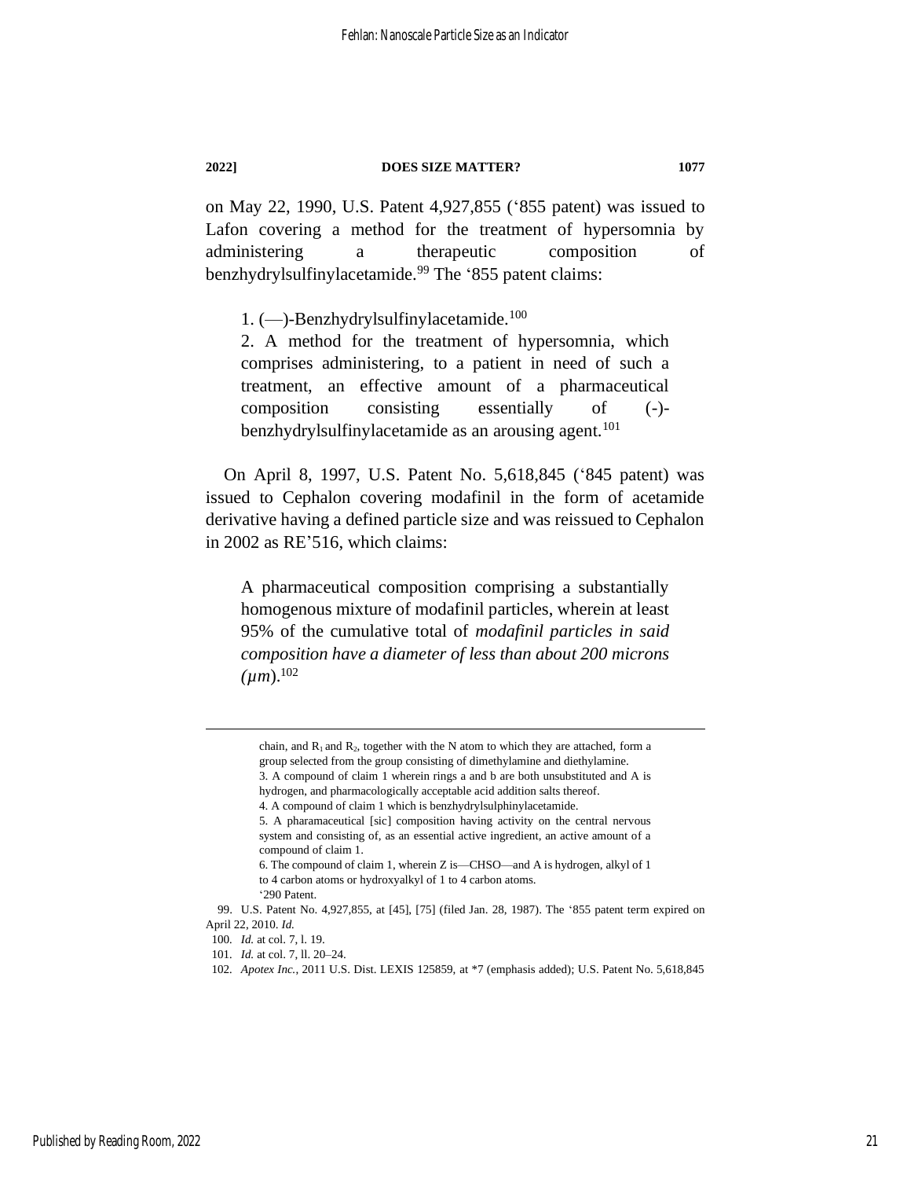on May 22, 1990, U.S. Patent 4,927,855 ('855 patent) was issued to Lafon covering a method for the treatment of hypersomnia by administering a therapeutic composition of benzhydrylsulfinylacetamide.[99] The '855 patent claims:

> 1. (—)-Benzhydrylsulfinylacetamide.[100]
>
> 2. A method for the treatment of hypersomnia, which comprises administering, to a patient in need of such a treatment, an effective amount of a pharmaceutical composition consisting essentially of (-)-benzhydrylsulfinylacetamide as an arousing agent.[101]

On April 8, 1997, U.S. Patent No. 5,618,845 ('845 patent) was issued to Cephalon covering modafinil in the form of acetamide derivative having a defined particle size and was reissued to Cephalon in 2002 as RE'516, which claims:

> A pharmaceutical composition comprising a substantially homogenous mixture of modafinil particles, wherein at least 95% of the cumulative total of *modafinil particles in said composition have a diameter of less than about 200 microns* (*μm*).[102]

---

chain, and $R_1$ and $R_2$, together with the N atom to which they are attached, form a group selected from the group consisting of dimethylamine and diethylamine.

3. A compound of claim 1 wherein rings a and b are both unsubstituted and A is hydrogen, and pharmacologically acceptable acid addition salts thereof.

4. A compound of claim 1 which is benzhydrylsulphinylacetamide.

5. A pharamaceutical [sic] composition having activity on the central nervous system and consisting of, as an essential active ingredient, an active amount of a compound of claim 1.

6. The compound of claim 1, wherein Z is—CHSO—and A is hydrogen, alkyl of 1 to 4 carbon atoms or hydroxyalkyl of 1 to 4 carbon atoms.

'290 Patent.

99. U.S. Patent No. 4,927,855, at [45], [75] (filed Jan. 28, 1987). The '855 patent term expired on April 22, 2010. *Id.*

100. *Id.* at col. 7, l. 19.

101. *Id.* at col. 7, ll. 20–24.

102. *Apotex Inc.*, 2011 U.S. Dist. LEXIS 125859, at *7 (emphasis added); U.S. Patent No. 5,618,845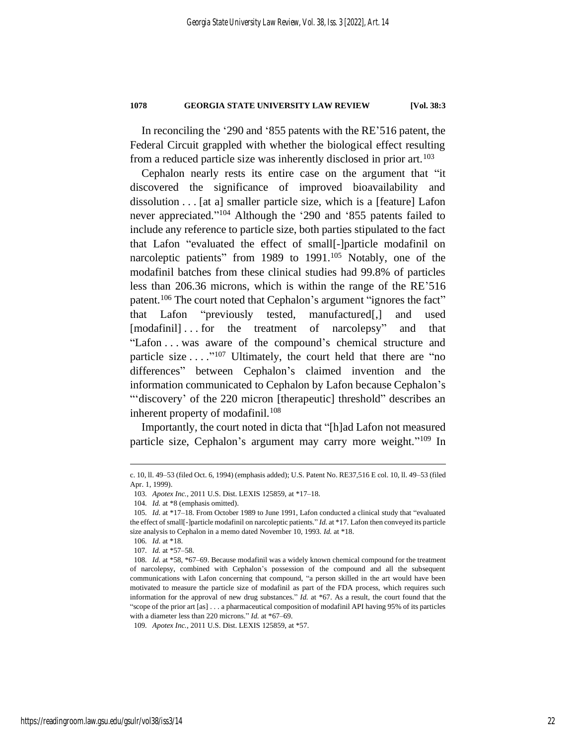In reconciling the '290 and '855 patents with the RE'516 patent, the Federal Circuit grappled with whether the biological effect resulting from a reduced particle size was inherently disclosed in prior art.[103]

Cephalon nearly rests its entire case on the argument that "it discovered the significance of improved bioavailability and dissolution . . . [at a] smaller particle size, which is a [feature] Lafon never appreciated."[104] Although the '290 and '855 patents failed to include any reference to particle size, both parties stipulated to the fact that Lafon "evaluated the effect of small[-]particle modafinil on narcoleptic patients" from 1989 to 1991.[105] Notably, one of the modafinil batches from these clinical studies had 99.8% of particles less than 206.36 microns, which is within the range of the RE'516 patent.[106] The court noted that Cephalon's argument "ignores the fact" that Lafon "previously tested, manufactured[,] and used [modafinil] . . . for the treatment of narcolepsy" and that "Lafon . . . was aware of the compound's chemical structure and particle size . . . ."[107] Ultimately, the court held that there are "no differences" between Cephalon's claimed invention and the information communicated to Cephalon by Lafon because Cephalon's "'discovery' of the 220 micron [therapeutic] threshold" describes an inherent property of modafinil.[108]

Importantly, the court noted in dicta that "[h]ad Lafon not measured particle size, Cephalon's argument may carry more weight."[109] In

---

c. 10, ll. 49–53 (filed Oct. 6, 1994) (emphasis added); U.S. Patent No. RE37,516 E col. 10, ll. 49–53 (filed Apr. 1, 1999).

103. *Apotex Inc.*, 2011 U.S. Dist. LEXIS 125859, at *17–18.

104. *Id.* at *8 (emphasis omitted).

105. *Id.* at *17–18. From October 1989 to June 1991, Lafon conducted a clinical study that "evaluated the effect of small[-]particle modafinil on narcoleptic patients." *Id.* at *17. Lafon then conveyed its particle size analysis to Cephalon in a memo dated November 10, 1993. *Id.* at *18.

106. *Id.* at *18.

107. *Id.* at *57–58.

108. *Id.* at *58, *67–69. Because modafinil was a widely known chemical compound for the treatment of narcolepsy, combined with Cephalon's possession of the compound and all the subsequent communications with Lafon concerning that compound, "a person skilled in the art would have been motivated to measure the particle size of modafinil as part of the FDA process, which requires such information for the approval of new drug substances." *Id.* at *67. As a result, the court found that the "scope of the prior art [as] . . . a pharmaceutical composition of modafinil API having 95% of its particles with a diameter less than 220 microns." *Id.* at *67–69.

109. *Apotex Inc.*, 2011 U.S. Dist. LEXIS 125859, at *57.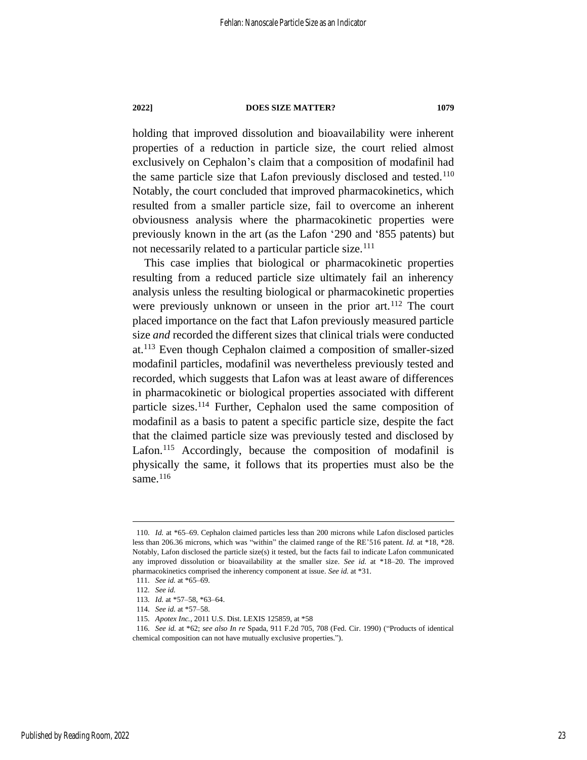holding that improved dissolution and bioavailability were inherent properties of a reduction in particle size, the court relied almost exclusively on Cephalon's claim that a composition of modafinil had the same particle size that Lafon previously disclosed and tested.[110] Notably, the court concluded that improved pharmacokinetics, which resulted from a smaller particle size, fail to overcome an inherent obviousness analysis where the pharmacokinetic properties were previously known in the art (as the Lafon '290 and '855 patents) but not necessarily related to a particular particle size.[111]

This case implies that biological or pharmacokinetic properties resulting from a reduced particle size ultimately fail an inherency analysis unless the resulting biological or pharmacokinetic properties were previously unknown or unseen in the prior art.[112] The court placed importance on the fact that Lafon previously measured particle size *and* recorded the different sizes that clinical trials were conducted at.[113] Even though Cephalon claimed a composition of smaller-sized modafinil particles, modafinil was nevertheless previously tested and recorded, which suggests that Lafon was at least aware of differences in pharmacokinetic or biological properties associated with different particle sizes.[114] Further, Cephalon used the same composition of modafinil as a basis to patent a specific particle size, despite the fact that the claimed particle size was previously tested and disclosed by Lafon.[115] Accordingly, because the composition of modafinil is physically the same, it follows that its properties must also be the same.[116]

---

110. *Id.* at *65–69. Cephalon claimed particles less than 200 microns while Lafon disclosed particles less than 206.36 microns, which was "within" the claimed range of the RE'516 patent. *Id.* at *18, *28. Notably, Lafon disclosed the particle size(s) it tested, but the facts fail to indicate Lafon communicated any improved dissolution or bioavailability at the smaller size. *See id.* at *18–20. The improved pharmacokinetics comprised the inherency component at issue. *See id.* at *31.

111. *See id.* at *65–69.

112. *See id.*

113. *Id.* at *57–58, *63–64.

114. *See id.* at *57–58.

115. *Apotex Inc.*, 2011 U.S. Dist. LEXIS 125859, at *58

116. *See id.* at *62; *see also In re* Spada, 911 F.2d 705, 708 (Fed. Cir. 1990) ("Products of identical chemical composition can not have mutually exclusive properties.").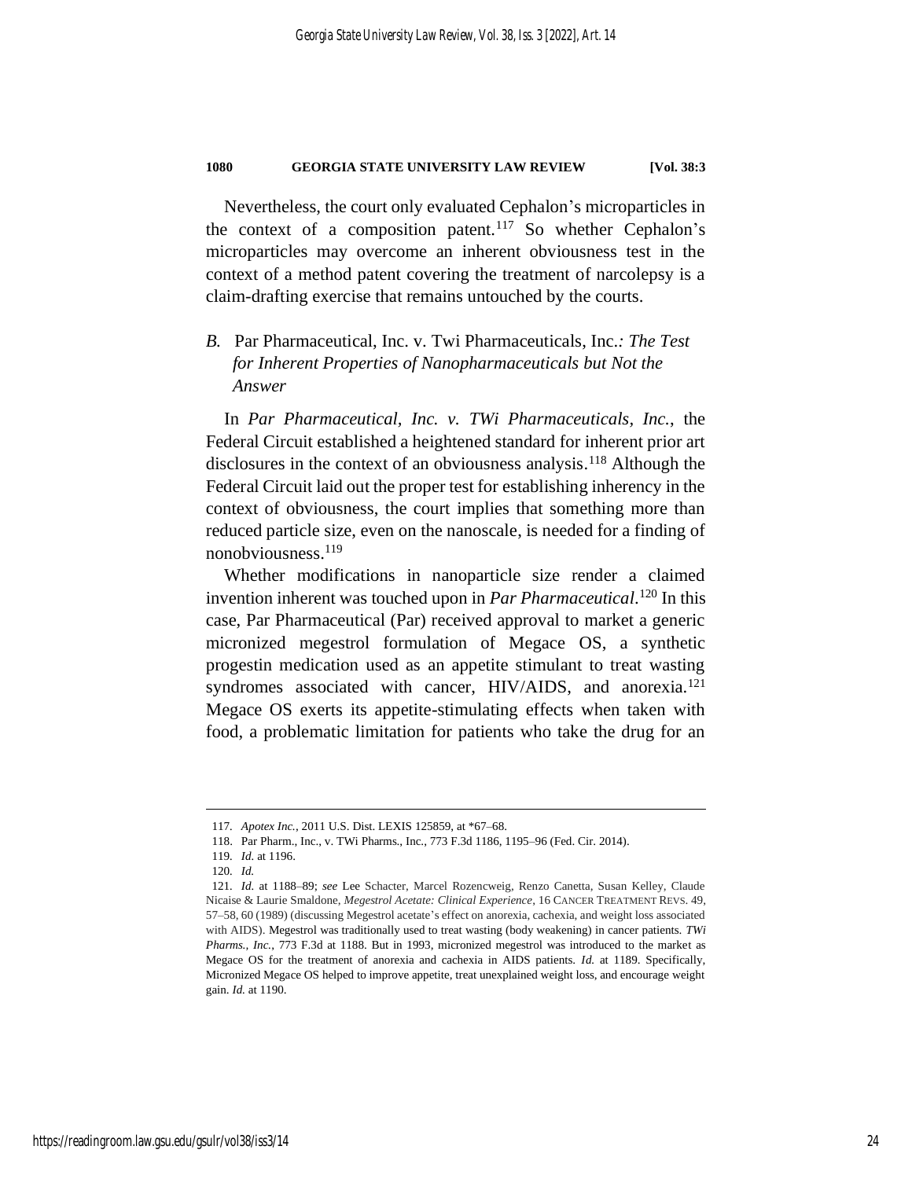Nevertheless, the court only evaluated Cephalon's microparticles in the context of a composition patent.[117] So whether Cephalon's microparticles may overcome an inherent obviousness test in the context of a method patent covering the treatment of narcolepsy is a claim-drafting exercise that remains untouched by the courts.

### *B.* Par Pharmaceutical, Inc. v. Twi Pharmaceuticals, Inc.*: The Test for Inherent Properties of Nanopharmaceuticals but Not the Answer*

In *Par Pharmaceutical, Inc. v. TWi Pharmaceuticals, Inc.*, the Federal Circuit established a heightened standard for inherent prior art disclosures in the context of an obviousness analysis.[118] Although the Federal Circuit laid out the proper test for establishing inherency in the context of obviousness, the court implies that something more than reduced particle size, even on the nanoscale, is needed for a finding of nonobviousness.[119]

Whether modifications in nanoparticle size render a claimed invention inherent was touched upon in *Par Pharmaceutical*.[120] In this case, Par Pharmaceutical (Par) received approval to market a generic micronized megestrol formulation of Megace OS, a synthetic progestin medication used as an appetite stimulant to treat wasting syndromes associated with cancer, HIV/AIDS, and anorexia.[121] Megace OS exerts its appetite-stimulating effects when taken with food, a problematic limitation for patients who take the drug for an

---

117. *Apotex Inc.*, 2011 U.S. Dist. LEXIS 125859, at *67–68.

118. Par Pharm., Inc., v. TWi Pharms., Inc., 773 F.3d 1186, 1195–96 (Fed. Cir. 2014).

119. *Id.* at 1196.

120. *Id.*

121. *Id.* at 1188–89; *see* Lee Schacter, Marcel Rozencweig, Renzo Canetta, Susan Kelley, Claude Nicaise & Laurie Smaldone, *Megestrol Acetate: Clinical Experience*, 16 CANCER TREATMENT REVS. 49, 57–58, 60 (1989) (discussing Megestrol acetate's effect on anorexia, cachexia, and weight loss associated with AIDS). Megestrol was traditionally used to treat wasting (body weakening) in cancer patients. *TWi Pharms., Inc.*, 773 F.3d at 1188. But in 1993, micronized megestrol was introduced to the market as Megace OS for the treatment of anorexia and cachexia in AIDS patients. *Id.* at 1189. Specifically, Micronized Megace OS helped to improve appetite, treat unexplained weight loss, and encourage weight gain. *Id.* at 1190.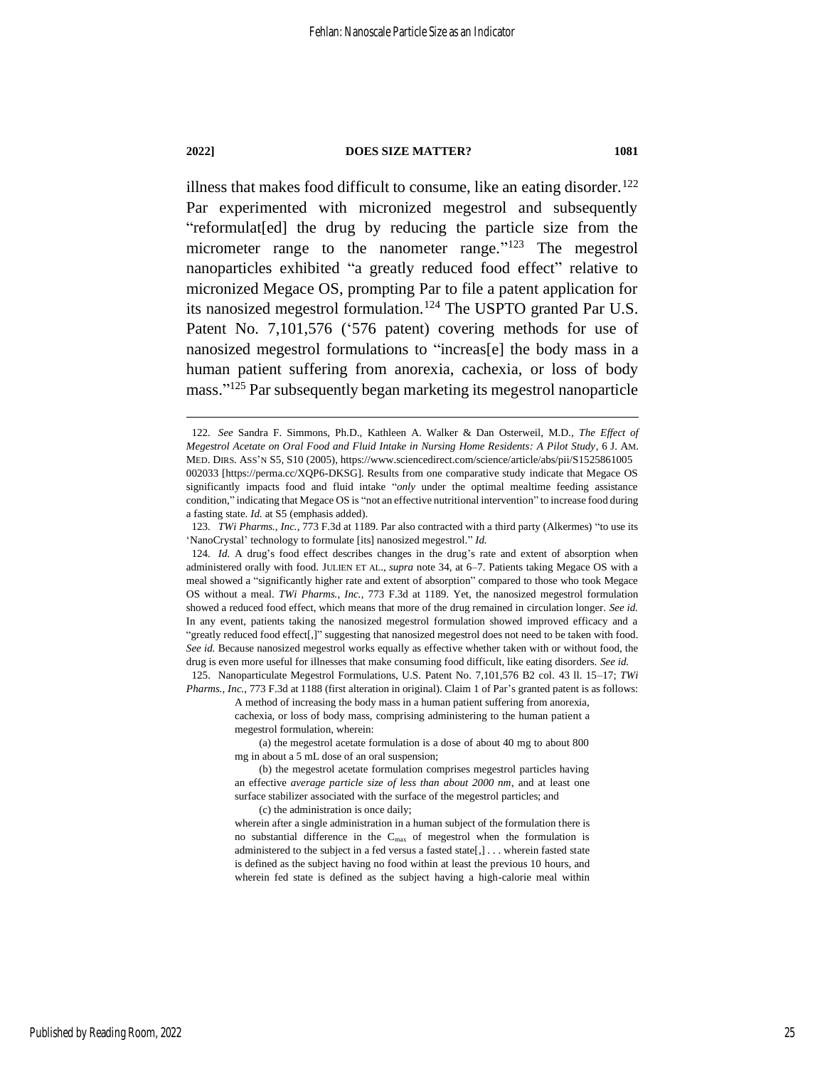illness that makes food difficult to consume, like an eating disorder.[122] Par experimented with micronized megestrol and subsequently "reformulat[ed] the drug by reducing the particle size from the micrometer range to the nanometer range."[123] The megestrol nanoparticles exhibited "a greatly reduced food effect" relative to micronized Megace OS, prompting Par to file a patent application for its nanosized megestrol formulation.[124] The USPTO granted Par U.S. Patent No. 7,101,576 ('576 patent) covering methods for use of nanosized megestrol formulations to "increas[e] the body mass in a human patient suffering from anorexia, cachexia, or loss of body mass."[125] Par subsequently began marketing its megestrol nanoparticle

---

122. *See* Sandra F. Simmons, Ph.D., Kathleen A. Walker & Dan Osterweil, M.D., *The Effect of Megestrol Acetate on Oral Food and Fluid Intake in Nursing Home Residents: A Pilot Study*, 6 J. AM. MED. DIRS. ASS'N S5, S10 (2005), https://www.sciencedirect.com/science/article/abs/pii/S1525861005002033 [https://perma.cc/XQP6-DKSG]. Results from one comparative study indicate that Megace OS significantly impacts food and fluid intake "*only* under the optimal mealtime feeding assistance condition," indicating that Megace OS is "not an effective nutritional intervention" to increase food during a fasting state. *Id.* at S5 (emphasis added).

123. *TWi Pharms., Inc.*, 773 F.3d at 1189. Par also contracted with a third party (Alkermes) "to use its 'NanoCrystal' technology to formulate [its] nanosized megestrol." *Id.*

124. *Id.* A drug's food effect describes changes in the drug's rate and extent of absorption when administered orally with food. JULIEN ET AL., *supra* note 34, at 6–7. Patients taking Megace OS with a meal showed a "significantly higher rate and extent of absorption" compared to those who took Megace OS without a meal. *TWi Pharms., Inc.*, 773 F.3d at 1189. Yet, the nanosized megestrol formulation showed a reduced food effect, which means that more of the drug remained in circulation longer. *See id.* In any event, patients taking the nanosized megestrol formulation showed improved efficacy and a "greatly reduced food effect[,]" suggesting that nanosized megestrol does not need to be taken with food. *See id.* Because nanosized megestrol works equally as effective whether taken with or without food, the drug is even more useful for illnesses that make consuming food difficult, like eating disorders. *See id.*

125. Nanoparticulate Megestrol Formulations, U.S. Patent No. 7,101,576 B2 col. 43 ll. 15–17; *TWi Pharms., Inc.*, 773 F.3d at 1188 (first alteration in original). Claim 1 of Par's granted patent is as follows:

> A method of increasing the body mass in a human patient suffering from anorexia, cachexia, or loss of body mass, comprising administering to the human patient a megestrol formulation, wherein:
>
> (a) the megestrol acetate formulation is a dose of about 40 mg to about 800 mg in about a 5 mL dose of an oral suspension;
>
> (b) the megestrol acetate formulation comprises megestrol particles having an effective *average particle size of less than about 2000 nm*, and at least one surface stabilizer associated with the surface of the megestrol particles; and
>
> (c) the administration is once daily;
>
> wherein after a single administration in a human subject of the formulation there is no substantial difference in the $C_{max}$ of megestrol when the formulation is administered to the subject in a fed versus a fasted state[,] . . . wherein fasted state is defined as the subject having no food within at least the previous 10 hours, and wherein fed state is defined as the subject having a high-calorie meal within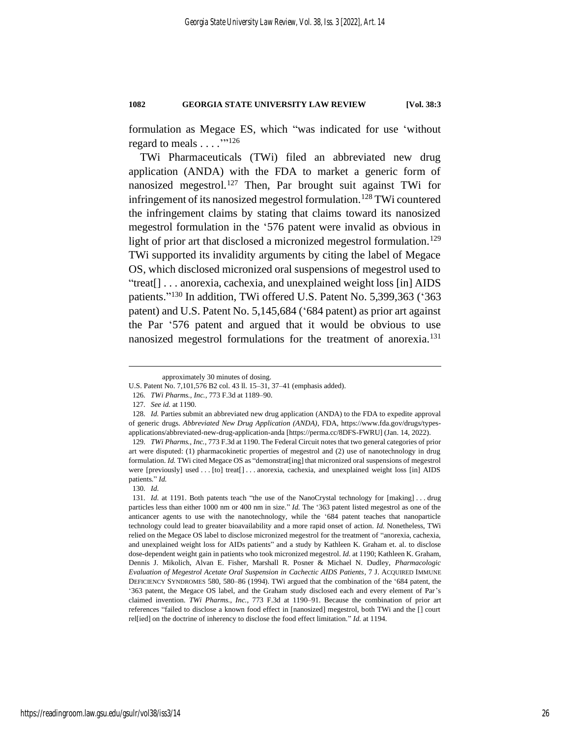formulation as Megace ES, which "was indicated for use 'without regard to meals . . . .'"[126]

TWi Pharmaceuticals (TWi) filed an abbreviated new drug application (ANDA) with the FDA to market a generic form of nanosized megestrol.[127] Then, Par brought suit against TWi for infringement of its nanosized megestrol formulation.[128] TWi countered the infringement claims by stating that claims toward its nanosized megestrol formulation in the '576 patent were invalid as obvious in light of prior art that disclosed a micronized megestrol formulation.[129] TWi supported its invalidity arguments by citing the label of Megace OS, which disclosed micronized oral suspensions of megestrol used to "treat[] . . . anorexia, cachexia, and unexplained weight loss [in] AIDS patients."[130] In addition, TWi offered U.S. Patent No. 5,399,363 ('363 patent) and U.S. Patent No. 5,145,684 ('684 patent) as prior art against the Par '576 patent and argued that it would be obvious to use nanosized megestrol formulations for the treatment of anorexia.[131]

---

approximately 30 minutes of dosing.

U.S. Patent No. 7,101,576 B2 col. 43 ll. 15–31, 37–41 (emphasis added).

126. *TWi Pharms., Inc.*, 773 F.3d at 1189–90.

127. *See id.* at 1190.

128. *Id.* Parties submit an abbreviated new drug application (ANDA) to the FDA to expedite approval of generic drugs. *Abbreviated New Drug Application (ANDA)*, FDA, https://www.fda.gov/drugs/types-applications/abbreviated-new-drug-application-anda [https://perma.cc/8DFS-FWRU] (Jan. 14, 2022).

129. *TWi Pharms., Inc.*, 773 F.3d at 1190. The Federal Circuit notes that two general categories of prior art were disputed: (1) pharmacokinetic properties of megestrol and (2) use of nanotechnology in drug formulation. *Id.* TWi cited Megace OS as "demonstrat[ing] that micronized oral suspensions of megestrol were [previously] used . . . [to] treat[] . . . anorexia, cachexia, and unexplained weight loss [in] AIDS patients." *Id.*

130. *Id.*

131. *Id.* at 1191. Both patents teach "the use of the NanoCrystal technology for [making] . . . drug particles less than either 1000 nm or 400 nm in size." *Id.* The '363 patent listed megestrol as one of the anticancer agents to use with the nanotechnology, while the '684 patent teaches that nanoparticle technology could lead to greater bioavailability and a more rapid onset of action. *Id.* Nonetheless, TWi relied on the Megace OS label to disclose micronized megestrol for the treatment of "anorexia, cachexia, and unexplained weight loss for AIDs patients" and a study by Kathleen K. Graham et. al. to disclose dose-dependent weight gain in patients who took micronized megestrol. *Id.* at 1190; Kathleen K. Graham, Dennis J. Mikolich, Alvan E. Fisher, Marshall R. Posner & Michael N. Dudley, *Pharmacologic Evaluation of Megestrol Acetate Oral Suspension in Cachectic AIDS Patients*, 7 J. ACQUIRED IMMUNE DEFICIENCY SYNDROMES 580, 580–86 (1994). TWi argued that the combination of the '684 patent, the '363 patent, the Megace OS label, and the Graham study disclosed each and every element of Par's claimed invention. *TWi Pharms., Inc.*, 773 F.3d at 1190–91. Because the combination of prior art references "failed to disclose a known food effect in [nanosized] megestrol, both TWi and the [] court rel[ied] on the doctrine of inherency to disclose the food effect limitation." *Id.* at 1194.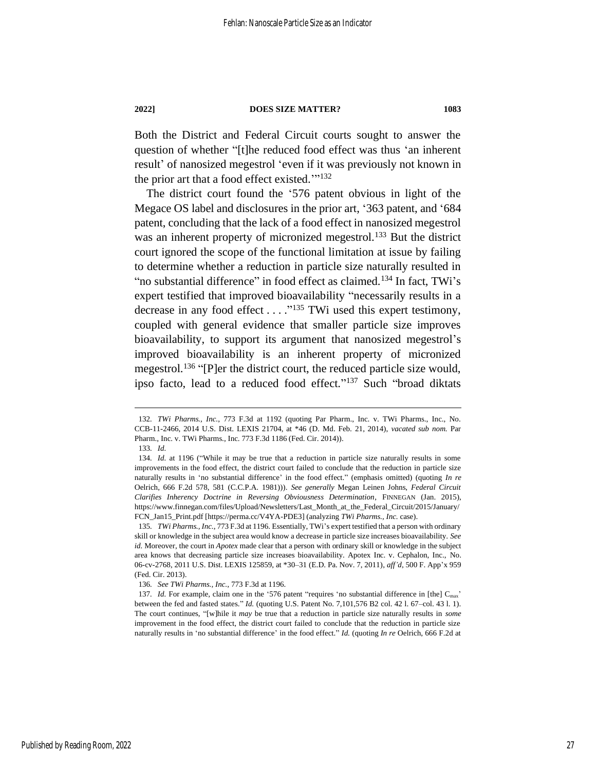Both the District and Federal Circuit courts sought to answer the question of whether "[t]he reduced food effect was thus 'an inherent result' of nanosized megestrol 'even if it was previously not known in the prior art that a food effect existed.'"[132]

The district court found the '576 patent obvious in light of the Megace OS label and disclosures in the prior art, '363 patent, and '684 patent, concluding that the lack of a food effect in nanosized megestrol was an inherent property of micronized megestrol.[133] But the district court ignored the scope of the functional limitation at issue by failing to determine whether a reduction in particle size naturally resulted in "no substantial difference" in food effect as claimed.[134] In fact, TWi's expert testified that improved bioavailability "necessarily results in a decrease in any food effect . . . ."[135] TWi used this expert testimony, coupled with general evidence that smaller particle size improves bioavailability, to support its argument that nanosized megestrol's improved bioavailability is an inherent property of micronized megestrol.[136] "[P]er the district court, the reduced particle size would, ipso facto, lead to a reduced food effect."[137] Such "broad diktats

---

132. *TWi Pharms., Inc.*, 773 F.3d at 1192 (quoting Par Pharm., Inc. v. TWi Pharms., Inc., No. CCB-11-2466, 2014 U.S. Dist. LEXIS 21704, at *46 (D. Md. Feb. 21, 2014), *vacated sub nom.* Par Pharm., Inc. v. TWi Pharms., Inc. 773 F.3d 1186 (Fed. Cir. 2014)).

133. *Id.*

134. *Id.* at 1196 ("While it may be true that a reduction in particle size naturally results in some improvements in the food effect, the district court failed to conclude that the reduction in particle size naturally results in 'no substantial difference' in the food effect." (emphasis omitted) (quoting *In re* Oelrich, 666 F.2d 578, 581 (C.C.P.A. 1981))). *See generally* Megan Leinen Johns, *Federal Circuit Clarifies Inherency Doctrine in Reversing Obviousness Determination*, FINNEGAN (Jan. 2015), https://www.finnegan.com/files/Upload/Newsletters/Last_Month_at_the_Federal_Circuit/2015/January/FCN_Jan15_Print.pdf [https://perma.cc/V4YA-PDE3] (analyzing *TWi Pharms., Inc.* case).

135. *TWi Pharms., Inc.*, 773 F.3d at 1196. Essentially, TWi's expert testified that a person with ordinary skill or knowledge in the subject area would know a decrease in particle size increases bioavailability. *See id.* Moreover, the court in *Apotex* made clear that a person with ordinary skill or knowledge in the subject area knows that decreasing particle size increases bioavailability. Apotex Inc. v. Cephalon, Inc., No. 06-cv-2768, 2011 U.S. Dist. LEXIS 125859, at *30–31 (E.D. Pa. Nov. 7, 2011), *aff'd*, 500 F. App'x 959 (Fed. Cir. 2013).

136. *See TWi Pharms., Inc.*, 773 F.3d at 1196.

137. *Id.* For example, claim one in the '576 patent "requires 'no substantial difference in [the] $C_{max}$' between the fed and fasted states." *Id.* (quoting U.S. Patent No. 7,101,576 B2 col. 42 l. 67–col. 43 l. 1). The court continues, "[w]hile it *may* be true that a reduction in particle size naturally results in *some* improvement in the food effect, the district court failed to conclude that the reduction in particle size naturally results in 'no substantial difference' in the food effect." *Id.* (quoting *In re* Oelrich, 666 F.2d at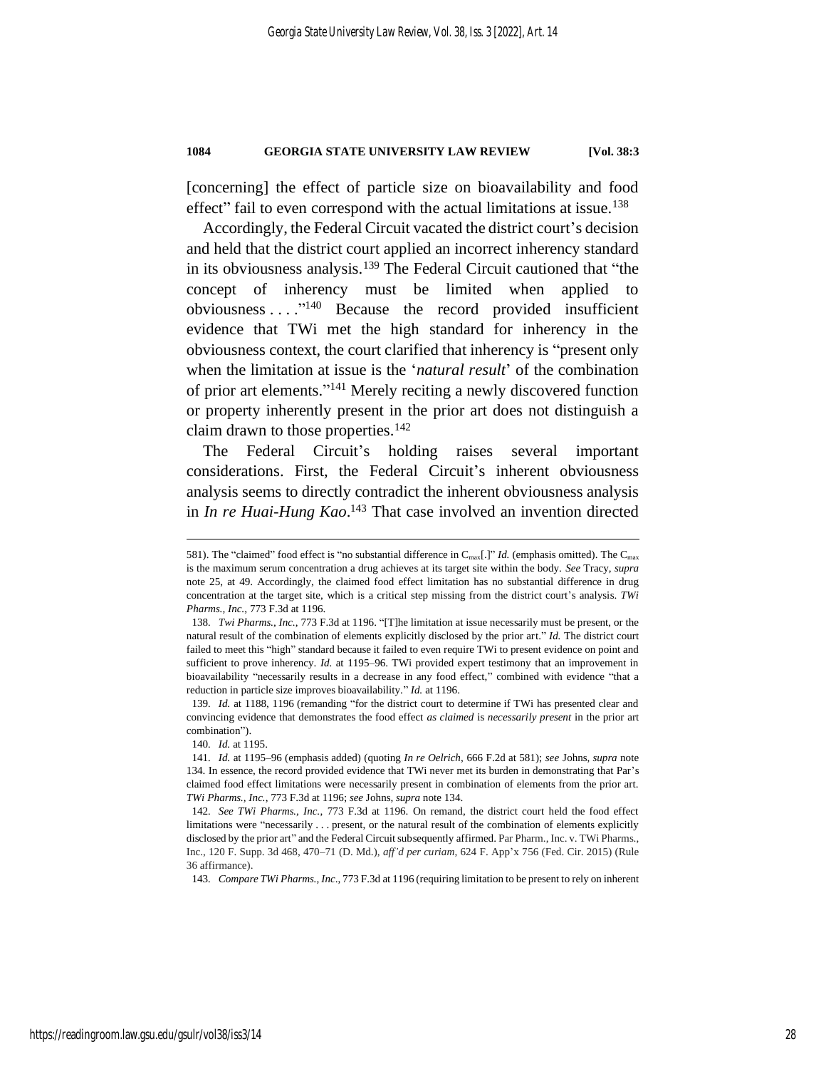[concerning] the effect of particle size on bioavailability and food effect" fail to even correspond with the actual limitations at issue.[138]

Accordingly, the Federal Circuit vacated the district court's decision and held that the district court applied an incorrect inherency standard in its obviousness analysis.[139] The Federal Circuit cautioned that "the concept of inherency must be limited when applied to obviousness . . . ."[140] Because the record provided insufficient evidence that TWi met the high standard for inherency in the obviousness context, the court clarified that inherency is "present only when the limitation at issue is the '*natural result*' of the combination of prior art elements."[141] Merely reciting a newly discovered function or property inherently present in the prior art does not distinguish a claim drawn to those properties.[142]

The Federal Circuit's holding raises several important considerations. First, the Federal Circuit's inherent obviousness analysis seems to directly contradict the inherent obviousness analysis in *In re Huai-Hung Kao*.[143] That case involved an invention directed

---

581). The "claimed" food effect is "no substantial difference in $C_{max}$[.]" *Id.* (emphasis omitted). The $C_{max}$ is the maximum serum concentration a drug achieves at its target site within the body. *See* Tracy, *supra* note 25, at 49. Accordingly, the claimed food effect limitation has no substantial difference in drug concentration at the target site, which is a critical step missing from the district court's analysis. *TWi Pharms., Inc.*, 773 F.3d at 1196.

138. *Twi Pharms., Inc.*, 773 F.3d at 1196. "[T]he limitation at issue necessarily must be present, or the natural result of the combination of elements explicitly disclosed by the prior art." *Id.* The district court failed to meet this "high" standard because it failed to even require TWi to present evidence on point and sufficient to prove inherency. *Id.* at 1195–96. TWi provided expert testimony that an improvement in bioavailability "necessarily results in a decrease in any food effect," combined with evidence "that a reduction in particle size improves bioavailability." *Id.* at 1196.

139. *Id.* at 1188, 1196 (remanding "for the district court to determine if TWi has presented clear and convincing evidence that demonstrates the food effect *as claimed* is *necessarily present* in the prior art combination").

140. *Id.* at 1195.

141. *Id.* at 1195–96 (emphasis added) (quoting *In re Oelrich*, 666 F.2d at 581); *see* Johns, *supra* note 134. In essence, the record provided evidence that TWi never met its burden in demonstrating that Par's claimed food effect limitations were necessarily present in combination of elements from the prior art. *TWi Pharms., Inc.*, 773 F.3d at 1196; *see* Johns, *supra* note 134.

142. *See TWi Pharms., Inc.*, 773 F.3d at 1196. On remand, the district court held the food effect limitations were "necessarily . . . present, or the natural result of the combination of elements explicitly disclosed by the prior art" and the Federal Circuit subsequently affirmed. Par Pharm., Inc. v. TWi Pharms., Inc., 120 F. Supp. 3d 468, 470–71 (D. Md.), *aff'd per curiam*, 624 F. App'x 756 (Fed. Cir. 2015) (Rule 36 affirmance).

143. *Compare TWi Pharms., Inc*., 773 F.3d at 1196 (requiring limitation to be present to rely on inherent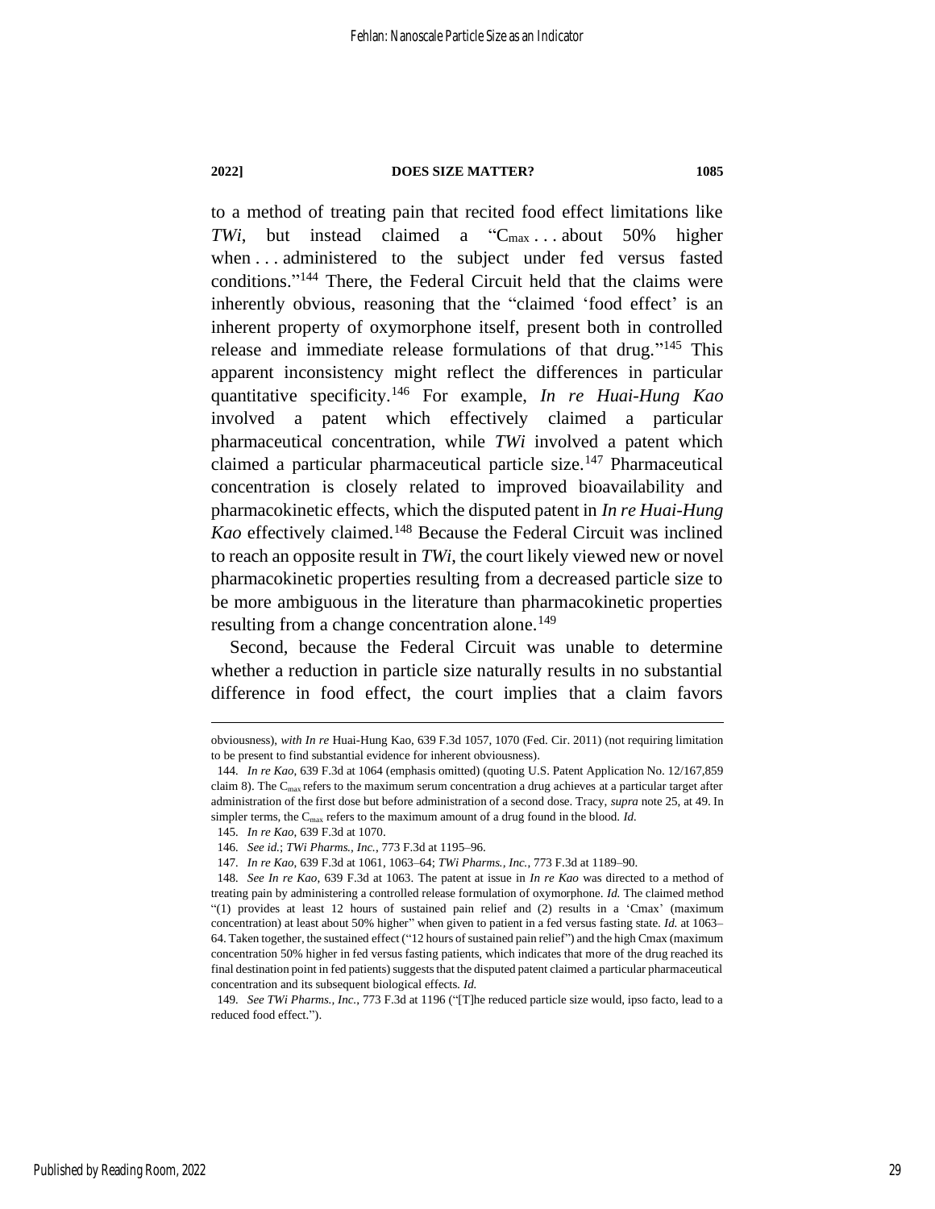to a method of treating pain that recited food effect limitations like *TWi*, but instead claimed a "$C_{max}$ . . . about 50% higher when . . . administered to the subject under fed versus fasted conditions."[144] There, the Federal Circuit held that the claims were inherently obvious, reasoning that the "claimed 'food effect' is an inherent property of oxymorphone itself, present both in controlled release and immediate release formulations of that drug."[145] This apparent inconsistency might reflect the differences in particular quantitative specificity.[146] For example, *In re Huai-Hung Kao* involved a patent which effectively claimed a particular pharmaceutical concentration, while *TWi* involved a patent which claimed a particular pharmaceutical particle size.[147] Pharmaceutical concentration is closely related to improved bioavailability and pharmacokinetic effects, which the disputed patent in *In re Huai-Hung Kao* effectively claimed.[148] Because the Federal Circuit was inclined to reach an opposite result in *TWi*, the court likely viewed new or novel pharmacokinetic properties resulting from a decreased particle size to be more ambiguous in the literature than pharmacokinetic properties resulting from a change concentration alone.[149]

Second, because the Federal Circuit was unable to determine whether a reduction in particle size naturally results in no substantial difference in food effect, the court implies that a claim favors

---

obviousness), *with In re* Huai-Hung Kao, 639 F.3d 1057, 1070 (Fed. Cir. 2011) (not requiring limitation to be present to find substantial evidence for inherent obviousness).

144. *In re Kao*, 639 F.3d at 1064 (emphasis omitted) (quoting U.S. Patent Application No. 12/167,859 claim 8). The $C_{max}$ refers to the maximum serum concentration a drug achieves at a particular target after administration of the first dose but before administration of a second dose. Tracy, *supra* note 25, at 49. In simpler terms, the $C_{max}$ refers to the maximum amount of a drug found in the blood. *Id.*

145. *In re Kao*, 639 F.3d at 1070.

146. *See id.*; *TWi Pharms., Inc.*, 773 F.3d at 1195–96.

147. *In re Kao*, 639 F.3d at 1061, 1063–64; *TWi Pharms., Inc.*, 773 F.3d at 1189–90.

148. *See In re Kao*, 639 F.3d at 1063. The patent at issue in *In re Kao* was directed to a method of treating pain by administering a controlled release formulation of oxymorphone. *Id.* The claimed method "(1) provides at least 12 hours of sustained pain relief and (2) results in a 'Cmax' (maximum concentration) at least about 50% higher" when given to patient in a fed versus fasting state. *Id.* at 1063–64. Taken together, the sustained effect ("12 hours of sustained pain relief") and the high Cmax (maximum concentration 50% higher in fed versus fasting patients, which indicates that more of the drug reached its final destination point in fed patients) suggests that the disputed patent claimed a particular pharmaceutical concentration and its subsequent biological effects. *Id.*

149. *See TWi Pharms., Inc.*, 773 F.3d at 1196 ("[T]he reduced particle size would, ipso facto, lead to a reduced food effect.").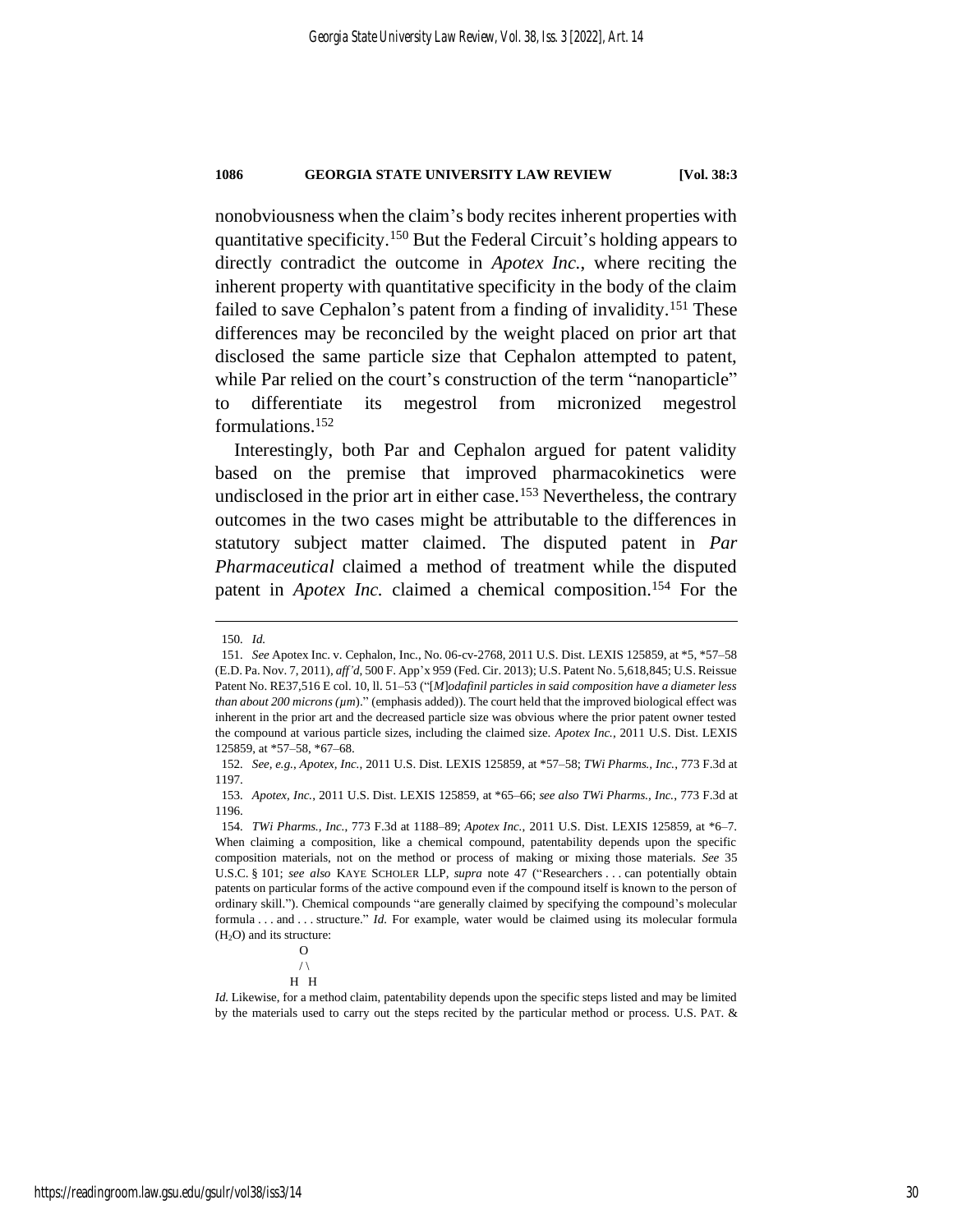nonobviousness when the claim's body recites inherent properties with quantitative specificity.[150] But the Federal Circuit's holding appears to directly contradict the outcome in *Apotex Inc.*, where reciting the inherent property with quantitative specificity in the body of the claim failed to save Cephalon's patent from a finding of invalidity.[151] These differences may be reconciled by the weight placed on prior art that disclosed the same particle size that Cephalon attempted to patent, while Par relied on the court's construction of the term "nanoparticle" to differentiate its megestrol from micronized megestrol formulations.[152]

Interestingly, both Par and Cephalon argued for patent validity based on the premise that improved pharmacokinetics were undisclosed in the prior art in either case.[153] Nevertheless, the contrary outcomes in the two cases might be attributable to the differences in statutory subject matter claimed. The disputed patent in *Par Pharmaceutical* claimed a method of treatment while the disputed patent in *Apotex Inc.* claimed a chemical composition.[154] For the

---

150. *Id.*

151. *See* Apotex Inc. v. Cephalon, Inc., No. 06-cv-2768, 2011 U.S. Dist. LEXIS 125859, at *5, *57–58 (E.D. Pa. Nov. 7, 2011), *aff'd*, 500 F. App'x 959 (Fed. Cir. 2013); U.S. Patent No. 5,618,845; U.S. Reissue Patent No. RE37,516 E col. 10, ll. 51–53 ("[*M*]*odafinil particles in said composition have a diameter less than about 200 microns (µm)*." (emphasis added)). The court held that the improved biological effect was inherent in the prior art and the decreased particle size was obvious where the prior patent owner tested the compound at various particle sizes, including the claimed size. *Apotex Inc.*, 2011 U.S. Dist. LEXIS 125859, at *57–58, *67–68.

152. *See, e.g.*, *Apotex, Inc.*, 2011 U.S. Dist. LEXIS 125859, at *57–58; *TWi Pharms., Inc.*, 773 F.3d at 1197.

153. *Apotex, Inc.*, 2011 U.S. Dist. LEXIS 125859, at *65–66; *see also TWi Pharms., Inc.*, 773 F.3d at 1196.

154. *TWi Pharms., Inc.*, 773 F.3d at 1188–89; *Apotex Inc.*, 2011 U.S. Dist. LEXIS 125859, at *6–7. When claiming a composition, like a chemical compound, patentability depends upon the specific composition materials, not on the method or process of making or mixing those materials. *See* 35 U.S.C. § 101; *see also* KAYE SCHOLER LLP, *supra* note 47 ("Researchers . . . can potentially obtain patents on particular forms of the active compound even if the compound itself is known to the person of ordinary skill."). Chemical compounds "are generally claimed by specifying the compound's molecular formula . . . and . . . structure." *Id.* For example, water would be claimed using its molecular formula ($H_2O$) and its structure:

```
  O
 / \
H   H
```

*Id.* Likewise, for a method claim, patentability depends upon the specific steps listed and may be limited by the materials used to carry out the steps recited by the particular method or process. U.S. PAT. &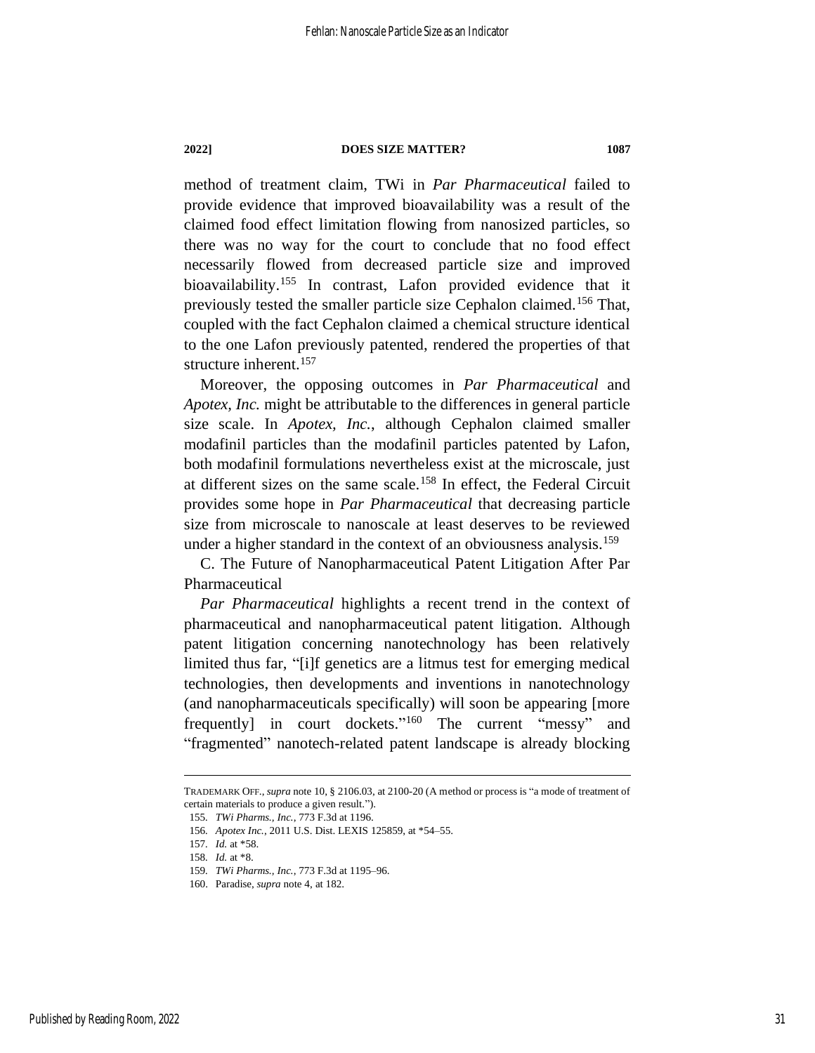method of treatment claim, TWi in *Par Pharmaceutical* failed to provide evidence that improved bioavailability was a result of the claimed food effect limitation flowing from nanosized particles, so there was no way for the court to conclude that no food effect necessarily flowed from decreased particle size and improved bioavailability.[155] In contrast, Lafon provided evidence that it previously tested the smaller particle size Cephalon claimed.[156] That, coupled with the fact Cephalon claimed a chemical structure identical to the one Lafon previously patented, rendered the properties of that structure inherent.[157]

Moreover, the opposing outcomes in *Par Pharmaceutical* and *Apotex, Inc.* might be attributable to the differences in general particle size scale. In *Apotex, Inc.*, although Cephalon claimed smaller modafinil particles than the modafinil particles patented by Lafon, both modafinil formulations nevertheless exist at the microscale, just at different sizes on the same scale.[158] In effect, the Federal Circuit provides some hope in *Par Pharmaceutical* that decreasing particle size from microscale to nanoscale at least deserves to be reviewed under a higher standard in the context of an obviousness analysis.[159]

### C. The Future of Nanopharmaceutical Patent Litigation After Par Pharmaceutical

*Par Pharmaceutical* highlights a recent trend in the context of pharmaceutical and nanopharmaceutical patent litigation. Although patent litigation concerning nanotechnology has been relatively limited thus far, "[i]f genetics are a litmus test for emerging medical technologies, then developments and inventions in nanotechnology (and nanopharmaceuticals specifically) will soon be appearing [more frequently] in court dockets."[160] The current "messy" and "fragmented" nanotech-related patent landscape is already blocking

---

TRADEMARK OFF., *supra* note 10, § 2106.03, at 2100-20 (A method or process is "a mode of treatment of certain materials to produce a given result.").

155. *TWi Pharms., Inc.*, 773 F.3d at 1196.

156. *Apotex Inc.*, 2011 U.S. Dist. LEXIS 125859, at *54–55.

157. *Id.* at *58.

158. *Id.* at *8.

159. *TWi Pharms., Inc.*, 773 F.3d at 1195–96.

160. Paradise, *supra* note 4, at 182.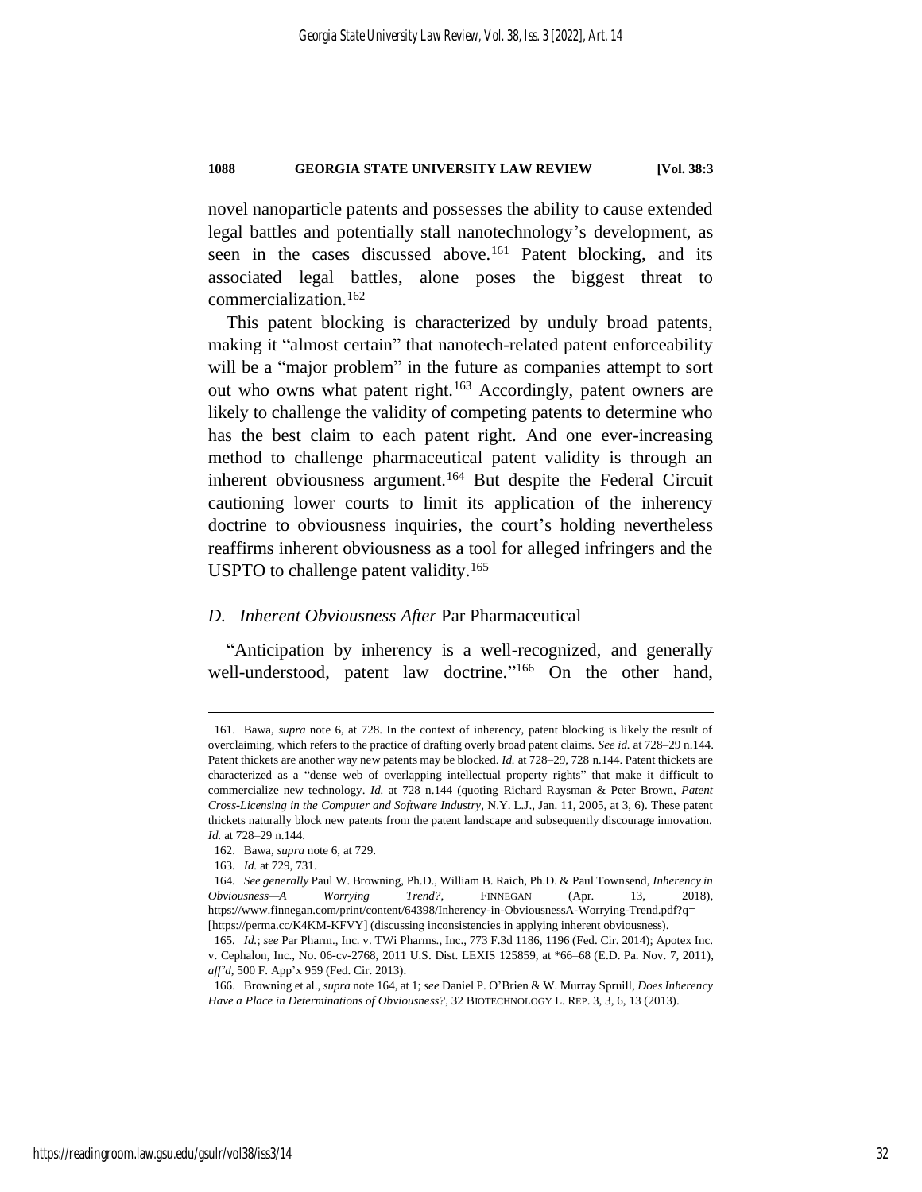novel nanoparticle patents and possesses the ability to cause extended legal battles and potentially stall nanotechnology's development, as seen in the cases discussed above.[161] Patent blocking, and its associated legal battles, alone poses the biggest threat to commercialization.[162]

This patent blocking is characterized by unduly broad patents, making it "almost certain" that nanotech-related patent enforceability will be a "major problem" in the future as companies attempt to sort out who owns what patent right.[163] Accordingly, patent owners are likely to challenge the validity of competing patents to determine who has the best claim to each patent right. And one ever-increasing method to challenge pharmaceutical patent validity is through an inherent obviousness argument.[164] But despite the Federal Circuit cautioning lower courts to limit its application of the inherency doctrine to obviousness inquiries, the court's holding nevertheless reaffirms inherent obviousness as a tool for alleged infringers and the USPTO to challenge patent validity.[165]

### *D. Inherent Obviousness After* Par Pharmaceutical

"Anticipation by inherency is a well-recognized, and generally well-understood, patent law doctrine."[166] On the other hand,

---

161. Bawa, *supra* note 6, at 728. In the context of inherency, patent blocking is likely the result of overclaiming, which refers to the practice of drafting overly broad patent claims. *See id.* at 728–29 n.144. Patent thickets are another way new patents may be blocked. *Id.* at 728–29, 728 n.144. Patent thickets are characterized as a "dense web of overlapping intellectual property rights" that make it difficult to commercialize new technology. *Id.* at 728 n.144 (quoting Richard Raysman & Peter Brown, *Patent Cross-Licensing in the Computer and Software Industry*, N.Y. L.J., Jan. 11, 2005, at 3, 6). These patent thickets naturally block new patents from the patent landscape and subsequently discourage innovation. *Id.* at 728–29 n.144.

162. Bawa, *supra* note 6, at 729.

163. *Id.* at 729, 731.

164. *See generally* Paul W. Browning, Ph.D., William B. Raich, Ph.D. & Paul Townsend, *Inherency in Obviousness—A Worrying Trend?*, FINNEGAN (Apr. 13, 2018), https://www.finnegan.com/print/content/64398/Inherency-in-ObviousnessA-Worrying-Trend.pdf?q= [https://perma.cc/K4KM-KFVY] (discussing inconsistencies in applying inherent obviousness).

165. *Id.*; *see* Par Pharm., Inc. v. TWi Pharms., Inc., 773 F.3d 1186, 1196 (Fed. Cir. 2014); Apotex Inc. v. Cephalon, Inc., No. 06-cv-2768, 2011 U.S. Dist. LEXIS 125859, at *66–68 (E.D. Pa. Nov. 7, 2011), *aff'd*, 500 F. App'x 959 (Fed. Cir. 2013).

166. Browning et al., *supra* note 164, at 1; *see* Daniel P. O'Brien & W. Murray Spruill, *Does Inherency Have a Place in Determinations of Obviousness?*, 32 BIOTECHNOLOGY L. REP. 3, 3, 6, 13 (2013).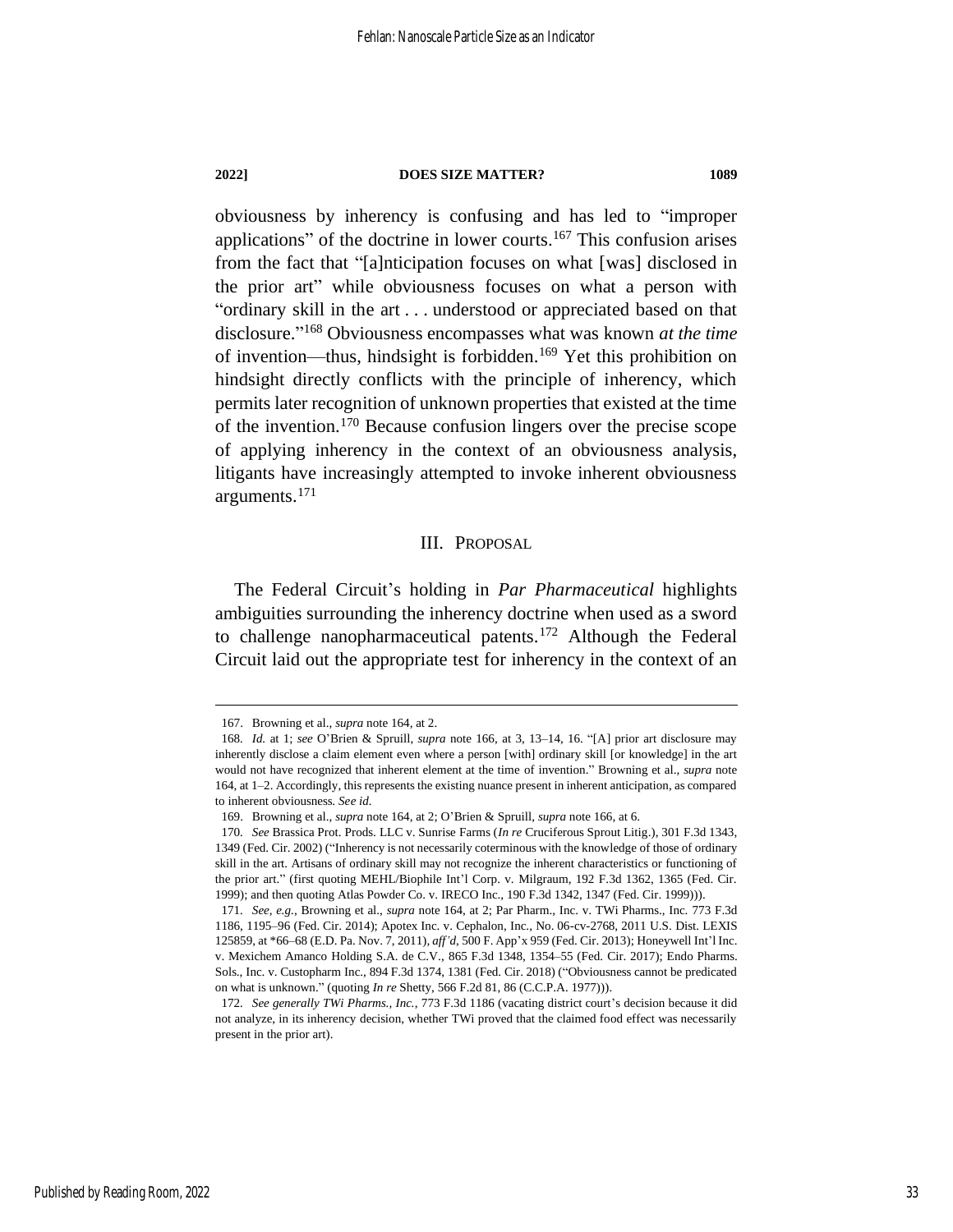obviousness by inherency is confusing and has led to "improper applications" of the doctrine in lower courts.[167] This confusion arises from the fact that "[a]nticipation focuses on what [was] disclosed in the prior art" while obviousness focuses on what a person with "ordinary skill in the art . . . understood or appreciated based on that disclosure."[168] Obviousness encompasses what was known *at the time* of invention—thus, hindsight is forbidden.[169] Yet this prohibition on hindsight directly conflicts with the principle of inherency, which permits later recognition of unknown properties that existed at the time of the invention.[170] Because confusion lingers over the precise scope of applying inherency in the context of an obviousness analysis, litigants have increasingly attempted to invoke inherent obviousness arguments.[171]

## III. Proposal

The Federal Circuit's holding in *Par Pharmaceutical* highlights ambiguities surrounding the inherency doctrine when used as a sword to challenge nanopharmaceutical patents.[172] Although the Federal Circuit laid out the appropriate test for inherency in the context of an

---

167. Browning et al., *supra* note 164, at 2.

168. *Id.* at 1; *see* O'Brien & Spruill, *supra* note 166, at 3, 13–14, 16. "[A] prior art disclosure may inherently disclose a claim element even where a person [with] ordinary skill [or knowledge] in the art would not have recognized that inherent element at the time of invention." Browning et al., *supra* note 164, at 1–2. Accordingly, this represents the existing nuance present in inherent anticipation, as compared to inherent obviousness. *See id.*

169. Browning et al., *supra* note 164, at 2; O'Brien & Spruill, *supra* note 166, at 6.

170. *See* Brassica Prot. Prods. LLC v. Sunrise Farms (*In re* Cruciferous Sprout Litig.), 301 F.3d 1343, 1349 (Fed. Cir. 2002) ("Inherency is not necessarily coterminous with the knowledge of those of ordinary skill in the art. Artisans of ordinary skill may not recognize the inherent characteristics or functioning of the prior art." (first quoting MEHL/Biophile Int'l Corp. v. Milgraum, 192 F.3d 1362, 1365 (Fed. Cir. 1999); and then quoting Atlas Powder Co. v. IRECO Inc., 190 F.3d 1342, 1347 (Fed. Cir. 1999))).

171. *See, e.g.*, Browning et al., *supra* note 164, at 2; Par Pharm., Inc. v. TWi Pharms., Inc. 773 F.3d 1186, 1195–96 (Fed. Cir. 2014); Apotex Inc. v. Cephalon, Inc., No. 06-cv-2768, 2011 U.S. Dist. LEXIS 125859, at *66–68 (E.D. Pa. Nov. 7, 2011), *aff'd*, 500 F. App'x 959 (Fed. Cir. 2013); Honeywell Int'l Inc. v. Mexichem Amanco Holding S.A. de C.V., 865 F.3d 1348, 1354–55 (Fed. Cir. 2017); Endo Pharms. Sols., Inc. v. Custopharm Inc., 894 F.3d 1374, 1381 (Fed. Cir. 2018) ("Obviousness cannot be predicated on what is unknown." (quoting *In re* Shetty, 566 F.2d 81, 86 (C.C.P.A. 1977))).

172. *See generally TWi Pharms., Inc.*, 773 F.3d 1186 (vacating district court's decision because it did not analyze, in its inherency decision, whether TWi proved that the claimed food effect was necessarily present in the prior art).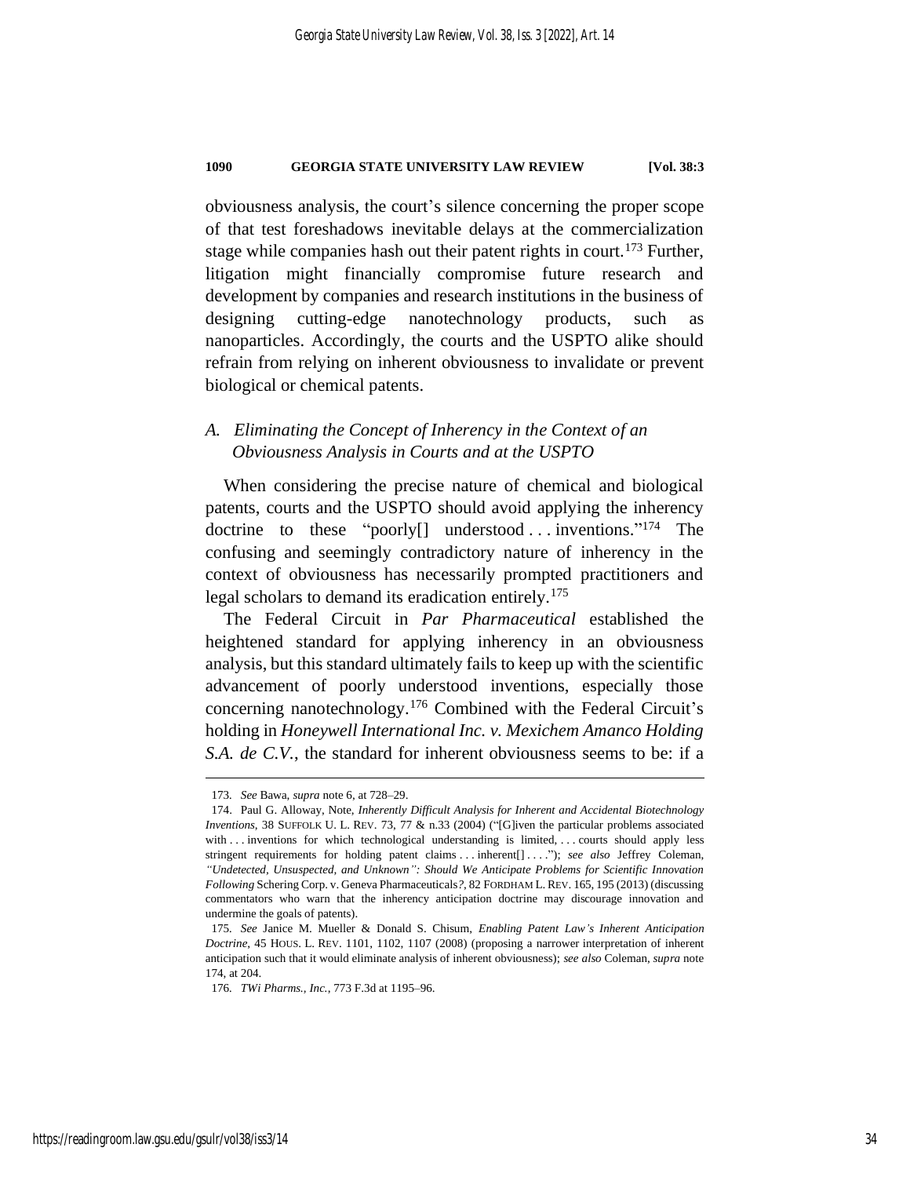obviousness analysis, the court's silence concerning the proper scope of that test foreshadows inevitable delays at the commercialization stage while companies hash out their patent rights in court.[173] Further, litigation might financially compromise future research and development by companies and research institutions in the business of designing cutting-edge nanotechnology products, such as nanoparticles. Accordingly, the courts and the USPTO alike should refrain from relying on inherent obviousness to invalidate or prevent biological or chemical patents.

### *A. Eliminating the Concept of Inherency in the Context of an Obviousness Analysis in Courts and at the USPTO*

When considering the precise nature of chemical and biological patents, courts and the USPTO should avoid applying the inherency doctrine to these "poorly[] understood . . . inventions."[174] The confusing and seemingly contradictory nature of inherency in the context of obviousness has necessarily prompted practitioners and legal scholars to demand its eradication entirely.[175]

The Federal Circuit in *Par Pharmaceutical* established the heightened standard for applying inherency in an obviousness analysis, but this standard ultimately fails to keep up with the scientific advancement of poorly understood inventions, especially those concerning nanotechnology.[176] Combined with the Federal Circuit's holding in *Honeywell International Inc. v. Mexichem Amanco Holding S.A. de C.V.*, the standard for inherent obviousness seems to be: if a

---

173. *See* Bawa, *supra* note 6, at 728–29.

174. Paul G. Alloway, Note, *Inherently Difficult Analysis for Inherent and Accidental Biotechnology Inventions*, 38 SUFFOLK U. L. REV. 73, 77 & n.33 (2004) ("[G]iven the particular problems associated with . . . inventions for which technological understanding is limited, . . . courts should apply less stringent requirements for holding patent claims . . . inherent[] . . . ."); *see also* Jeffrey Coleman, *"Undetected, Unsuspected, and Unknown": Should We Anticipate Problems for Scientific Innovation Following* Schering Corp. v. Geneva Pharmaceuticals*?*, 82 FORDHAM L. REV. 165, 195 (2013) (discussing commentators who warn that the inherency anticipation doctrine may discourage innovation and undermine the goals of patents).

175. *See* Janice M. Mueller & Donald S. Chisum, *Enabling Patent Law's Inherent Anticipation Doctrine*, 45 HOUS. L. REV. 1101, 1102, 1107 (2008) (proposing a narrower interpretation of inherent anticipation such that it would eliminate analysis of inherent obviousness); *see also* Coleman, *supra* note 174, at 204.

176. *TWi Pharms., Inc.*, 773 F.3d at 1195–96.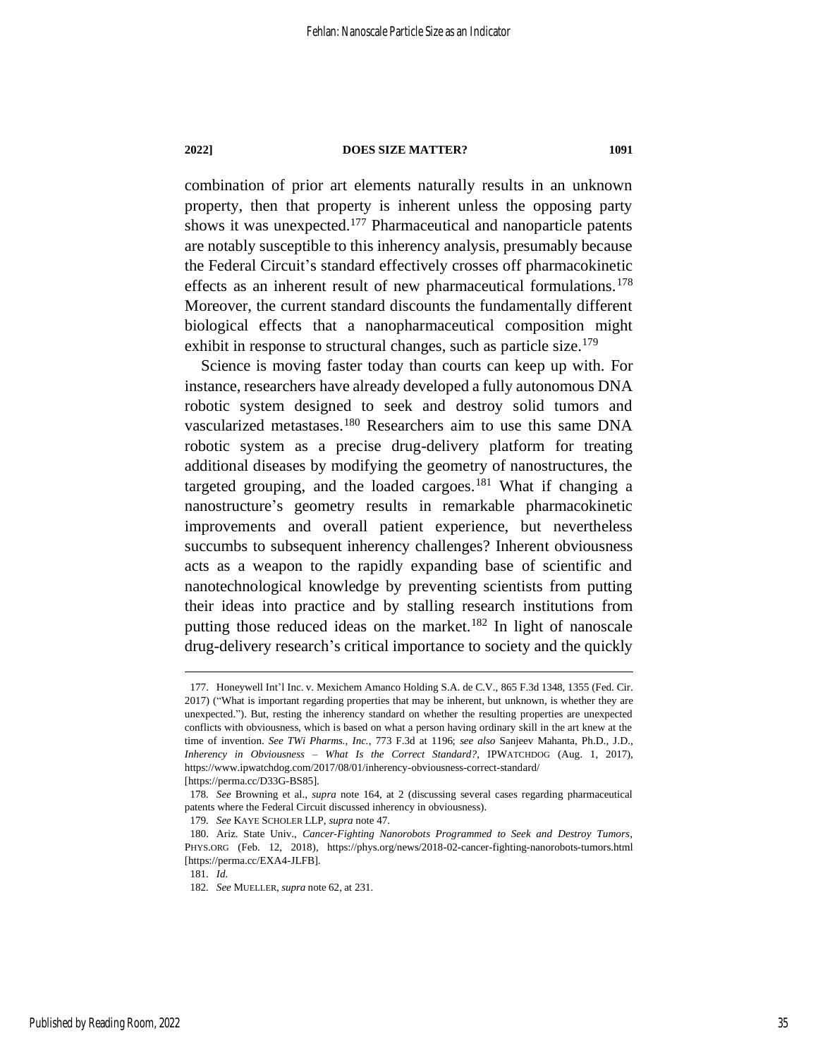combination of prior art elements naturally results in an unknown property, then that property is inherent unless the opposing party shows it was unexpected.[177] Pharmaceutical and nanoparticle patents are notably susceptible to this inherency analysis, presumably because the Federal Circuit's standard effectively crosses off pharmacokinetic effects as an inherent result of new pharmaceutical formulations.[178] Moreover, the current standard discounts the fundamentally different biological effects that a nanopharmaceutical composition might exhibit in response to structural changes, such as particle size.[179]

Science is moving faster today than courts can keep up with. For instance, researchers have already developed a fully autonomous DNA robotic system designed to seek and destroy solid tumors and vascularized metastases.[180] Researchers aim to use this same DNA robotic system as a precise drug-delivery platform for treating additional diseases by modifying the geometry of nanostructures, the targeted grouping, and the loaded cargoes.[181] What if changing a nanostructure's geometry results in remarkable pharmacokinetic improvements and overall patient experience, but nevertheless succumbs to subsequent inherency challenges? Inherent obviousness acts as a weapon to the rapidly expanding base of scientific and nanotechnological knowledge by preventing scientists from putting their ideas into practice and by stalling research institutions from putting those reduced ideas on the market.[182] In light of nanoscale drug-delivery research's critical importance to society and the quickly

---

177. Honeywell Int'l Inc. v. Mexichem Amanco Holding S.A. de C.V., 865 F.3d 1348, 1355 (Fed. Cir. 2017) ("What is important regarding properties that may be inherent, but unknown, is whether they are unexpected."). But, resting the inherency standard on whether the resulting properties are unexpected conflicts with obviousness, which is based on what a person having ordinary skill in the art knew at the time of invention. *See TWi Pharms., Inc.*, 773 F.3d at 1196; *see also* Sanjeev Mahanta, Ph.D., J.D., *Inherency in Obviousness – What Is the Correct Standard?*, IPWATCHDOG (Aug. 1, 2017), https://www.ipwatchdog.com/2017/08/01/inherency-obviousness-correct-standard/ [https://perma.cc/D33G-BS85].

178. *See* Browning et al., *supra* note 164, at 2 (discussing several cases regarding pharmaceutical patents where the Federal Circuit discussed inherency in obviousness).

179. *See* KAYE SCHOLER LLP, *supra* note 47.

180. Ariz. State Univ., *Cancer-Fighting Nanorobots Programmed to Seek and Destroy Tumors*, PHYS.ORG (Feb. 12, 2018), https://phys.org/news/2018-02-cancer-fighting-nanorobots-tumors.html [https://perma.cc/EXA4-JLFB].

181. *Id.*

182. *See* MUELLER, *supra* note 62, at 231.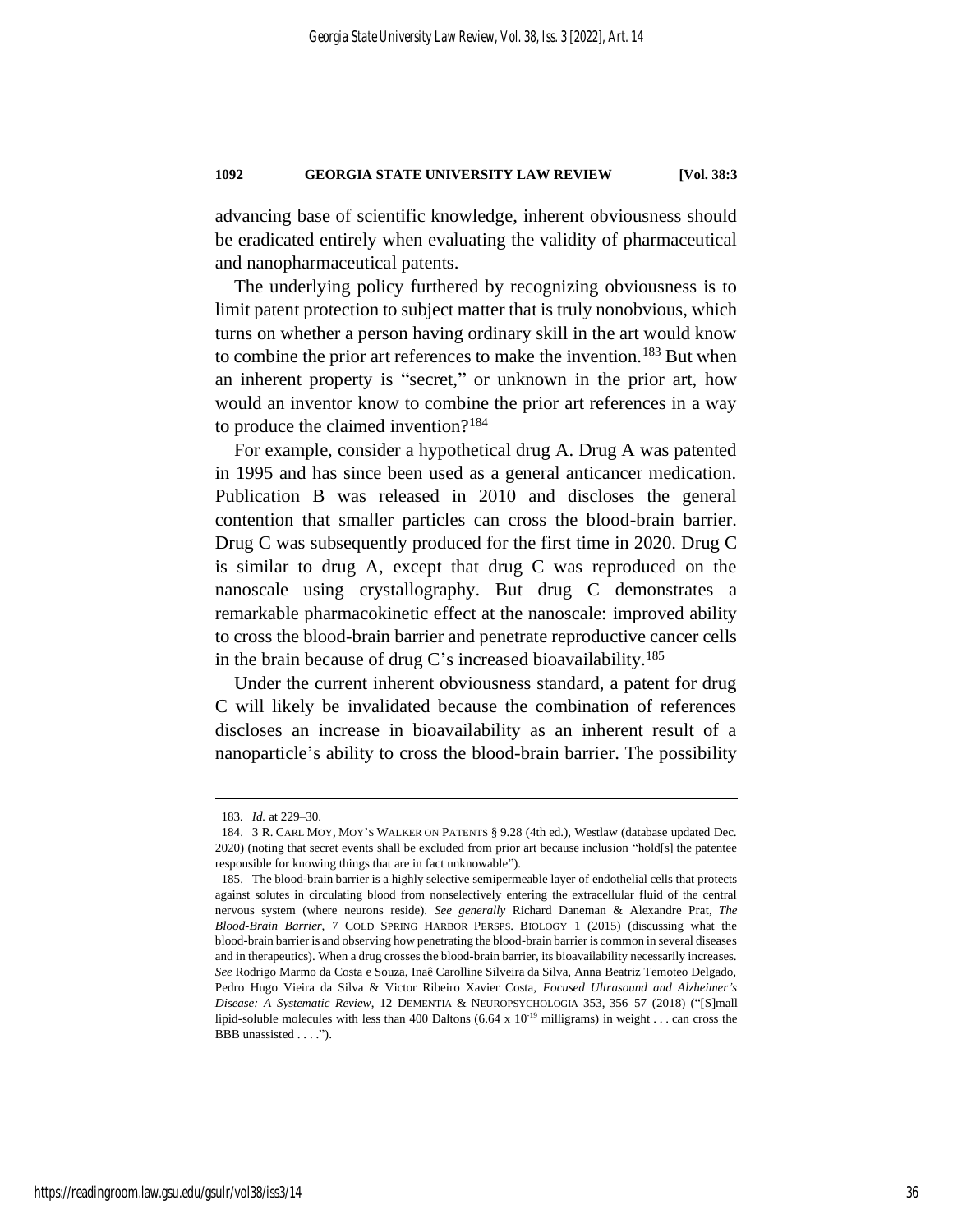advancing base of scientific knowledge, inherent obviousness should be eradicated entirely when evaluating the validity of pharmaceutical and nanopharmaceutical patents.

The underlying policy furthered by recognizing obviousness is to limit patent protection to subject matter that is truly nonobvious, which turns on whether a person having ordinary skill in the art would know to combine the prior art references to make the invention.[183] But when an inherent property is "secret," or unknown in the prior art, how would an inventor know to combine the prior art references in a way to produce the claimed invention?[184]

For example, consider a hypothetical drug A. Drug A was patented in 1995 and has since been used as a general anticancer medication. Publication B was released in 2010 and discloses the general contention that smaller particles can cross the blood-brain barrier. Drug C was subsequently produced for the first time in 2020. Drug C is similar to drug A, except that drug C was reproduced on the nanoscale using crystallography. But drug C demonstrates a remarkable pharmacokinetic effect at the nanoscale: improved ability to cross the blood-brain barrier and penetrate reproductive cancer cells in the brain because of drug C's increased bioavailability.[185]

Under the current inherent obviousness standard, a patent for drug C will likely be invalidated because the combination of references discloses an increase in bioavailability as an inherent result of a nanoparticle's ability to cross the blood-brain barrier. The possibility

---

183. *Id.* at 229–30.

184. 3 R. CARL MOY, MOY'S WALKER ON PATENTS § 9.28 (4th ed.), Westlaw (database updated Dec. 2020) (noting that secret events shall be excluded from prior art because inclusion "hold[s] the patentee responsible for knowing things that are in fact unknowable").

185. The blood-brain barrier is a highly selective semipermeable layer of endothelial cells that protects against solutes in circulating blood from nonselectively entering the extracellular fluid of the central nervous system (where neurons reside). *See generally* Richard Daneman & Alexandre Prat, *The Blood-Brain Barrier*, 7 COLD SPRING HARBOR PERSPS. BIOLOGY 1 (2015) (discussing what the blood-brain barrier is and observing how penetrating the blood-brain barrier is common in several diseases and in therapeutics). When a drug crosses the blood-brain barrier, its bioavailability necessarily increases. *See* Rodrigo Marmo da Costa e Souza, Inaê Carolline Silveira da Silva, Anna Beatriz Temoteo Delgado, Pedro Hugo Vieira da Silva & Victor Ribeiro Xavier Costa, *Focused Ultrasound and Alzheimer's Disease: A Systematic Review*, 12 DEMENTIA & NEUROPSYCHOLOGIA 353, 356–57 (2018) ("[S]mall lipid-soluble molecules with less than 400 Daltons ($6.64 \times 10^{-19}$ milligrams) in weight . . . can cross the BBB unassisted . . . .").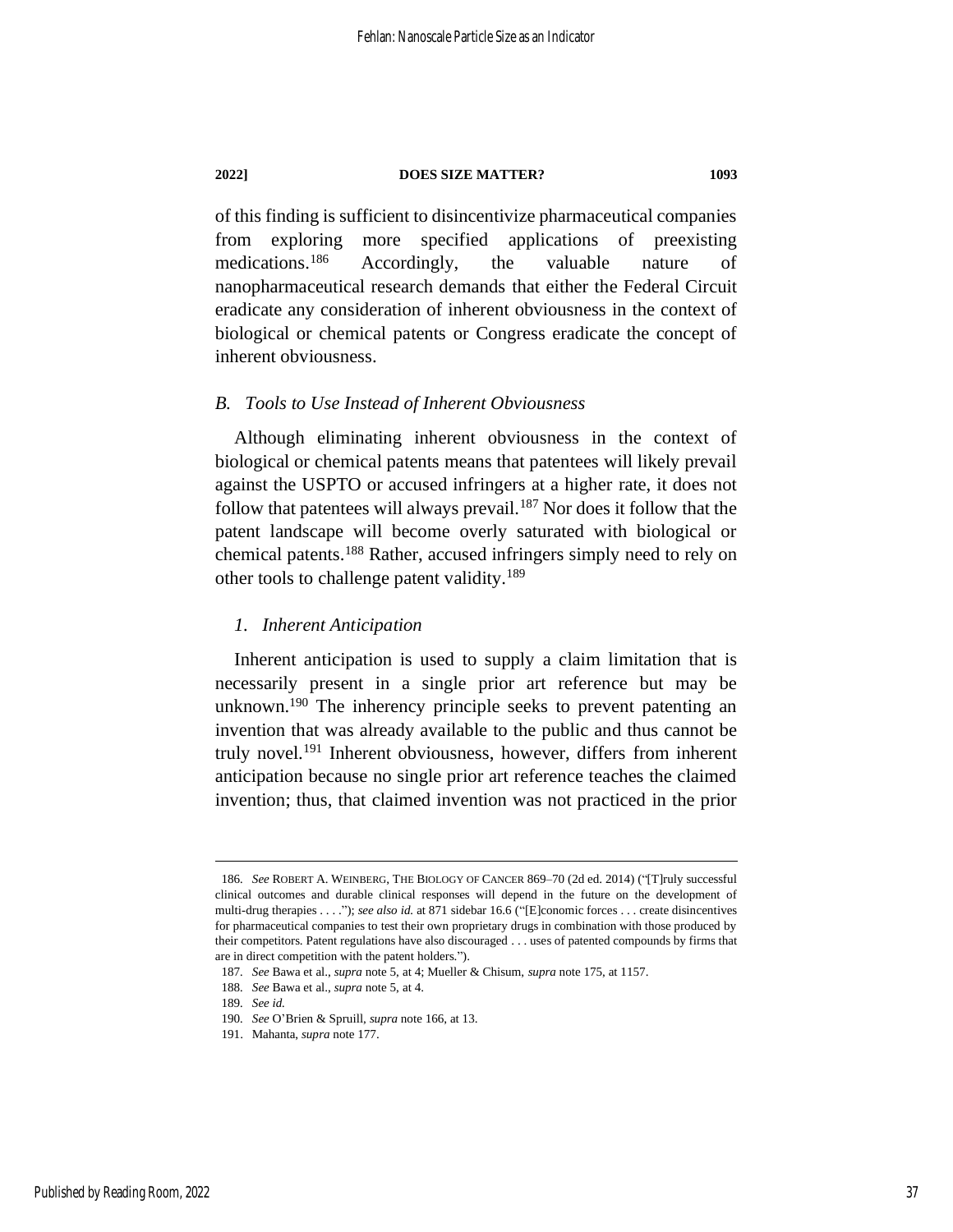of this finding is sufficient to disincentivize pharmaceutical companies from exploring more specified applications of preexisting medications.[186] Accordingly, the valuable nature of nanopharmaceutical research demands that either the Federal Circuit eradicate any consideration of inherent obviousness in the context of biological or chemical patents or Congress eradicate the concept of inherent obviousness.

### *B. Tools to Use Instead of Inherent Obviousness*

Although eliminating inherent obviousness in the context of biological or chemical patents means that patentees will likely prevail against the USPTO or accused infringers at a higher rate, it does not follow that patentees will always prevail.[187] Nor does it follow that the patent landscape will become overly saturated with biological or chemical patents.[188] Rather, accused infringers simply need to rely on other tools to challenge patent validity.[189]

#### *1. Inherent Anticipation*

Inherent anticipation is used to supply a claim limitation that is necessarily present in a single prior art reference but may be unknown.[190] The inherency principle seeks to prevent patenting an invention that was already available to the public and thus cannot be truly novel.[191] Inherent obviousness, however, differs from inherent anticipation because no single prior art reference teaches the claimed invention; thus, that claimed invention was not practiced in the prior

---

186. *See* ROBERT A. WEINBERG, THE BIOLOGY OF CANCER 869–70 (2d ed. 2014) ("[T]ruly successful clinical outcomes and durable clinical responses will depend in the future on the development of multi-drug therapies . . . ."); *see also id.* at 871 sidebar 16.6 ("[E]conomic forces . . . create disincentives for pharmaceutical companies to test their own proprietary drugs in combination with those produced by their competitors. Patent regulations have also discouraged . . . uses of patented compounds by firms that are in direct competition with the patent holders.").

187. *See* Bawa et al., *supra* note 5, at 4; Mueller & Chisum, *supra* note 175, at 1157.

188. *See* Bawa et al., *supra* note 5, at 4.

189. *See id.*

190. *See* O'Brien & Spruill, *supra* note 166, at 13.

191. Mahanta, *supra* note 177.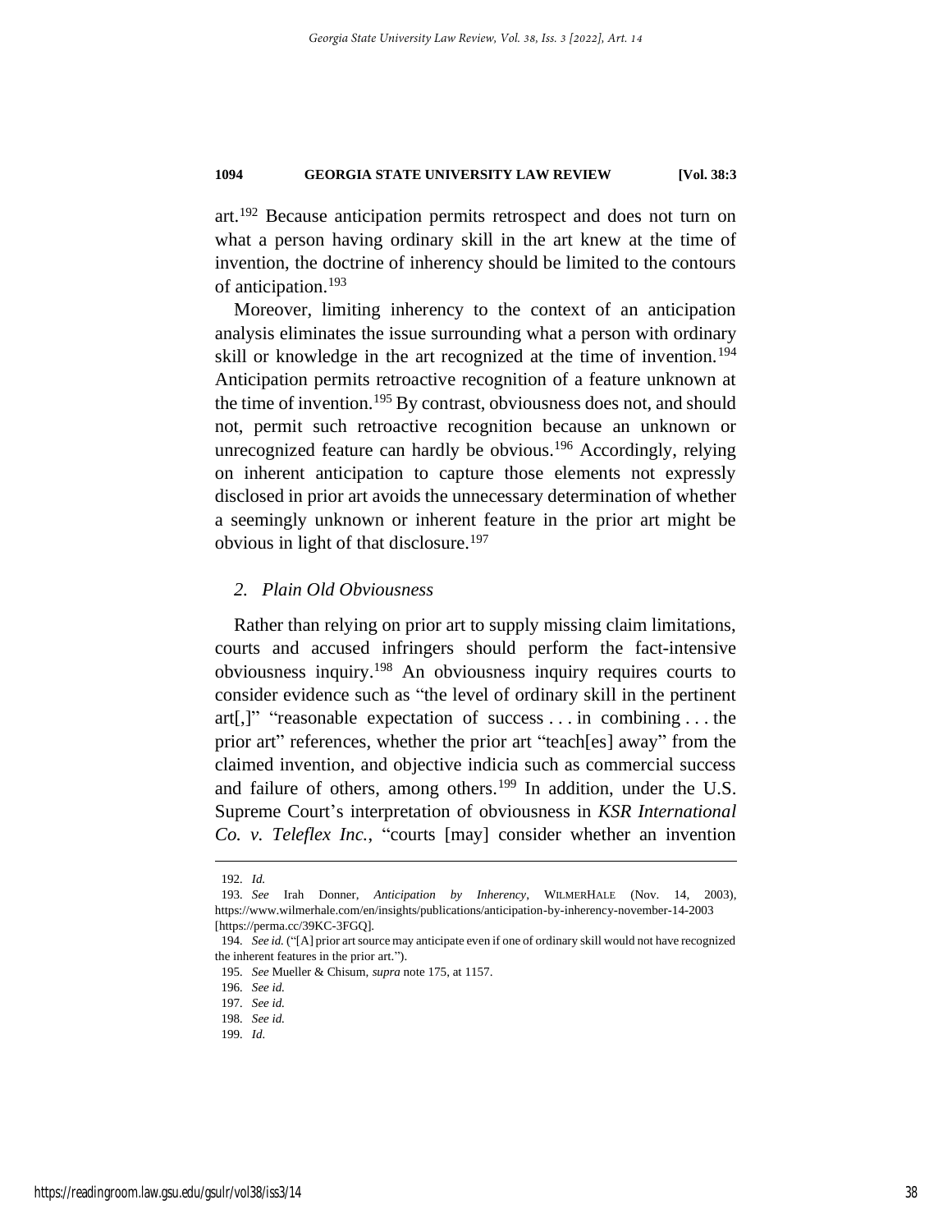art.[192] Because anticipation permits retrospect and does not turn on what a person having ordinary skill in the art knew at the time of invention, the doctrine of inherency should be limited to the contours of anticipation.[193]

Moreover, limiting inherency to the context of an anticipation analysis eliminates the issue surrounding what a person with ordinary skill or knowledge in the art recognized at the time of invention.[194] Anticipation permits retroactive recognition of a feature unknown at the time of invention.[195] By contrast, obviousness does not, and should not, permit such retroactive recognition because an unknown or unrecognized feature can hardly be obvious.[196] Accordingly, relying on inherent anticipation to capture those elements not expressly disclosed in prior art avoids the unnecessary determination of whether a seemingly unknown or inherent feature in the prior art might be obvious in light of that disclosure.[197]

### *2. Plain Old Obviousness*

Rather than relying on prior art to supply missing claim limitations, courts and accused infringers should perform the fact-intensive obviousness inquiry.[198] An obviousness inquiry requires courts to consider evidence such as "the level of ordinary skill in the pertinent art[,]" "reasonable expectation of success . . . in combining . . . the prior art" references, whether the prior art "teach[es] away" from the claimed invention, and objective indicia such as commercial success and failure of others, among others.[199] In addition, under the U.S. Supreme Court's interpretation of obviousness in *KSR International Co. v. Teleflex Inc.*, "courts [may] consider whether an invention

---

192. *Id.*

193. *See* Irah Donner, *Anticipation by Inherency*, WILMERHALE (Nov. 14, 2003), https://www.wilmerhale.com/en/insights/publications/anticipation-by-inherency-november-14-2003 [https://perma.cc/39KC-3FGQ].

194. *See id.* ("[A] prior art source may anticipate even if one of ordinary skill would not have recognized the inherent features in the prior art.").

195. *See* Mueller & Chisum, *supra* note 175, at 1157.

196. *See id.*

197. *See id.*

198. *See id.*

199. *Id.*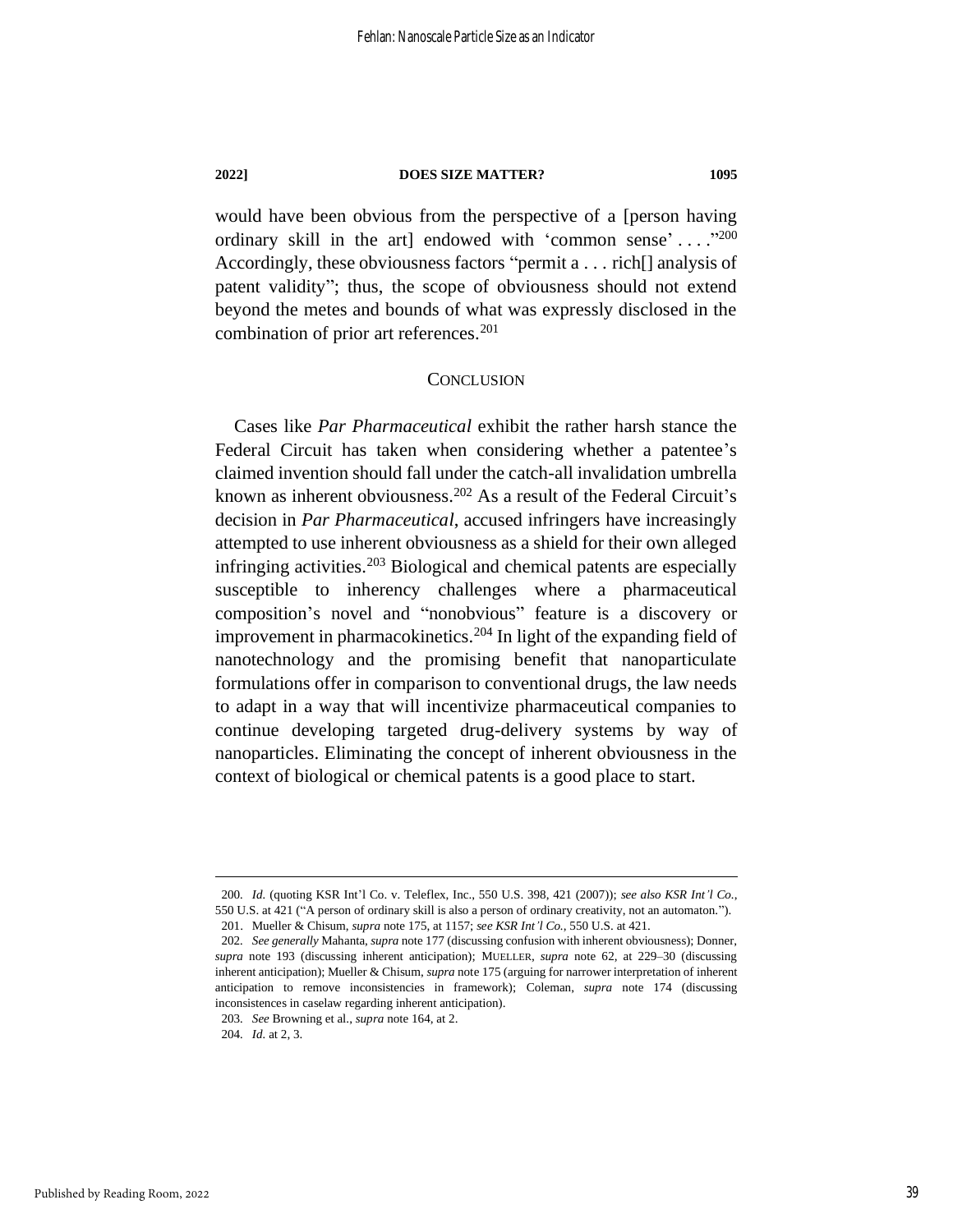would have been obvious from the perspective of a [person having ordinary skill in the art] endowed with 'common sense' . . . ."[200] Accordingly, these obviousness factors "permit a . . . rich[] analysis of patent validity"; thus, the scope of obviousness should not extend beyond the metes and bounds of what was expressly disclosed in the combination of prior art references.[201]

## CONCLUSION

Cases like *Par Pharmaceutical* exhibit the rather harsh stance the Federal Circuit has taken when considering whether a patentee's claimed invention should fall under the catch-all invalidation umbrella known as inherent obviousness.[202] As a result of the Federal Circuit's decision in *Par Pharmaceutical*, accused infringers have increasingly attempted to use inherent obviousness as a shield for their own alleged infringing activities.[203] Biological and chemical patents are especially susceptible to inherency challenges where a pharmaceutical composition's novel and "nonobvious" feature is a discovery or improvement in pharmacokinetics.[204] In light of the expanding field of nanotechnology and the promising benefit that nanoparticulate formulations offer in comparison to conventional drugs, the law needs to adapt in a way that will incentivize pharmaceutical companies to continue developing targeted drug-delivery systems by way of nanoparticles. Eliminating the concept of inherent obviousness in the context of biological or chemical patents is a good place to start.

---

200. *Id.* (quoting KSR Int'l Co. v. Teleflex, Inc., 550 U.S. 398, 421 (2007)); *see also KSR Int'l Co.*, 550 U.S. at 421 ("A person of ordinary skill is also a person of ordinary creativity, not an automaton.").

201. Mueller & Chisum, *supra* note 175, at 1157; *see KSR Int'l Co.*, 550 U.S. at 421.

202. *See generally* Mahanta, *supra* note 177 (discussing confusion with inherent obviousness); Donner, *supra* note 193 (discussing inherent anticipation); MUELLER, *supra* note 62, at 229–30 (discussing inherent anticipation); Mueller & Chisum, *supra* note 175 (arguing for narrower interpretation of inherent anticipation to remove inconsistencies in framework); Coleman, *supra* note 174 (discussing inconsistences in caselaw regarding inherent anticipation).

203. *See* Browning et al., *supra* note 164, at 2.

204. *Id.* at 2, 3.